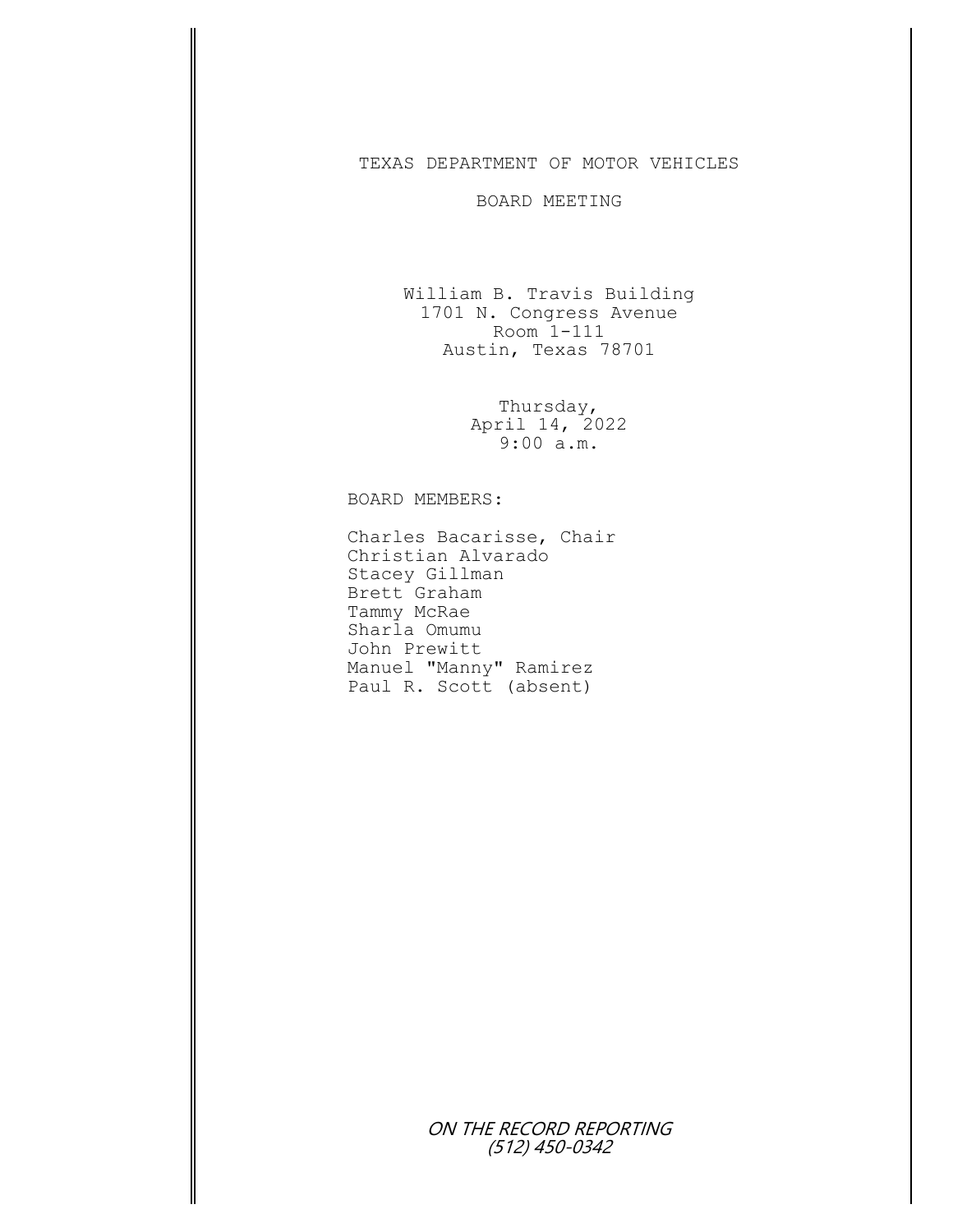# TEXAS DEPARTMENT OF MOTOR VEHICLES

## BOARD MEETING

William B. Travis Building
1701 N. Congress Avenue
Room 1-111
Austin, Texas 78701

Thursday,
April 14, 2022
9:00 a.m.

BOARD MEMBERS:

Charles Bacarisse, Chair
Christian Alvarado
Stacey Gillman
Brett Graham
Tammy McRae
Sharla Omumu
John Prewitt
Manuel "Manny" Ramirez
Paul R. Scott (absent)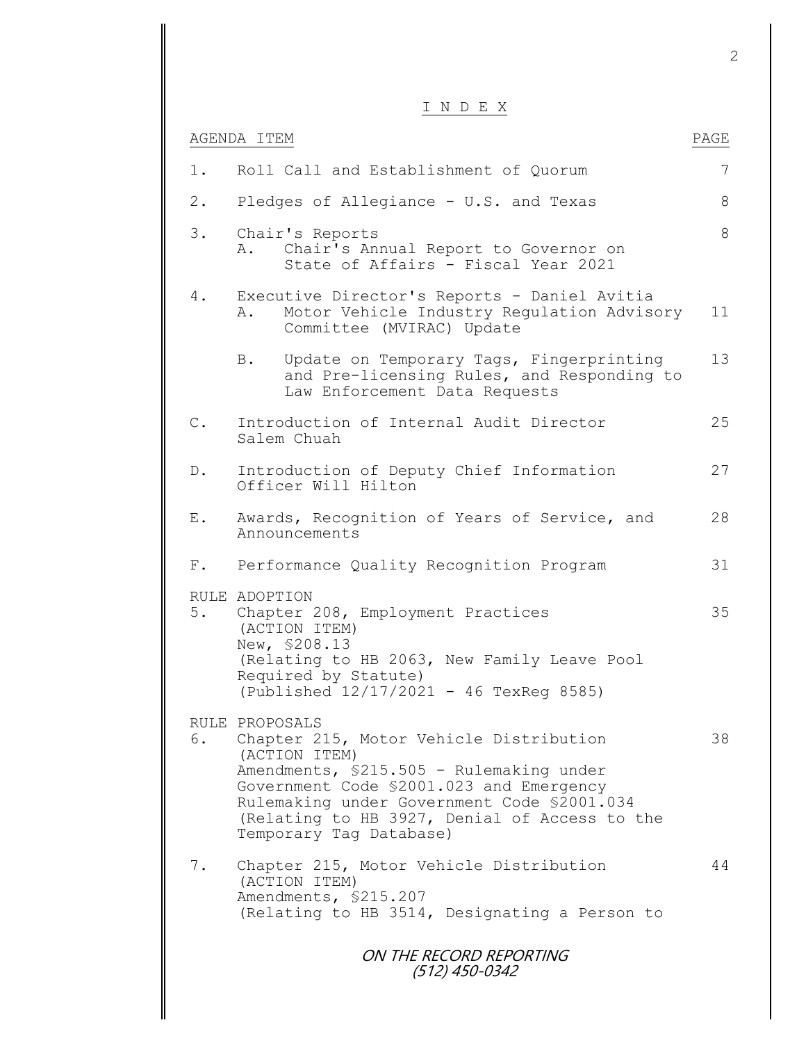# I N D E X

| AGENDA ITEM | | PAGE |
|---|---|---|
| 1. | Roll Call and Establishment of Quorum | 7 |
| 2. | Pledges of Allegiance - U.S. and Texas | 8 |
| 3. | Chair's Reports<br>A. Chair's Annual Report to Governor on State of Affairs - Fiscal Year 2021 | 8 |
| 4. | Executive Director's Reports - Daniel Avitia<br>A. Motor Vehicle Industry Regulation Advisory Committee (MVIRAC) Update | 11 |
| | B. Update on Temporary Tags, Fingerprinting and Pre-licensing Rules, and Responding to Law Enforcement Data Requests | 13 |
| C. | Introduction of Internal Audit Director Salem Chuah | 25 |
| D. | Introduction of Deputy Chief Information Officer Will Hilton | 27 |
| E. | Awards, Recognition of Years of Service, and Announcements | 28 |
| F. | Performance Quality Recognition Program | 31 |
| | RULE ADOPTION | |
| 5. | Chapter 208, Employment Practices<br>(ACTION ITEM)<br>New, §208.13<br>(Relating to HB 2063, New Family Leave Pool Required by Statute)<br>(Published 12/17/2021 - 46 TexReg 8585) | 35 |
| | RULE PROPOSALS | |
| 6. | Chapter 215, Motor Vehicle Distribution<br>(ACTION ITEM)<br>Amendments, §215.505 - Rulemaking under Government Code §2001.023 and Emergency Rulemaking under Government Code §2001.034<br>(Relating to HB 3927, Denial of Access to the Temporary Tag Database) | 38 |
| 7. | Chapter 215, Motor Vehicle Distribution<br>(ACTION ITEM)<br>Amendments, §215.207<br>(Relating to HB 3514, Designating a Person to | 44 |

ON THE RECORD REPORTING
(512) 450-0342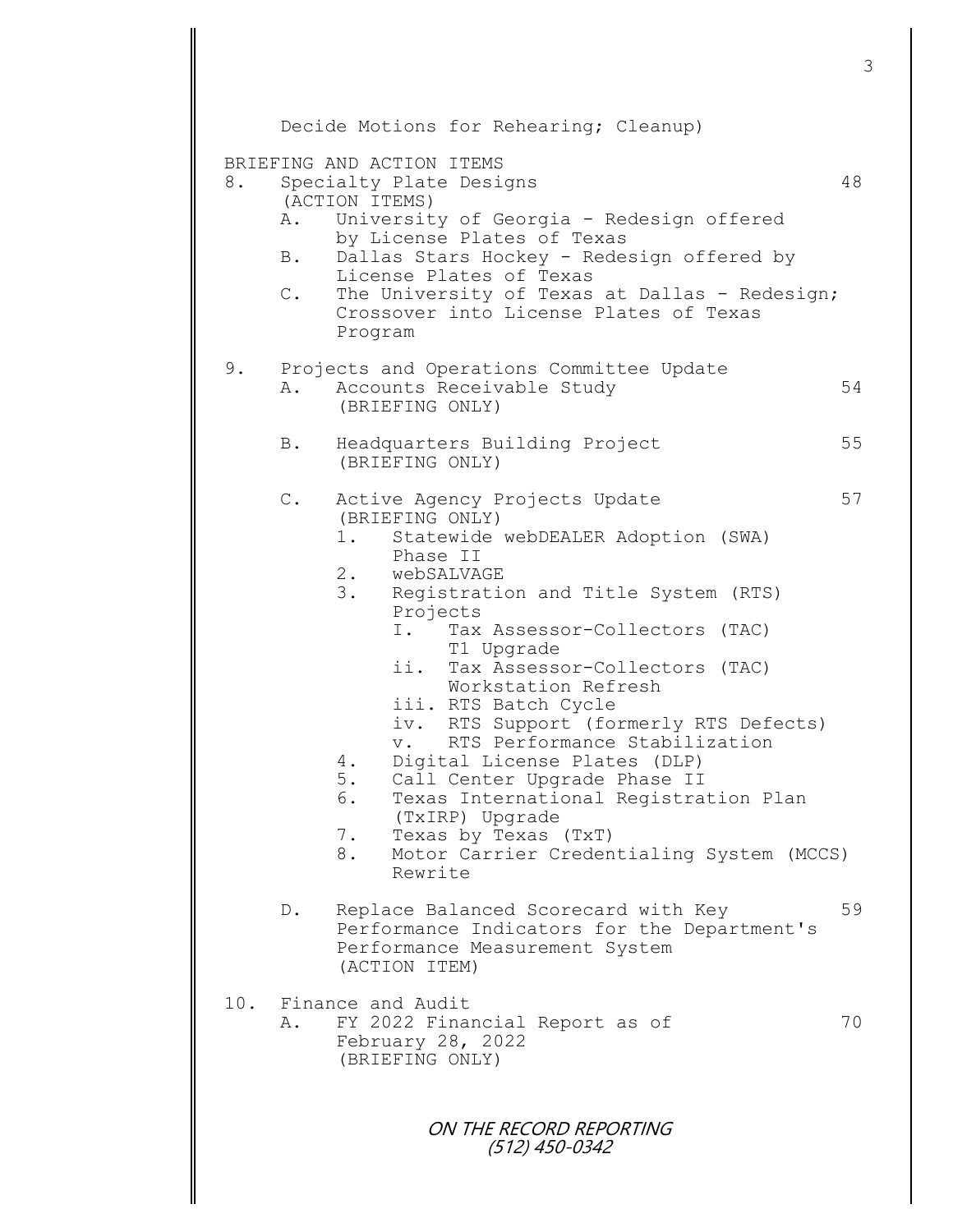Decide Motions for Rehearing; Cleanup)

BRIEFING AND ACTION ITEMS

8. Specialty Plate Designs — 48
   (ACTION ITEMS)
   A. University of Georgia - Redesign offered by License Plates of Texas
   B. Dallas Stars Hockey - Redesign offered by License Plates of Texas
   C. The University of Texas at Dallas - Redesign; Crossover into License Plates of Texas Program

9. Projects and Operations Committee Update
   A. Accounts Receivable Study — 54
      (BRIEFING ONLY)

   B. Headquarters Building Project — 55
      (BRIEFING ONLY)

   C. Active Agency Projects Update — 57
      (BRIEFING ONLY)
      1. Statewide webDEALER Adoption (SWA) Phase II
      2. webSALVAGE
      3. Registration and Title System (RTS) Projects
         I. Tax Assessor-Collectors (TAC) T1 Upgrade
         ii. Tax Assessor-Collectors (TAC) Workstation Refresh
         iii. RTS Batch Cycle
         iv. RTS Support (formerly RTS Defects)
         v. RTS Performance Stabilization
      4. Digital License Plates (DLP)
      5. Call Center Upgrade Phase II
      6. Texas International Registration Plan (TxIRP) Upgrade
      7. Texas by Texas (TxT)
      8. Motor Carrier Credentialing System (MCCS) Rewrite

   D. Replace Balanced Scorecard with Key Performance Indicators for the Department's Performance Measurement System — 59
      (ACTION ITEM)

10. Finance and Audit
    A. FY 2022 Financial Report as of February 28, 2022 — 70
       (BRIEFING ONLY)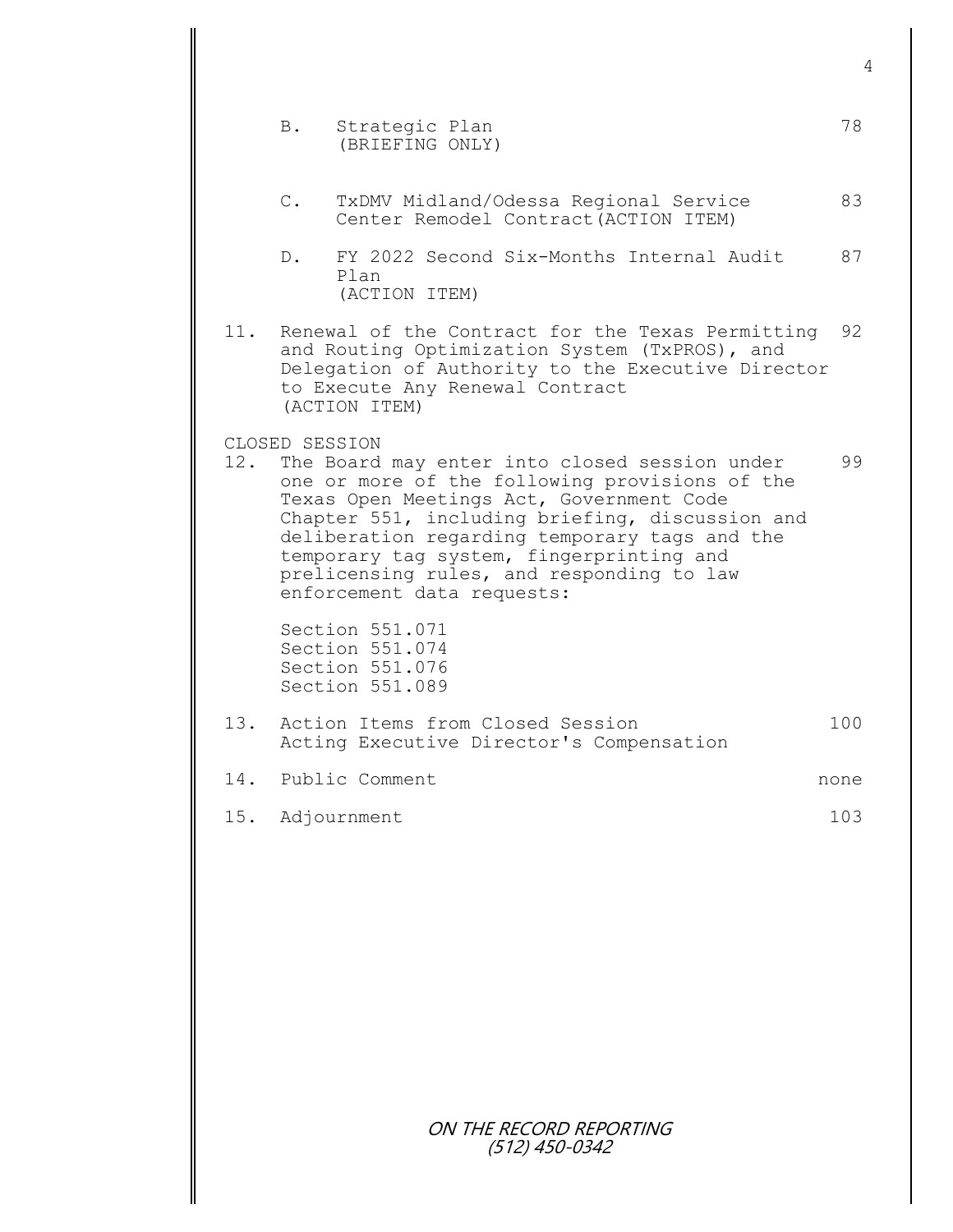| | | |
|---|---|---|
| B. | Strategic Plan (BRIEFING ONLY) | 78 |
| C. | TxDMV Midland/Odessa Regional Service Center Remodel Contract(ACTION ITEM) | 83 |
| D. | FY 2022 Second Six-Months Internal Audit Plan (ACTION ITEM) | 87 |
| 11. | Renewal of the Contract for the Texas Permitting and Routing Optimization System (TxPROS), and Delegation of Authority to the Executive Director to Execute Any Renewal Contract (ACTION ITEM) | 92 |

CLOSED SESSION

| | | |
|---|---|---|
| 12. | The Board may enter into closed session under one or more of the following provisions of the Texas Open Meetings Act, Government Code Chapter 551, including briefing, discussion and deliberation regarding temporary tags and the temporary tag system, fingerprinting and prelicensing rules, and responding to law enforcement data requests:<br><br>Section 551.071<br>Section 551.074<br>Section 551.076<br>Section 551.089 | 99 |
| 13. | Action Items from Closed Session<br>Acting Executive Director's Compensation | 100 |
| 14. | Public Comment | none |
| 15. | Adjournment | 103 |

ON THE RECORD REPORTING
(512) 450-0342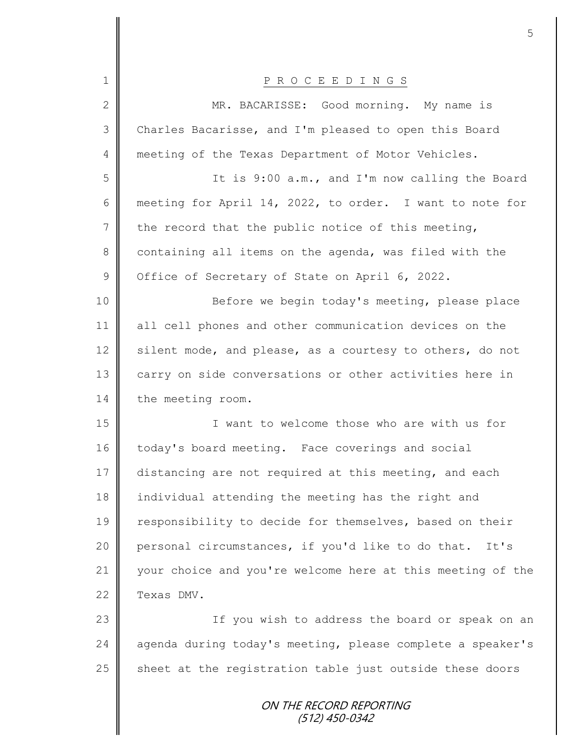# P R O C E E D I N G S

MR. BACARISSE: Good morning. My name is Charles Bacarisse, and I'm pleased to open this Board meeting of the Texas Department of Motor Vehicles.

It is 9:00 a.m., and I'm now calling the Board meeting for April 14, 2022, to order. I want to note for the record that the public notice of this meeting, containing all items on the agenda, was filed with the Office of Secretary of State on April 6, 2022.

Before we begin today's meeting, please place all cell phones and other communication devices on the silent mode, and please, as a courtesy to others, do not carry on side conversations or other activities here in the meeting room.

I want to welcome those who are with us for today's board meeting. Face coverings and social distancing are not required at this meeting, and each individual attending the meeting has the right and responsibility to decide for themselves, based on their personal circumstances, if you'd like to do that. It's your choice and you're welcome here at this meeting of the Texas DMV.

If you wish to address the board or speak on an agenda during today's meeting, please complete a speaker's sheet at the registration table just outside these doors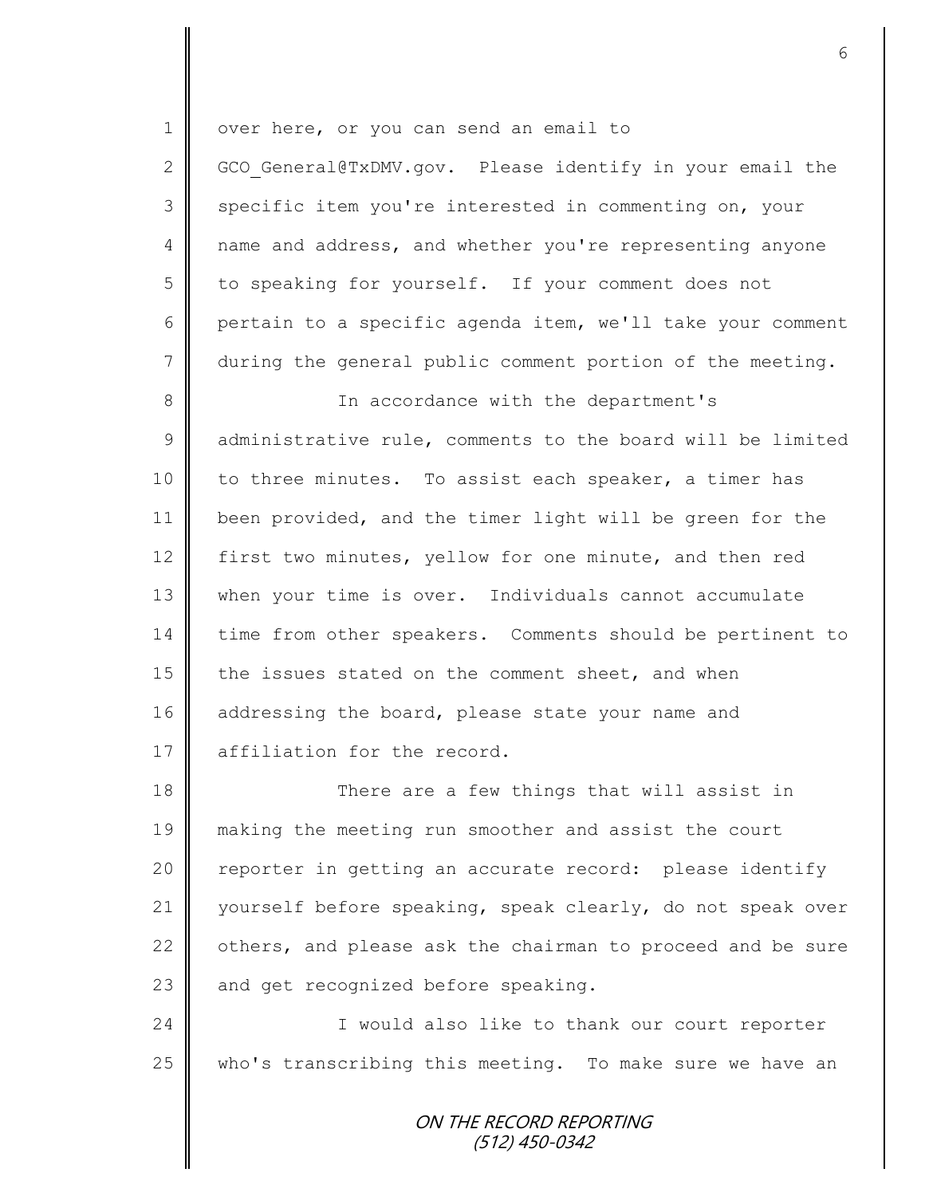over here, or you can send an email to GCO_General@TxDMV.gov. Please identify in your email the specific item you're interested in commenting on, your name and address, and whether you're representing anyone to speaking for yourself. If your comment does not pertain to a specific agenda item, we'll take your comment during the general public comment portion of the meeting.

In accordance with the department's administrative rule, comments to the board will be limited to three minutes. To assist each speaker, a timer has been provided, and the timer light will be green for the first two minutes, yellow for one minute, and then red when your time is over. Individuals cannot accumulate time from other speakers. Comments should be pertinent to the issues stated on the comment sheet, and when addressing the board, please state your name and affiliation for the record.

There are a few things that will assist in making the meeting run smoother and assist the court reporter in getting an accurate record: please identify yourself before speaking, speak clearly, do not speak over others, and please ask the chairman to proceed and be sure and get recognized before speaking.

I would also like to thank our court reporter who's transcribing this meeting. To make sure we have an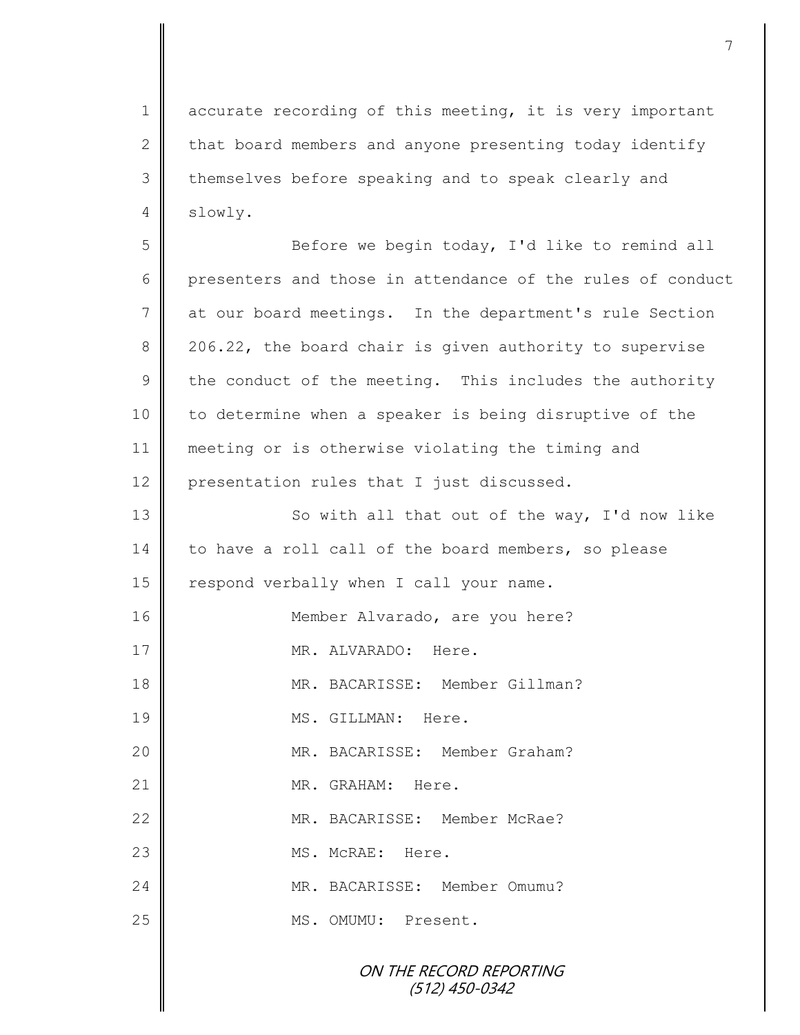accurate recording of this meeting, it is very important that board members and anyone presenting today identify themselves before speaking and to speak clearly and slowly.

Before we begin today, I'd like to remind all presenters and those in attendance of the rules of conduct at our board meetings. In the department's rule Section 206.22, the board chair is given authority to supervise the conduct of the meeting. This includes the authority to determine when a speaker is being disruptive of the meeting or is otherwise violating the timing and presentation rules that I just discussed.

So with all that out of the way, I'd now like to have a roll call of the board members, so please respond verbally when I call your name.

Member Alvarado, are you here?

MR. ALVARADO: Here.

MR. BACARISSE: Member Gillman?

MS. GILLMAN: Here.

MR. BACARISSE: Member Graham?

MR. GRAHAM: Here.

MR. BACARISSE: Member McRae?

MS. McRAE: Here.

MR. BACARISSE: Member Omumu?

MS. OMUMU: Present.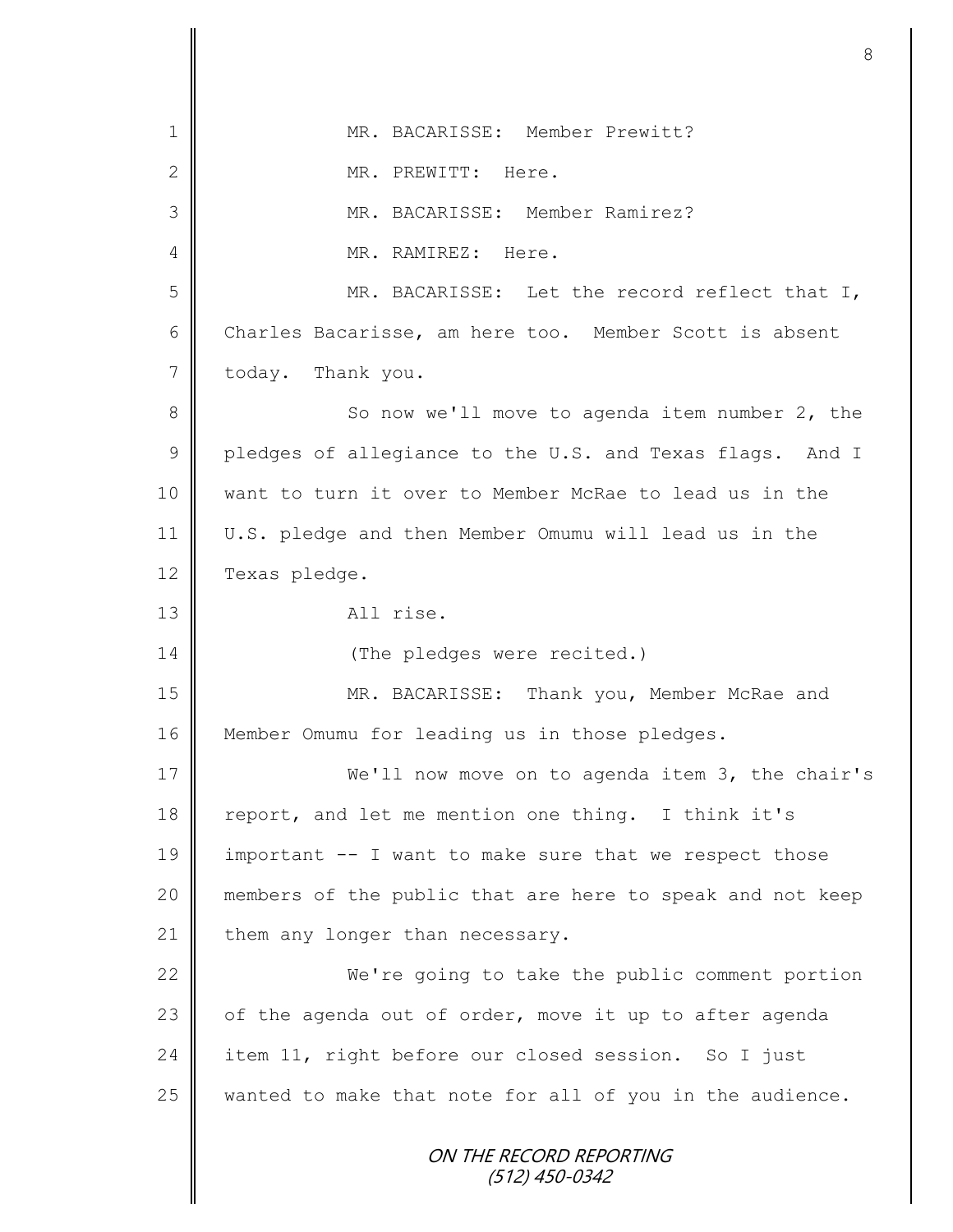MR. BACARISSE: Member Prewitt?

MR. PREWITT: Here.

MR. BACARISSE: Member Ramirez?

MR. RAMIREZ: Here.

MR. BACARISSE: Let the record reflect that I, Charles Bacarisse, am here too. Member Scott is absent today. Thank you.

So now we'll move to agenda item number 2, the pledges of allegiance to the U.S. and Texas flags. And I want to turn it over to Member McRae to lead us in the U.S. pledge and then Member Omumu will lead us in the Texas pledge.

All rise.

(The pledges were recited.)

MR. BACARISSE: Thank you, Member McRae and Member Omumu for leading us in those pledges.

We'll now move on to agenda item 3, the chair's report, and let me mention one thing. I think it's important -- I want to make sure that we respect those members of the public that are here to speak and not keep them any longer than necessary.

We're going to take the public comment portion of the agenda out of order, move it up to after agenda item 11, right before our closed session. So I just wanted to make that note for all of you in the audience.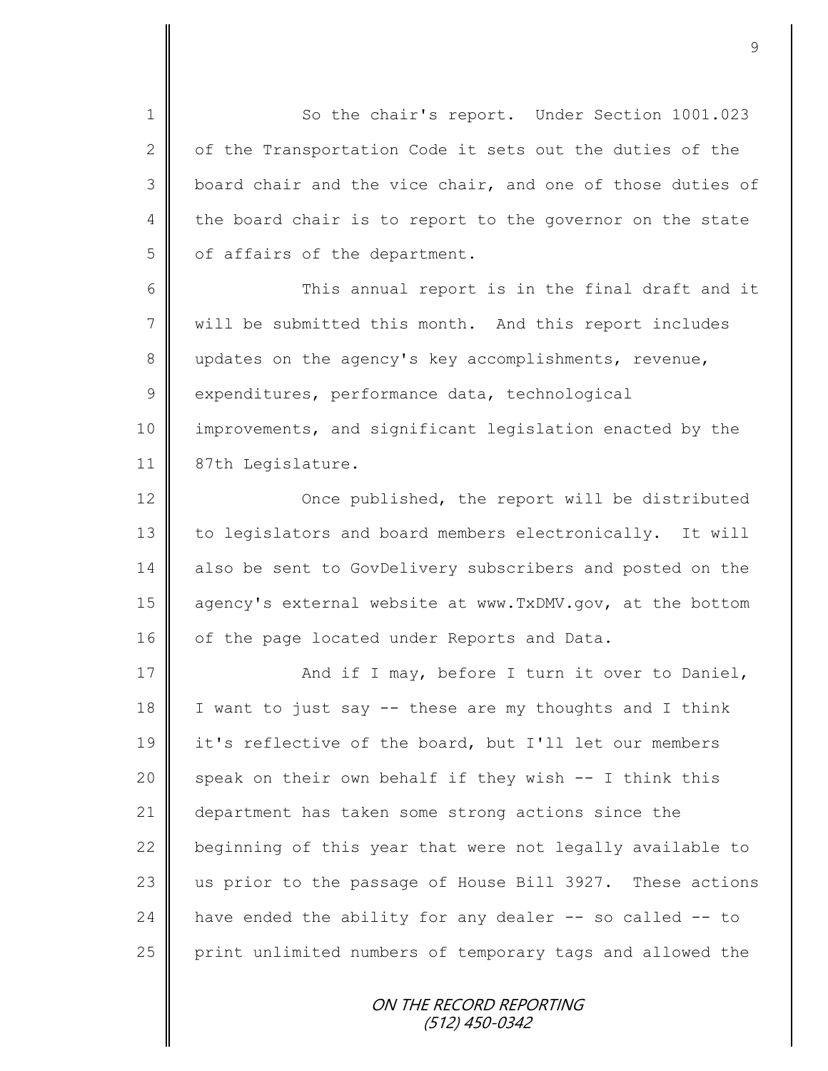So the chair's report. Under Section 1001.023 of the Transportation Code it sets out the duties of the board chair and the vice chair, and one of those duties of the board chair is to report to the governor on the state of affairs of the department.

This annual report is in the final draft and it will be submitted this month. And this report includes updates on the agency's key accomplishments, revenue, expenditures, performance data, technological improvements, and significant legislation enacted by the 87th Legislature.

Once published, the report will be distributed to legislators and board members electronically. It will also be sent to GovDelivery subscribers and posted on the agency's external website at www.TxDMV.gov, at the bottom of the page located under Reports and Data.

And if I may, before I turn it over to Daniel, I want to just say -- these are my thoughts and I think it's reflective of the board, but I'll let our members speak on their own behalf if they wish -- I think this department has taken some strong actions since the beginning of this year that were not legally available to us prior to the passage of House Bill 3927. These actions have ended the ability for any dealer -- so called -- to print unlimited numbers of temporary tags and allowed the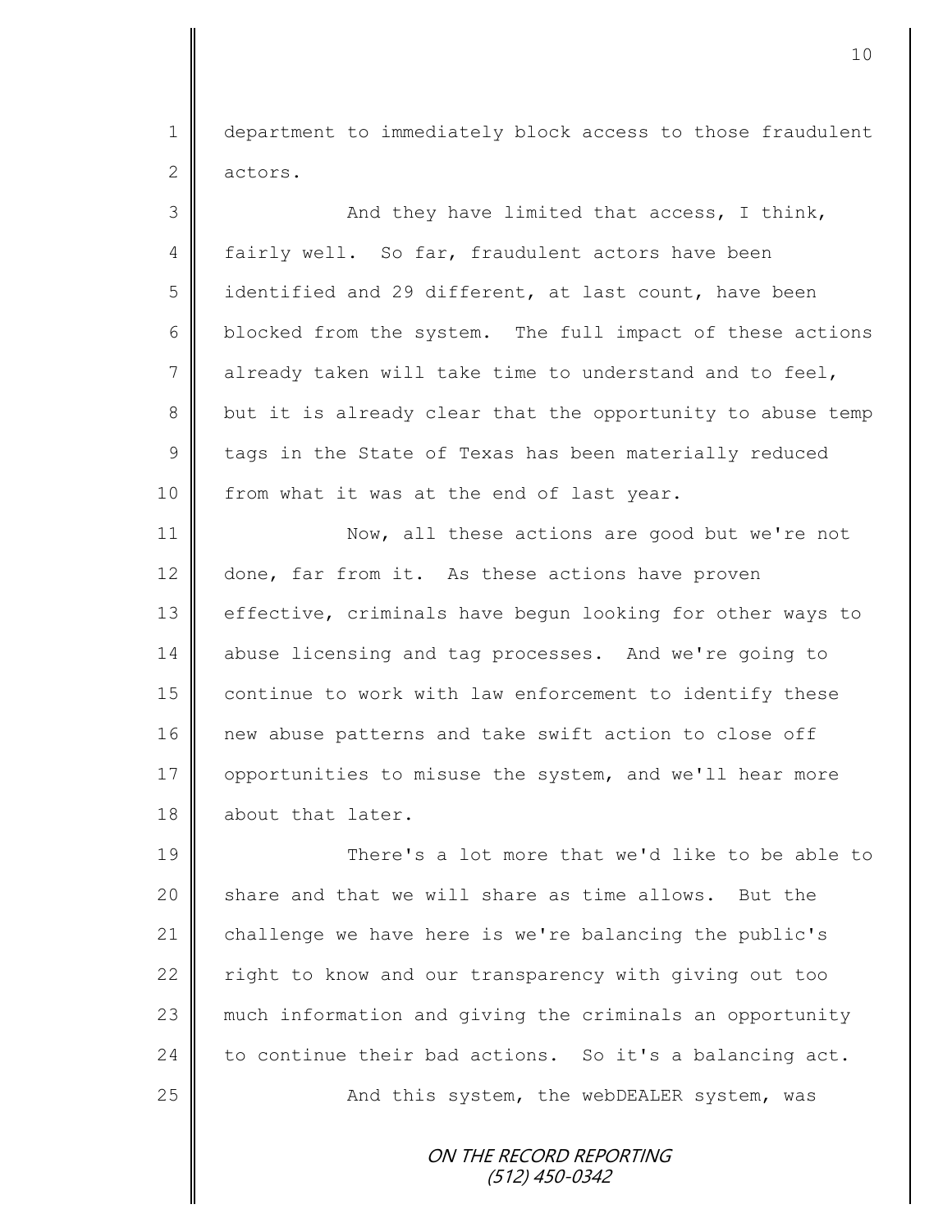department to immediately block access to those fraudulent actors.

And they have limited that access, I think, fairly well. So far, fraudulent actors have been identified and 29 different, at last count, have been blocked from the system. The full impact of these actions already taken will take time to understand and to feel, but it is already clear that the opportunity to abuse temp tags in the State of Texas has been materially reduced from what it was at the end of last year.

Now, all these actions are good but we're not done, far from it. As these actions have proven effective, criminals have begun looking for other ways to abuse licensing and tag processes. And we're going to continue to work with law enforcement to identify these new abuse patterns and take swift action to close off opportunities to misuse the system, and we'll hear more about that later.

There's a lot more that we'd like to be able to share and that we will share as time allows. But the challenge we have here is we're balancing the public's right to know and our transparency with giving out too much information and giving the criminals an opportunity to continue their bad actions. So it's a balancing act.

And this system, the webDEALER system, was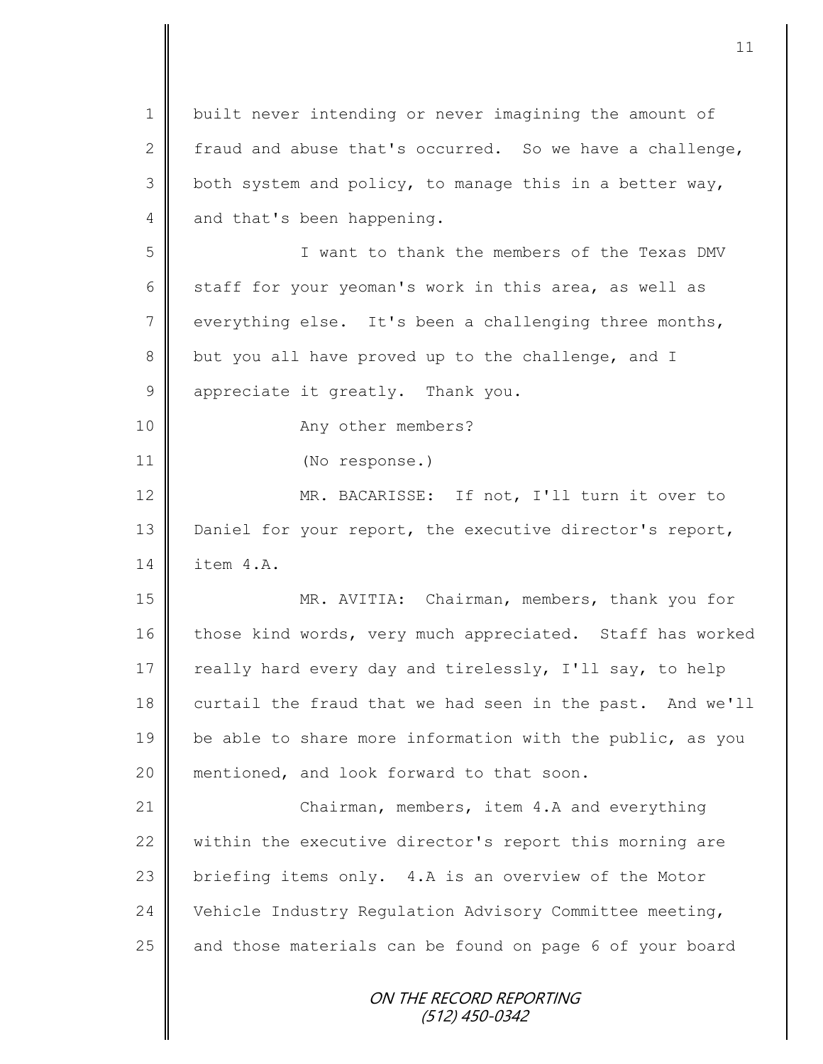built never intending or never imagining the amount of fraud and abuse that's occurred. So we have a challenge, both system and policy, to manage this in a better way, and that's been happening.

I want to thank the members of the Texas DMV staff for your yeoman's work in this area, as well as everything else. It's been a challenging three months, but you all have proved up to the challenge, and I appreciate it greatly. Thank you.

Any other members?

(No response.)

MR. BACARISSE: If not, I'll turn it over to Daniel for your report, the executive director's report, item 4.A.

MR. AVITIA: Chairman, members, thank you for those kind words, very much appreciated. Staff has worked really hard every day and tirelessly, I'll say, to help curtail the fraud that we had seen in the past. And we'll be able to share more information with the public, as you mentioned, and look forward to that soon.

Chairman, members, item 4.A and everything within the executive director's report this morning are briefing items only. 4.A is an overview of the Motor Vehicle Industry Regulation Advisory Committee meeting, and those materials can be found on page 6 of your board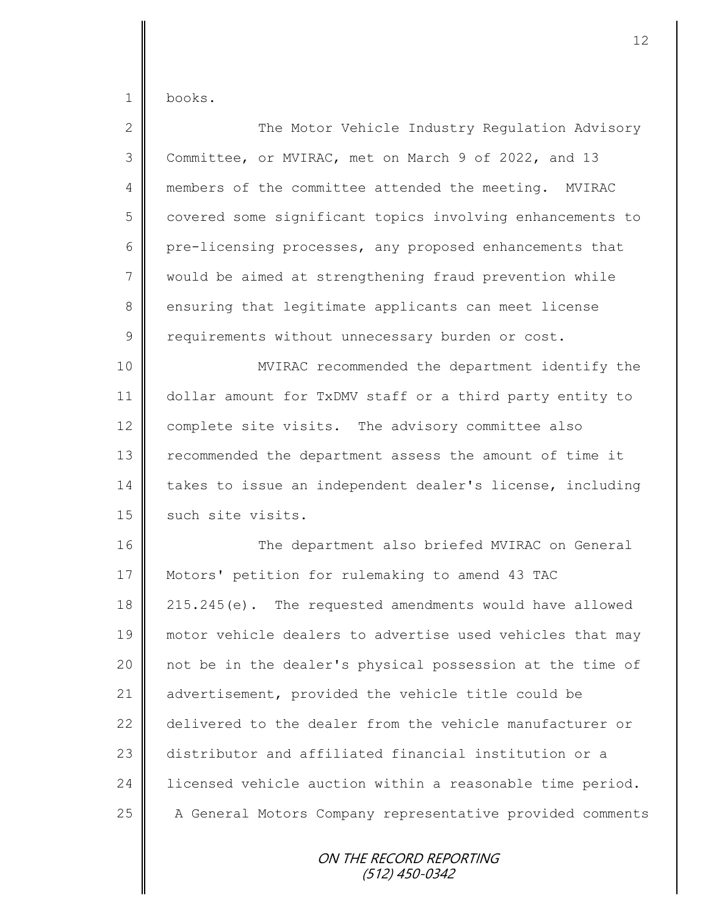books.

The Motor Vehicle Industry Regulation Advisory Committee, or MVIRAC, met on March 9 of 2022, and 13 members of the committee attended the meeting. MVIRAC covered some significant topics involving enhancements to pre-licensing processes, any proposed enhancements that would be aimed at strengthening fraud prevention while ensuring that legitimate applicants can meet license requirements without unnecessary burden or cost.

MVIRAC recommended the department identify the dollar amount for TxDMV staff or a third party entity to complete site visits. The advisory committee also recommended the department assess the amount of time it takes to issue an independent dealer's license, including such site visits.

The department also briefed MVIRAC on General Motors' petition for rulemaking to amend 43 TAC 215.245(e). The requested amendments would have allowed motor vehicle dealers to advertise used vehicles that may not be in the dealer's physical possession at the time of advertisement, provided the vehicle title could be delivered to the dealer from the vehicle manufacturer or distributor and affiliated financial institution or a licensed vehicle auction within a reasonable time period. A General Motors Company representative provided comments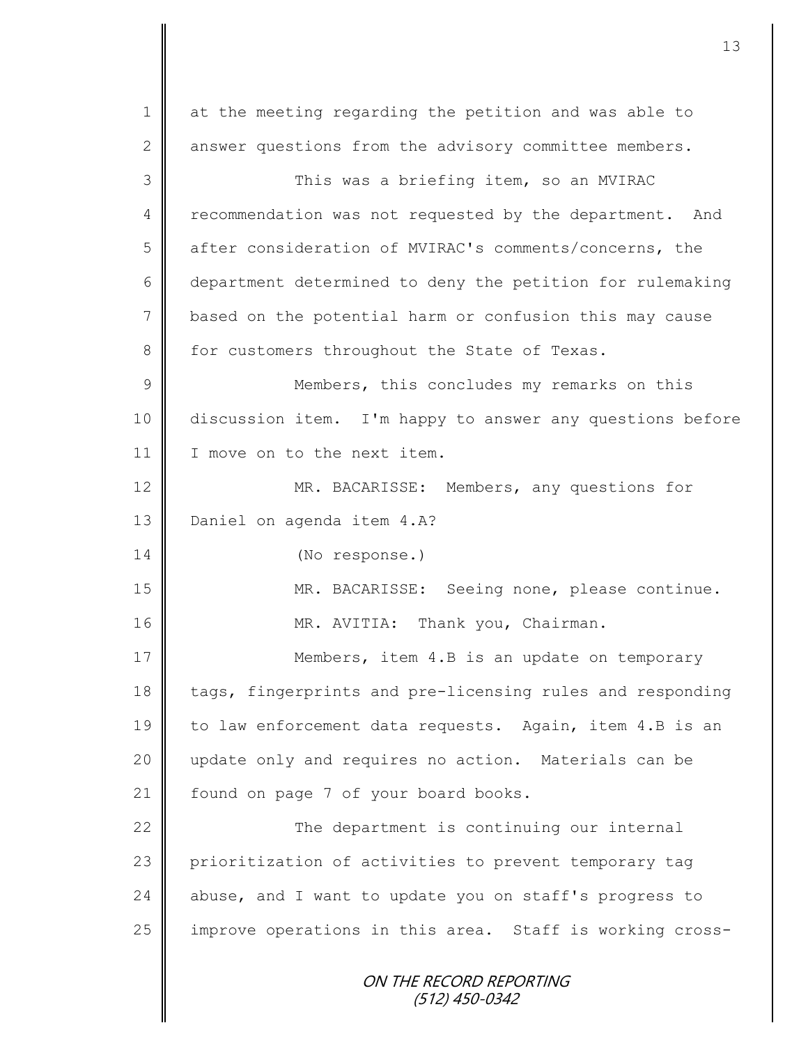at the meeting regarding the petition and was able to answer questions from the advisory committee members.

This was a briefing item, so an MVIRAC recommendation was not requested by the department. And after consideration of MVIRAC's comments/concerns, the department determined to deny the petition for rulemaking based on the potential harm or confusion this may cause for customers throughout the State of Texas.

Members, this concludes my remarks on this discussion item. I'm happy to answer any questions before I move on to the next item.

MR. BACARISSE: Members, any questions for Daniel on agenda item 4.A?

(No response.)

MR. BACARISSE: Seeing none, please continue.

MR. AVITIA: Thank you, Chairman.

Members, item 4.B is an update on temporary tags, fingerprints and pre-licensing rules and responding to law enforcement data requests. Again, item 4.B is an update only and requires no action. Materials can be found on page 7 of your board books.

The department is continuing our internal prioritization of activities to prevent temporary tag abuse, and I want to update you on staff's progress to improve operations in this area. Staff is working cross-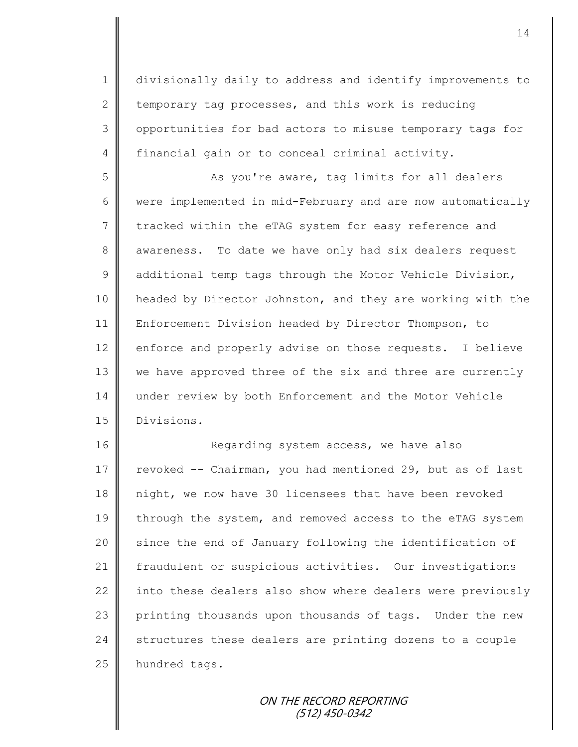divisionally daily to address and identify improvements to temporary tag processes, and this work is reducing opportunities for bad actors to misuse temporary tags for financial gain or to conceal criminal activity.

As you're aware, tag limits for all dealers were implemented in mid-February and are now automatically tracked within the eTAG system for easy reference and awareness. To date we have only had six dealers request additional temp tags through the Motor Vehicle Division, headed by Director Johnston, and they are working with the Enforcement Division headed by Director Thompson, to enforce and properly advise on those requests. I believe we have approved three of the six and three are currently under review by both Enforcement and the Motor Vehicle Divisions.

Regarding system access, we have also revoked -- Chairman, you had mentioned 29, but as of last night, we now have 30 licensees that have been revoked through the system, and removed access to the eTAG system since the end of January following the identification of fraudulent or suspicious activities. Our investigations into these dealers also show where dealers were previously printing thousands upon thousands of tags. Under the new structures these dealers are printing dozens to a couple hundred tags.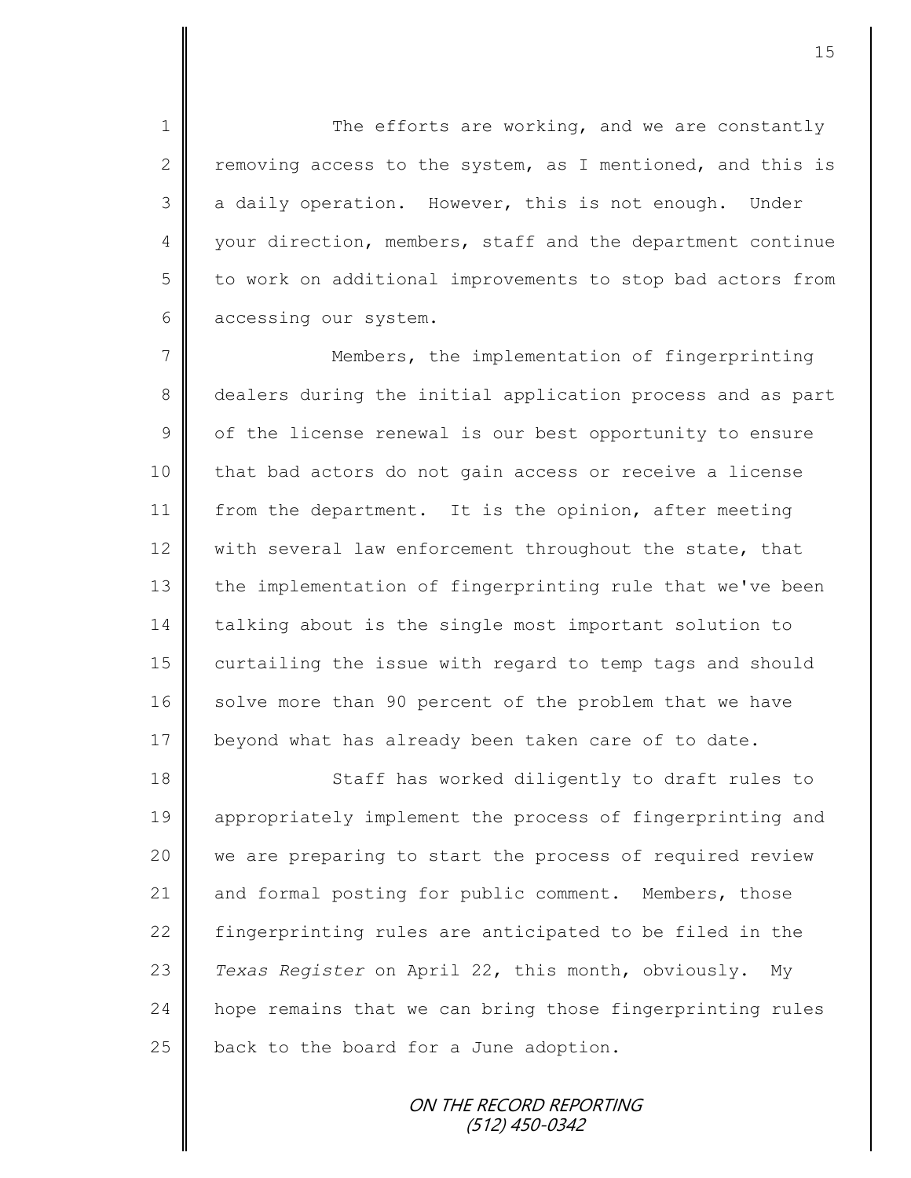The efforts are working, and we are constantly removing access to the system, as I mentioned, and this is a daily operation. However, this is not enough. Under your direction, members, staff and the department continue to work on additional improvements to stop bad actors from accessing our system.

Members, the implementation of fingerprinting dealers during the initial application process and as part of the license renewal is our best opportunity to ensure that bad actors do not gain access or receive a license from the department. It is the opinion, after meeting with several law enforcement throughout the state, that the implementation of fingerprinting rule that we've been talking about is the single most important solution to curtailing the issue with regard to temp tags and should solve more than 90 percent of the problem that we have beyond what has already been taken care of to date.

Staff has worked diligently to draft rules to appropriately implement the process of fingerprinting and we are preparing to start the process of required review and formal posting for public comment. Members, those fingerprinting rules are anticipated to be filed in the *Texas Register* on April 22, this month, obviously. My hope remains that we can bring those fingerprinting rules back to the board for a June adoption.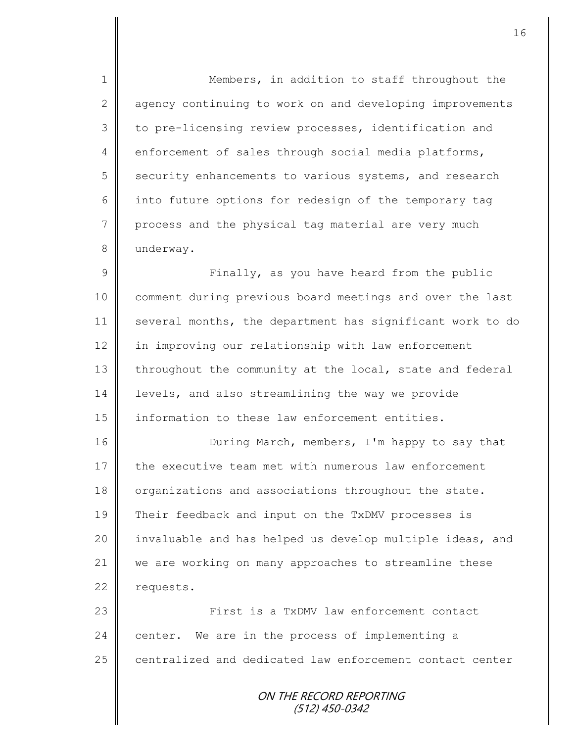Members, in addition to staff throughout the agency continuing to work on and developing improvements to pre-licensing review processes, identification and enforcement of sales through social media platforms, security enhancements to various systems, and research into future options for redesign of the temporary tag process and the physical tag material are very much underway.

Finally, as you have heard from the public comment during previous board meetings and over the last several months, the department has significant work to do in improving our relationship with law enforcement throughout the community at the local, state and federal levels, and also streamlining the way we provide information to these law enforcement entities.

During March, members, I'm happy to say that the executive team met with numerous law enforcement organizations and associations throughout the state. Their feedback and input on the TxDMV processes is invaluable and has helped us develop multiple ideas, and we are working on many approaches to streamline these requests.

First is a TxDMV law enforcement contact center. We are in the process of implementing a centralized and dedicated law enforcement contact center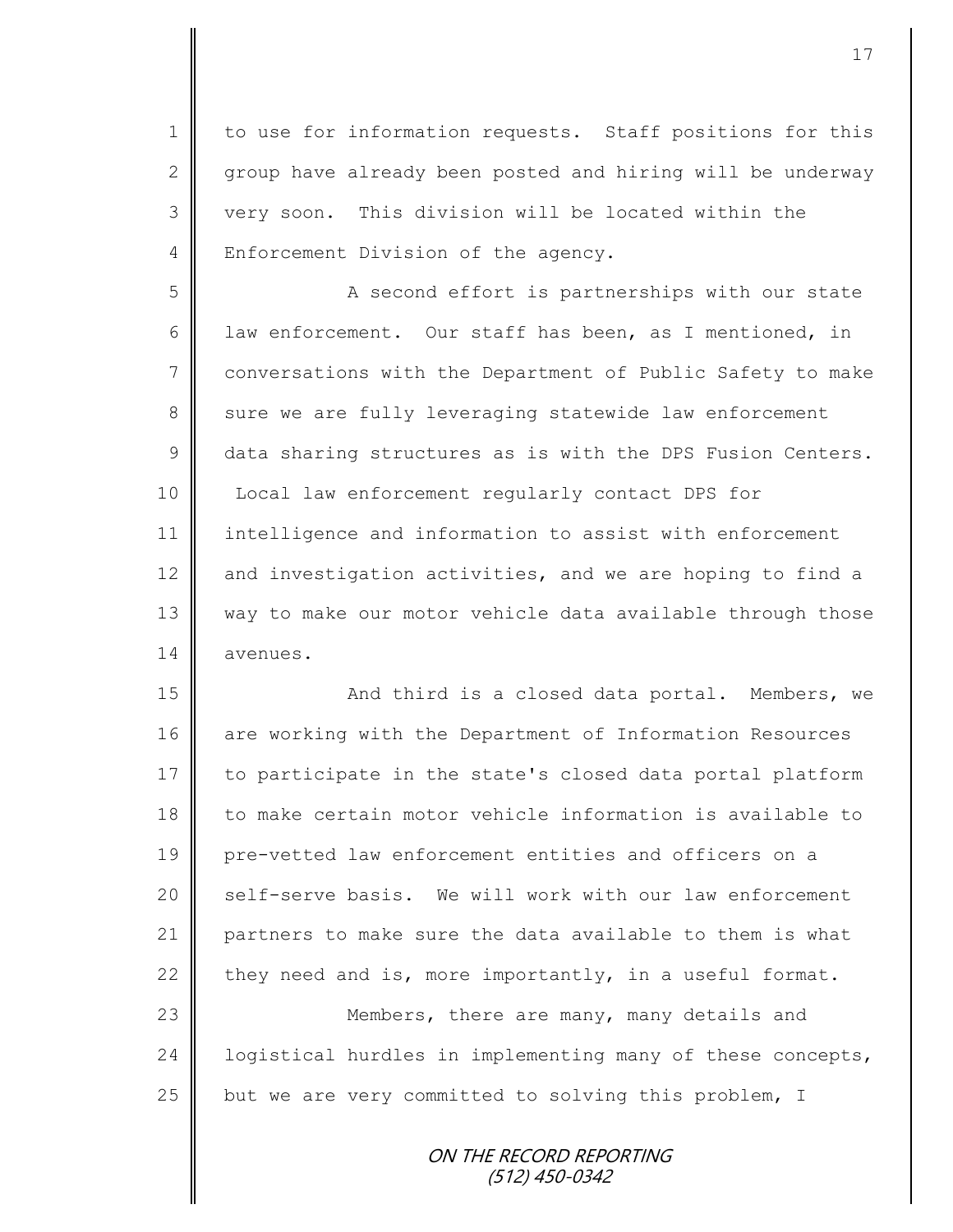to use for information requests. Staff positions for this group have already been posted and hiring will be underway very soon. This division will be located within the Enforcement Division of the agency.

A second effort is partnerships with our state law enforcement. Our staff has been, as I mentioned, in conversations with the Department of Public Safety to make sure we are fully leveraging statewide law enforcement data sharing structures as is with the DPS Fusion Centers. Local law enforcement regularly contact DPS for intelligence and information to assist with enforcement and investigation activities, and we are hoping to find a way to make our motor vehicle data available through those avenues.

And third is a closed data portal. Members, we are working with the Department of Information Resources to participate in the state's closed data portal platform to make certain motor vehicle information is available to pre-vetted law enforcement entities and officers on a self-serve basis. We will work with our law enforcement partners to make sure the data available to them is what they need and is, more importantly, in a useful format.

Members, there are many, many details and logistical hurdles in implementing many of these concepts, but we are very committed to solving this problem, I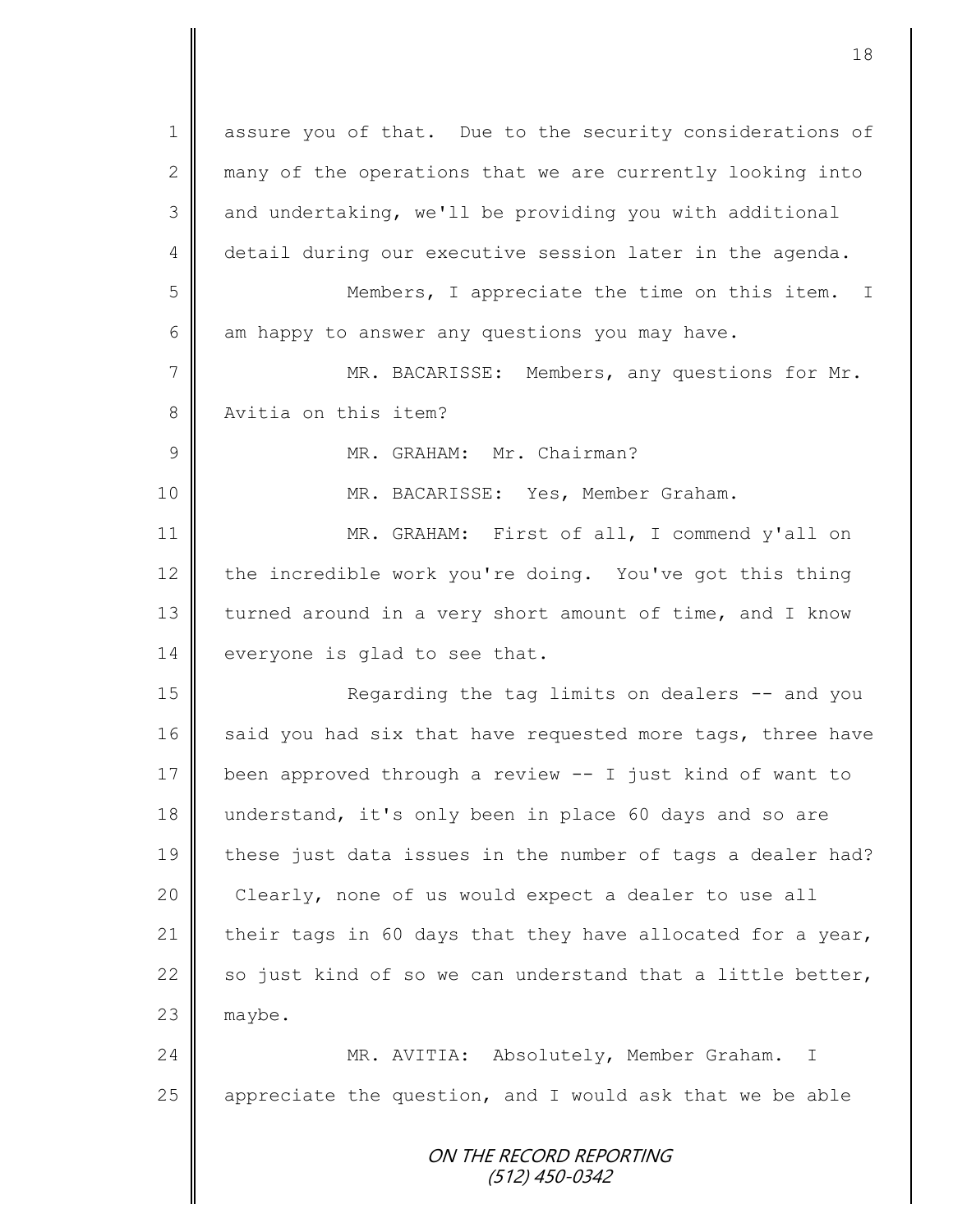assure you of that. Due to the security considerations of many of the operations that we are currently looking into and undertaking, we'll be providing you with additional detail during our executive session later in the agenda.

Members, I appreciate the time on this item. I am happy to answer any questions you may have.

MR. BACARISSE: Members, any questions for Mr. Avitia on this item?

MR. GRAHAM: Mr. Chairman?

MR. BACARISSE: Yes, Member Graham.

MR. GRAHAM: First of all, I commend y'all on the incredible work you're doing. You've got this thing turned around in a very short amount of time, and I know everyone is glad to see that.

Regarding the tag limits on dealers -- and you said you had six that have requested more tags, three have been approved through a review -- I just kind of want to understand, it's only been in place 60 days and so are these just data issues in the number of tags a dealer had? Clearly, none of us would expect a dealer to use all their tags in 60 days that they have allocated for a year, so just kind of so we can understand that a little better, maybe.

MR. AVITIA: Absolutely, Member Graham. I appreciate the question, and I would ask that we be able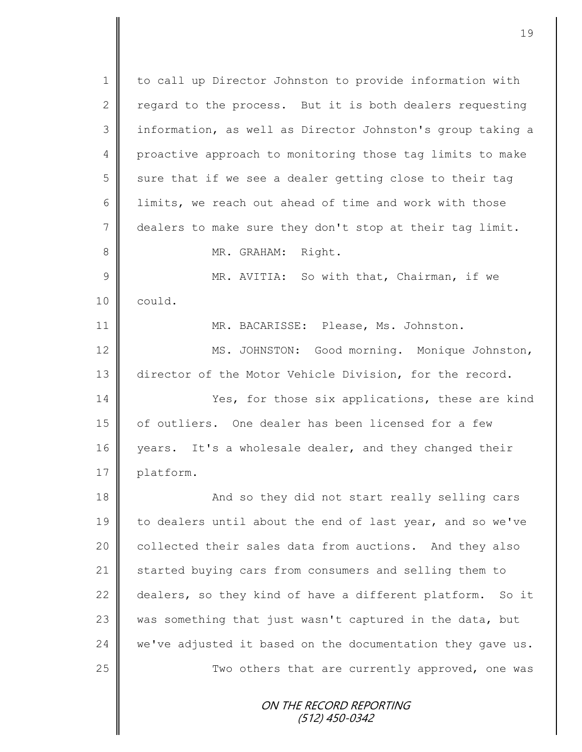to call up Director Johnston to provide information with regard to the process. But it is both dealers requesting information, as well as Director Johnston's group taking a proactive approach to monitoring those tag limits to make sure that if we see a dealer getting close to their tag limits, we reach out ahead of time and work with those dealers to make sure they don't stop at their tag limit.

MR. GRAHAM: Right.

MR. AVITIA: So with that, Chairman, if we could.

MR. BACARISSE: Please, Ms. Johnston.

MS. JOHNSTON: Good morning. Monique Johnston, director of the Motor Vehicle Division, for the record.

Yes, for those six applications, these are kind of outliers. One dealer has been licensed for a few years. It's a wholesale dealer, and they changed their platform.

And so they did not start really selling cars to dealers until about the end of last year, and so we've collected their sales data from auctions. And they also started buying cars from consumers and selling them to dealers, so they kind of have a different platform. So it was something that just wasn't captured in the data, but we've adjusted it based on the documentation they gave us.

Two others that are currently approved, one was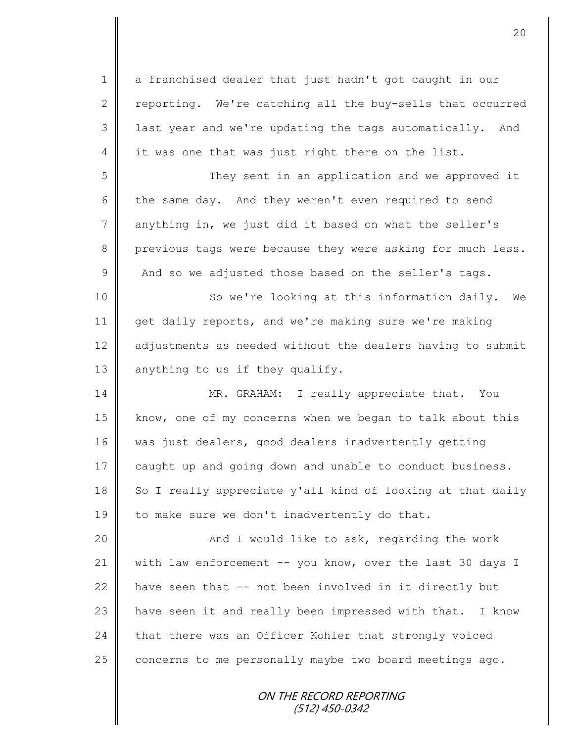a franchised dealer that just hadn't got caught in our reporting. We're catching all the buy-sells that occurred last year and we're updating the tags automatically. And it was one that was just right there on the list.

They sent in an application and we approved it the same day. And they weren't even required to send anything in, we just did it based on what the seller's previous tags were because they were asking for much less. And so we adjusted those based on the seller's tags.

So we're looking at this information daily. We get daily reports, and we're making sure we're making adjustments as needed without the dealers having to submit anything to us if they qualify.

MR. GRAHAM: I really appreciate that. You know, one of my concerns when we began to talk about this was just dealers, good dealers inadvertently getting caught up and going down and unable to conduct business. So I really appreciate y'all kind of looking at that daily to make sure we don't inadvertently do that.

And I would like to ask, regarding the work with law enforcement -- you know, over the last 30 days I have seen that -- not been involved in it directly but have seen it and really been impressed with that. I know that there was an Officer Kohler that strongly voiced concerns to me personally maybe two board meetings ago.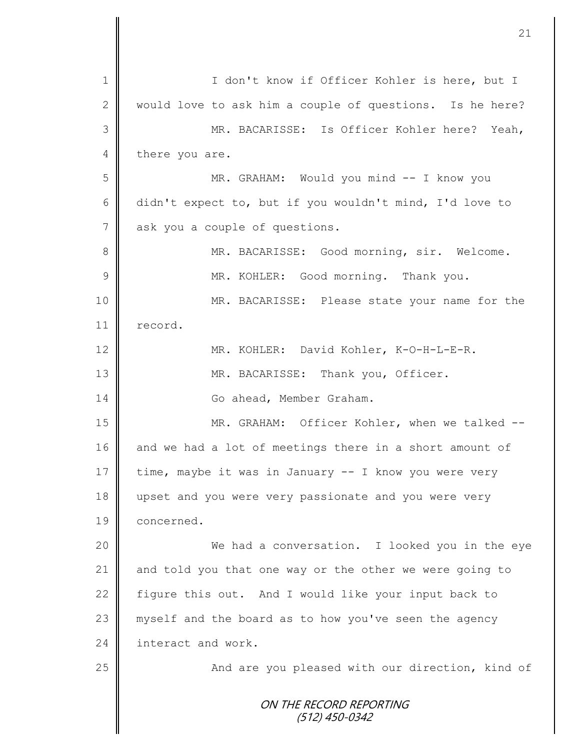I don't know if Officer Kohler is here, but I would love to ask him a couple of questions. Is he here?

MR. BACARISSE: Is Officer Kohler here? Yeah, there you are.

MR. GRAHAM: Would you mind -- I know you didn't expect to, but if you wouldn't mind, I'd love to ask you a couple of questions.

MR. BACARISSE: Good morning, sir. Welcome.

MR. KOHLER: Good morning. Thank you.

MR. BACARISSE: Please state your name for the record.

MR. KOHLER: David Kohler, K-O-H-L-E-R.

MR. BACARISSE: Thank you, Officer.

Go ahead, Member Graham.

MR. GRAHAM: Officer Kohler, when we talked -- and we had a lot of meetings there in a short amount of time, maybe it was in January -- I know you were very upset and you were very passionate and you were very concerned.

We had a conversation. I looked you in the eye and told you that one way or the other we were going to figure this out. And I would like your input back to myself and the board as to how you've seen the agency interact and work.

And are you pleased with our direction, kind of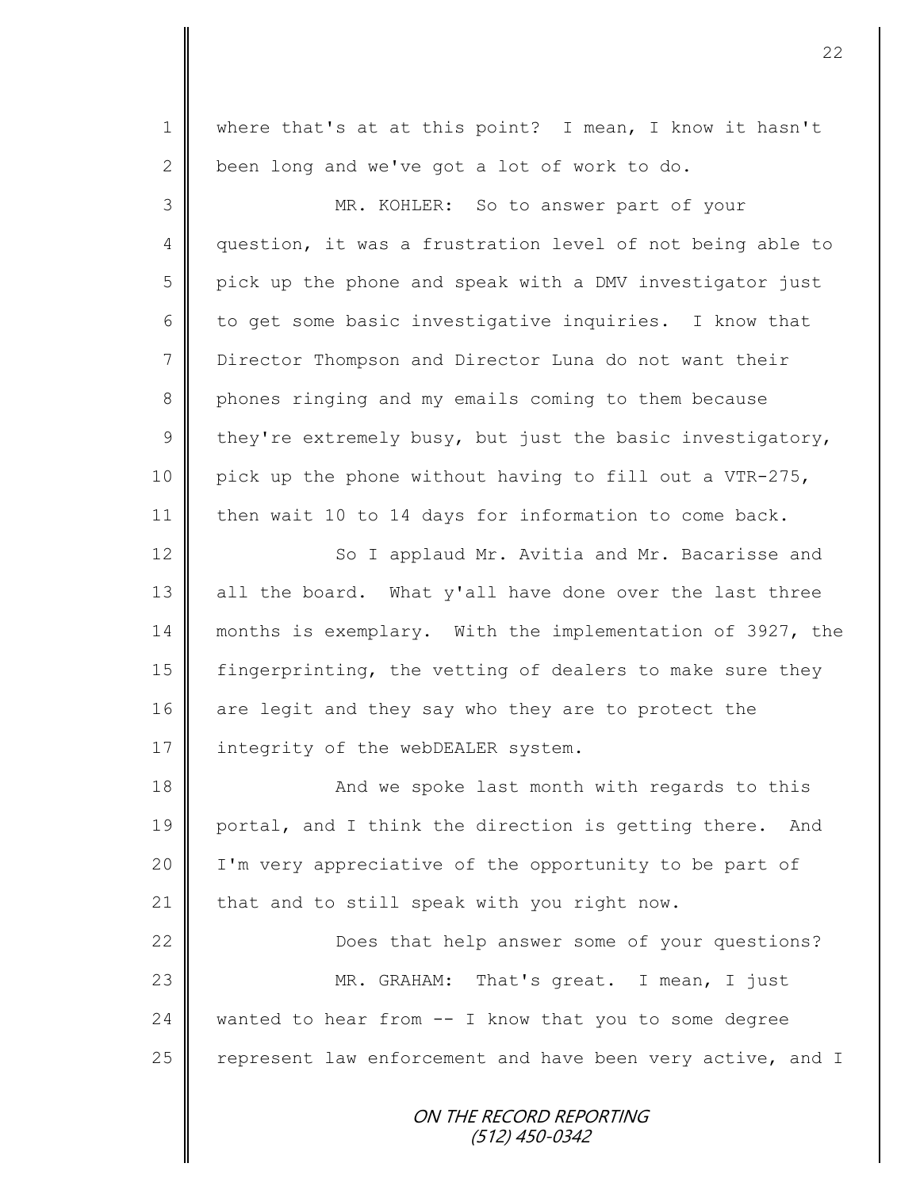where that's at at this point? I mean, I know it hasn't been long and we've got a lot of work to do.

MR. KOHLER: So to answer part of your question, it was a frustration level of not being able to pick up the phone and speak with a DMV investigator just to get some basic investigative inquiries. I know that Director Thompson and Director Luna do not want their phones ringing and my emails coming to them because they're extremely busy, but just the basic investigatory, pick up the phone without having to fill out a VTR-275, then wait 10 to 14 days for information to come back.

So I applaud Mr. Avitia and Mr. Bacarisse and all the board. What y'all have done over the last three months is exemplary. With the implementation of 3927, the fingerprinting, the vetting of dealers to make sure they are legit and they say who they are to protect the integrity of the webDEALER system.

And we spoke last month with regards to this portal, and I think the direction is getting there. And I'm very appreciative of the opportunity to be part of that and to still speak with you right now.

Does that help answer some of your questions?

MR. GRAHAM: That's great. I mean, I just wanted to hear from -- I know that you to some degree represent law enforcement and have been very active, and I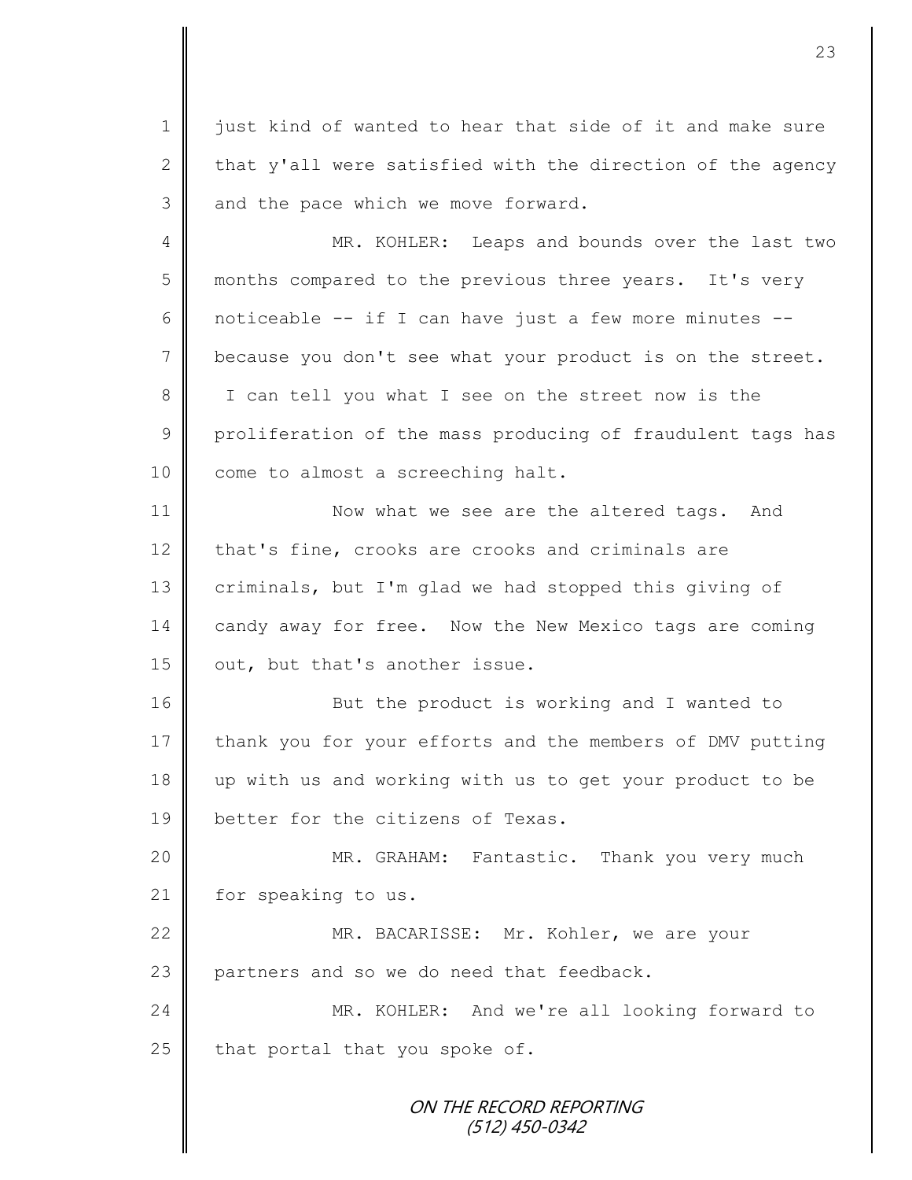just kind of wanted to hear that side of it and make sure that y'all were satisfied with the direction of the agency and the pace which we move forward.

MR. KOHLER: Leaps and bounds over the last two months compared to the previous three years. It's very noticeable -- if I can have just a few more minutes -- because you don't see what your product is on the street. I can tell you what I see on the street now is the proliferation of the mass producing of fraudulent tags has come to almost a screeching halt.

Now what we see are the altered tags. And that's fine, crooks are crooks and criminals are criminals, but I'm glad we had stopped this giving of candy away for free. Now the New Mexico tags are coming out, but that's another issue.

But the product is working and I wanted to thank you for your efforts and the members of DMV putting up with us and working with us to get your product to be better for the citizens of Texas.

MR. GRAHAM: Fantastic. Thank you very much for speaking to us.

MR. BACARISSE: Mr. Kohler, we are your partners and so we do need that feedback.

MR. KOHLER: And we're all looking forward to that portal that you spoke of.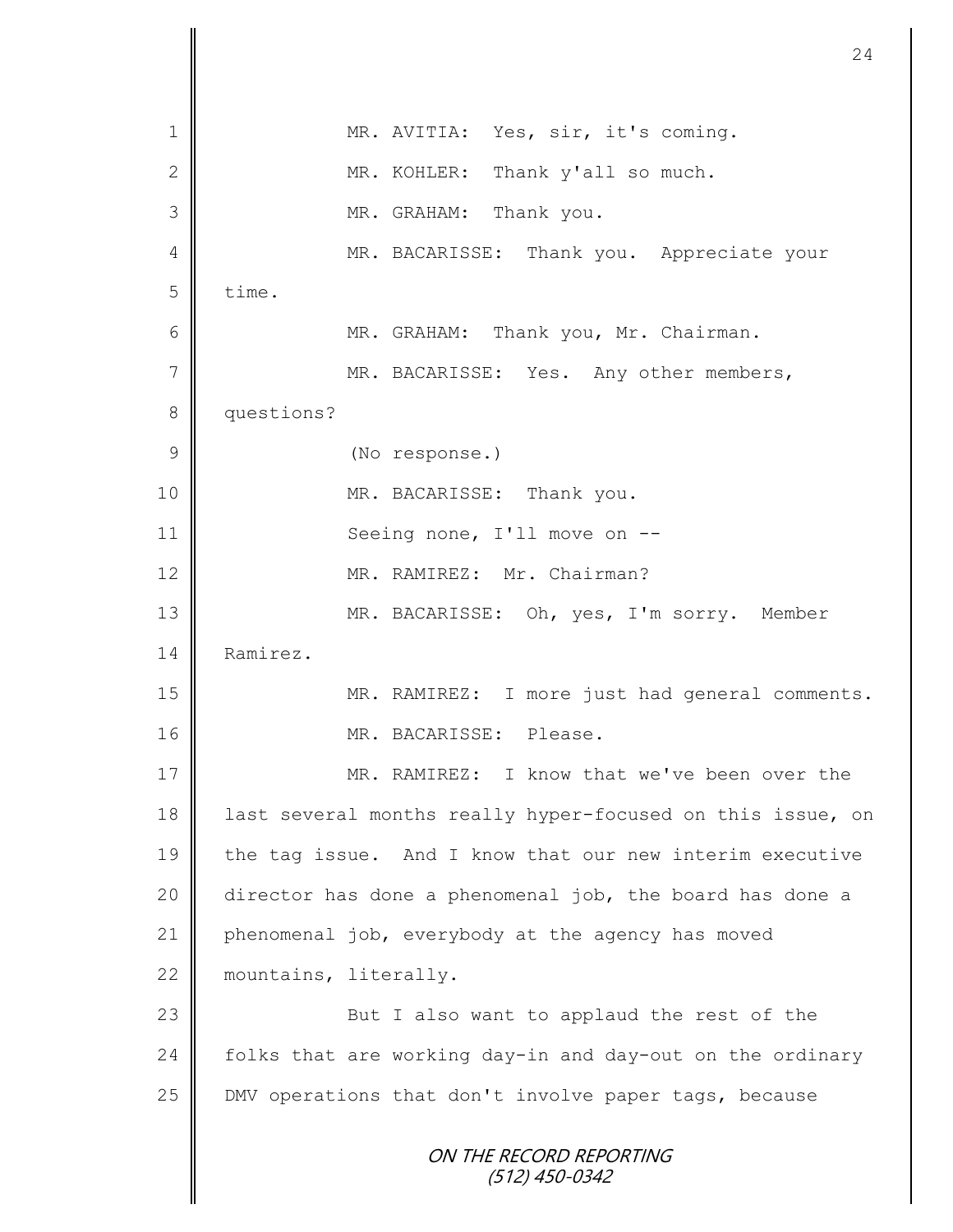MR. AVITIA: Yes, sir, it's coming.

MR. KOHLER: Thank y'all so much.

MR. GRAHAM: Thank you.

MR. BACARISSE: Thank you. Appreciate your time.

MR. GRAHAM: Thank you, Mr. Chairman.

MR. BACARISSE: Yes. Any other members, questions?

(No response.)

MR. BACARISSE: Thank you.

Seeing none, I'll move on --

MR. RAMIREZ: Mr. Chairman?

MR. BACARISSE: Oh, yes, I'm sorry. Member Ramirez.

MR. RAMIREZ: I more just had general comments.

MR. BACARISSE: Please.

MR. RAMIREZ: I know that we've been over the last several months really hyper-focused on this issue, on the tag issue. And I know that our new interim executive director has done a phenomenal job, the board has done a phenomenal job, everybody at the agency has moved mountains, literally.

But I also want to applaud the rest of the folks that are working day-in and day-out on the ordinary DMV operations that don't involve paper tags, because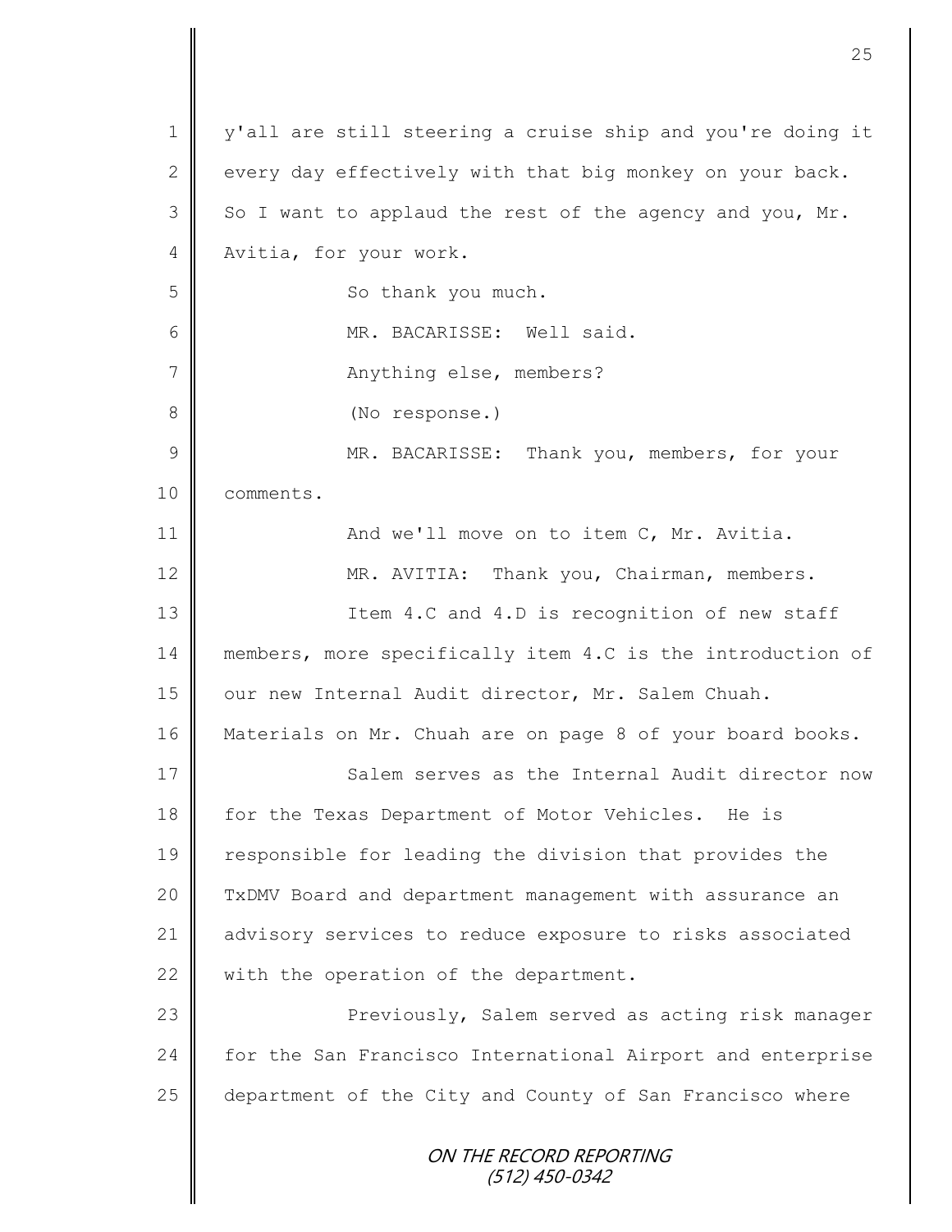y'all are still steering a cruise ship and you're doing it every day effectively with that big monkey on your back. So I want to applaud the rest of the agency and you, Mr. Avitia, for your work.

So thank you much.

MR. BACARISSE: Well said.

Anything else, members?

(No response.)

MR. BACARISSE: Thank you, members, for your comments.

And we'll move on to item C, Mr. Avitia.

MR. AVITIA: Thank you, Chairman, members.

Item 4.C and 4.D is recognition of new staff members, more specifically item 4.C is the introduction of our new Internal Audit director, Mr. Salem Chuah. Materials on Mr. Chuah are on page 8 of your board books.

Salem serves as the Internal Audit director now for the Texas Department of Motor Vehicles. He is responsible for leading the division that provides the TxDMV Board and department management with assurance an advisory services to reduce exposure to risks associated with the operation of the department.

Previously, Salem served as acting risk manager for the San Francisco International Airport and enterprise department of the City and County of San Francisco where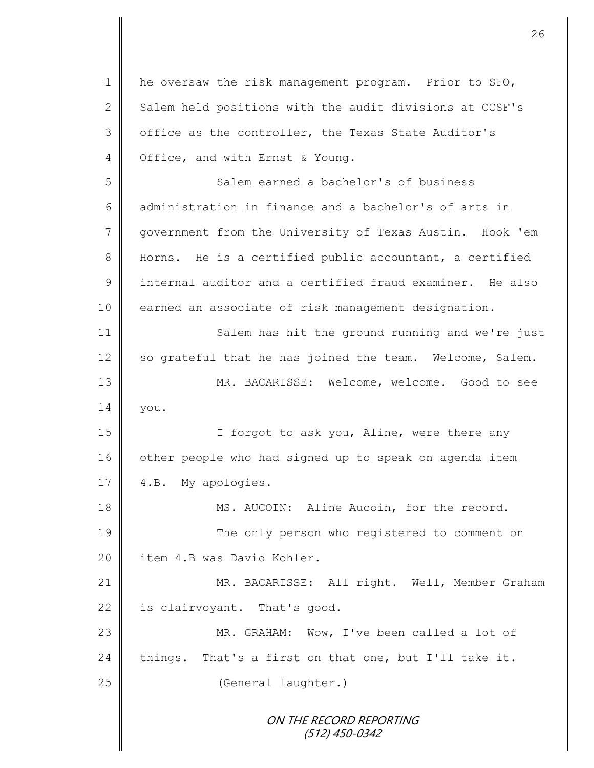he oversaw the risk management program. Prior to SFO, Salem held positions with the audit divisions at CCSF's office as the controller, the Texas State Auditor's Office, and with Ernst & Young.

Salem earned a bachelor's of business administration in finance and a bachelor's of arts in government from the University of Texas Austin. Hook 'em Horns. He is a certified public accountant, a certified internal auditor and a certified fraud examiner. He also earned an associate of risk management designation.

Salem has hit the ground running and we're just so grateful that he has joined the team. Welcome, Salem.

MR. BACARISSE: Welcome, welcome. Good to see you.

I forgot to ask you, Aline, were there any other people who had signed up to speak on agenda item 4.B. My apologies.

MS. AUCOIN: Aline Aucoin, for the record.

The only person who registered to comment on item 4.B was David Kohler.

MR. BACARISSE: All right. Well, Member Graham is clairvoyant. That's good.

MR. GRAHAM: Wow, I've been called a lot of things. That's a first on that one, but I'll take it.

(General laughter.)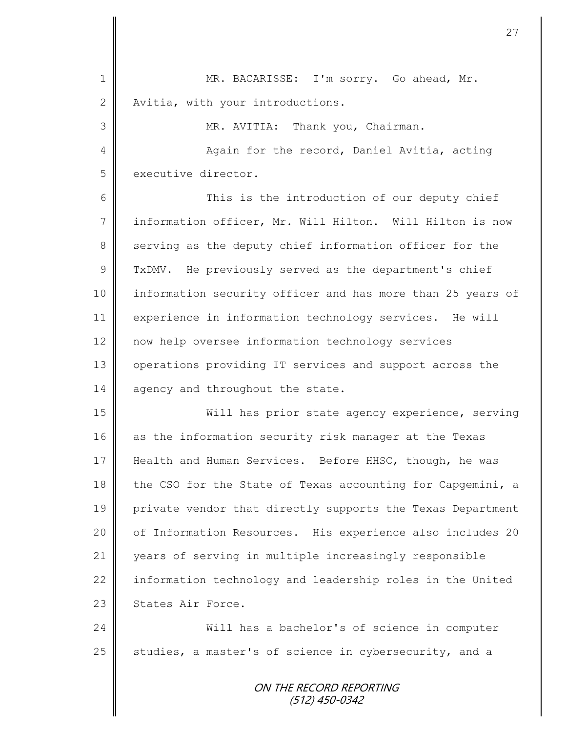MR. BACARISSE: I'm sorry. Go ahead, Mr. Avitia, with your introductions.

MR. AVITIA: Thank you, Chairman.

Again for the record, Daniel Avitia, acting executive director.

This is the introduction of our deputy chief information officer, Mr. Will Hilton. Will Hilton is now serving as the deputy chief information officer for the TxDMV. He previously served as the department's chief information security officer and has more than 25 years of experience in information technology services. He will now help oversee information technology services operations providing IT services and support across the agency and throughout the state.

Will has prior state agency experience, serving as the information security risk manager at the Texas Health and Human Services. Before HHSC, though, he was the CSO for the State of Texas accounting for Capgemini, a private vendor that directly supports the Texas Department of Information Resources. His experience also includes 20 years of serving in multiple increasingly responsible information technology and leadership roles in the United States Air Force.

Will has a bachelor's of science in computer studies, a master's of science in cybersecurity, and a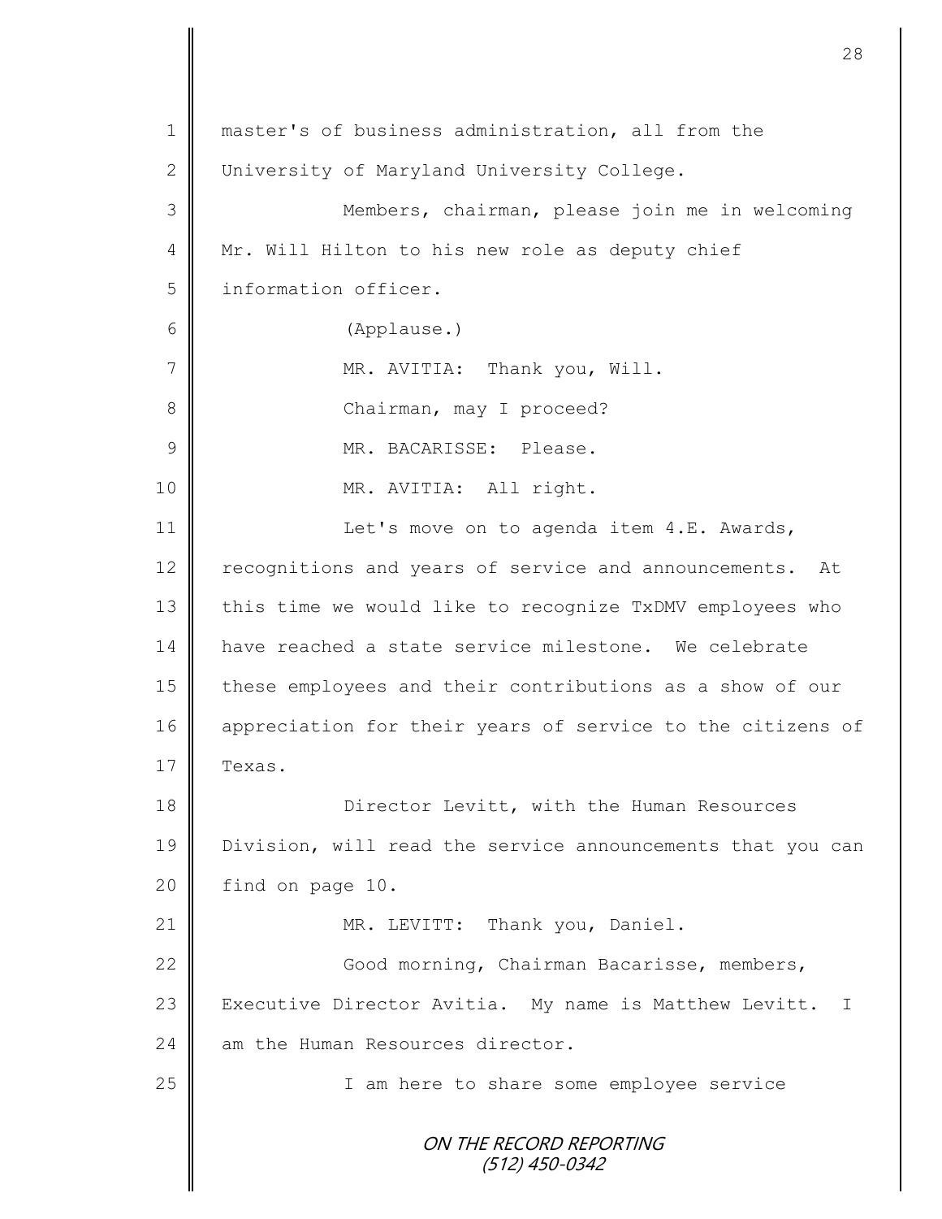master's of business administration, all from the University of Maryland University College.

Members, chairman, please join me in welcoming Mr. Will Hilton to his new role as deputy chief information officer.

(Applause.)

MR. AVITIA: Thank you, Will.

Chairman, may I proceed?

MR. BACARISSE: Please.

MR. AVITIA: All right.

Let's move on to agenda item 4.E. Awards, recognitions and years of service and announcements. At this time we would like to recognize TxDMV employees who have reached a state service milestone. We celebrate these employees and their contributions as a show of our appreciation for their years of service to the citizens of Texas.

Director Levitt, with the Human Resources Division, will read the service announcements that you can find on page 10.

MR. LEVITT: Thank you, Daniel.

Good morning, Chairman Bacarisse, members, Executive Director Avitia. My name is Matthew Levitt. I am the Human Resources director.

I am here to share some employee service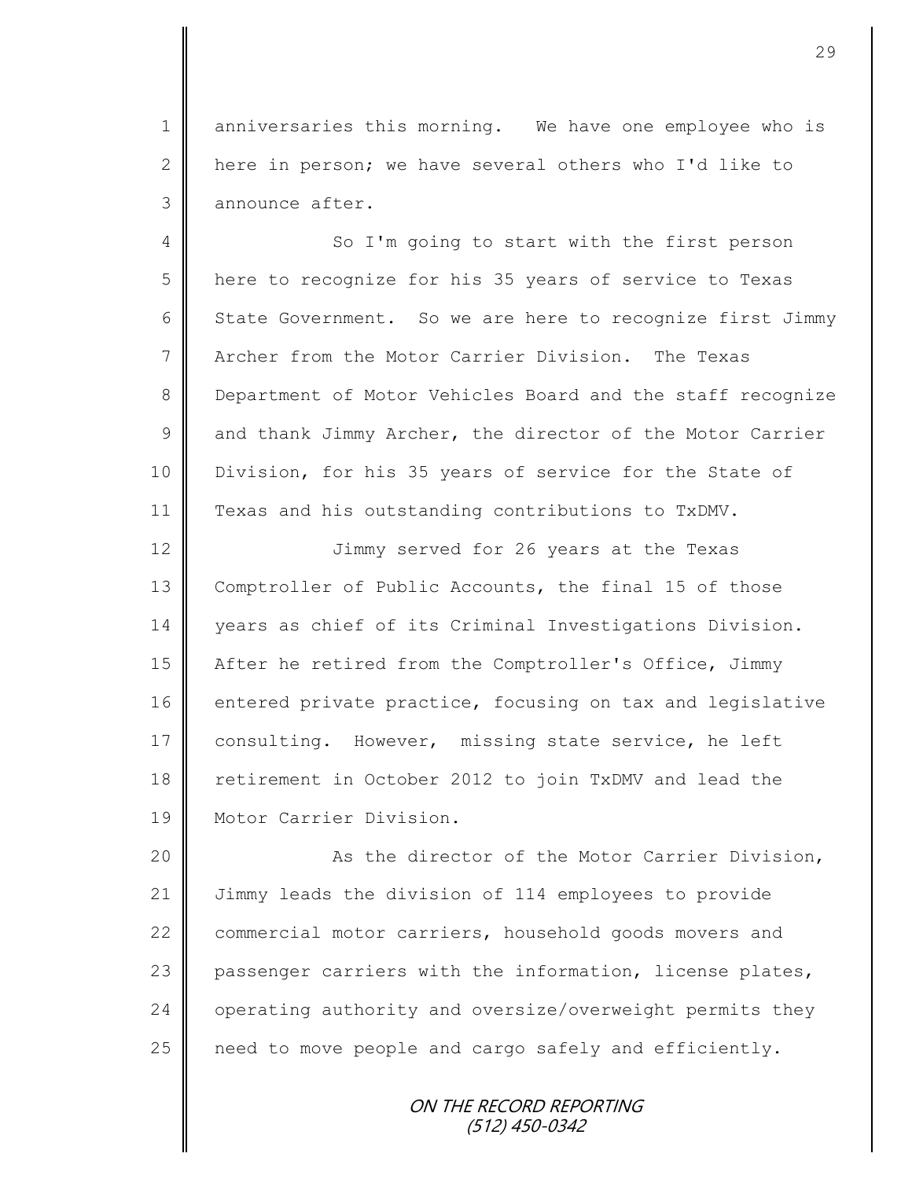anniversaries this morning. We have one employee who is here in person; we have several others who I'd like to announce after.

So I'm going to start with the first person here to recognize for his 35 years of service to Texas State Government. So we are here to recognize first Jimmy Archer from the Motor Carrier Division. The Texas Department of Motor Vehicles Board and the staff recognize and thank Jimmy Archer, the director of the Motor Carrier Division, for his 35 years of service for the State of Texas and his outstanding contributions to TxDMV.

Jimmy served for 26 years at the Texas Comptroller of Public Accounts, the final 15 of those years as chief of its Criminal Investigations Division. After he retired from the Comptroller's Office, Jimmy entered private practice, focusing on tax and legislative consulting. However, missing state service, he left retirement in October 2012 to join TxDMV and lead the Motor Carrier Division.

As the director of the Motor Carrier Division, Jimmy leads the division of 114 employees to provide commercial motor carriers, household goods movers and passenger carriers with the information, license plates, operating authority and oversize/overweight permits they need to move people and cargo safely and efficiently.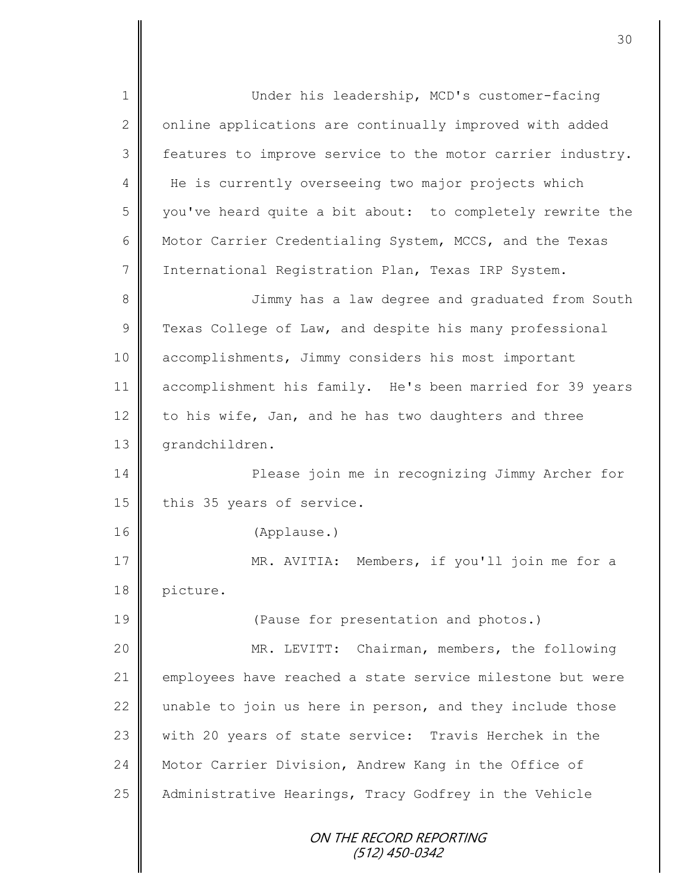Under his leadership, MCD's customer-facing online applications are continually improved with added features to improve service to the motor carrier industry. He is currently overseeing two major projects which you've heard quite a bit about: to completely rewrite the Motor Carrier Credentialing System, MCCS, and the Texas International Registration Plan, Texas IRP System.

Jimmy has a law degree and graduated from South Texas College of Law, and despite his many professional accomplishments, Jimmy considers his most important accomplishment his family. He's been married for 39 years to his wife, Jan, and he has two daughters and three grandchildren.

Please join me in recognizing Jimmy Archer for this 35 years of service.

(Applause.)

MR. AVITIA: Members, if you'll join me for a picture.

(Pause for presentation and photos.)

MR. LEVITT: Chairman, members, the following employees have reached a state service milestone but were unable to join us here in person, and they include those with 20 years of state service: Travis Herchek in the Motor Carrier Division, Andrew Kang in the Office of Administrative Hearings, Tracy Godfrey in the Vehicle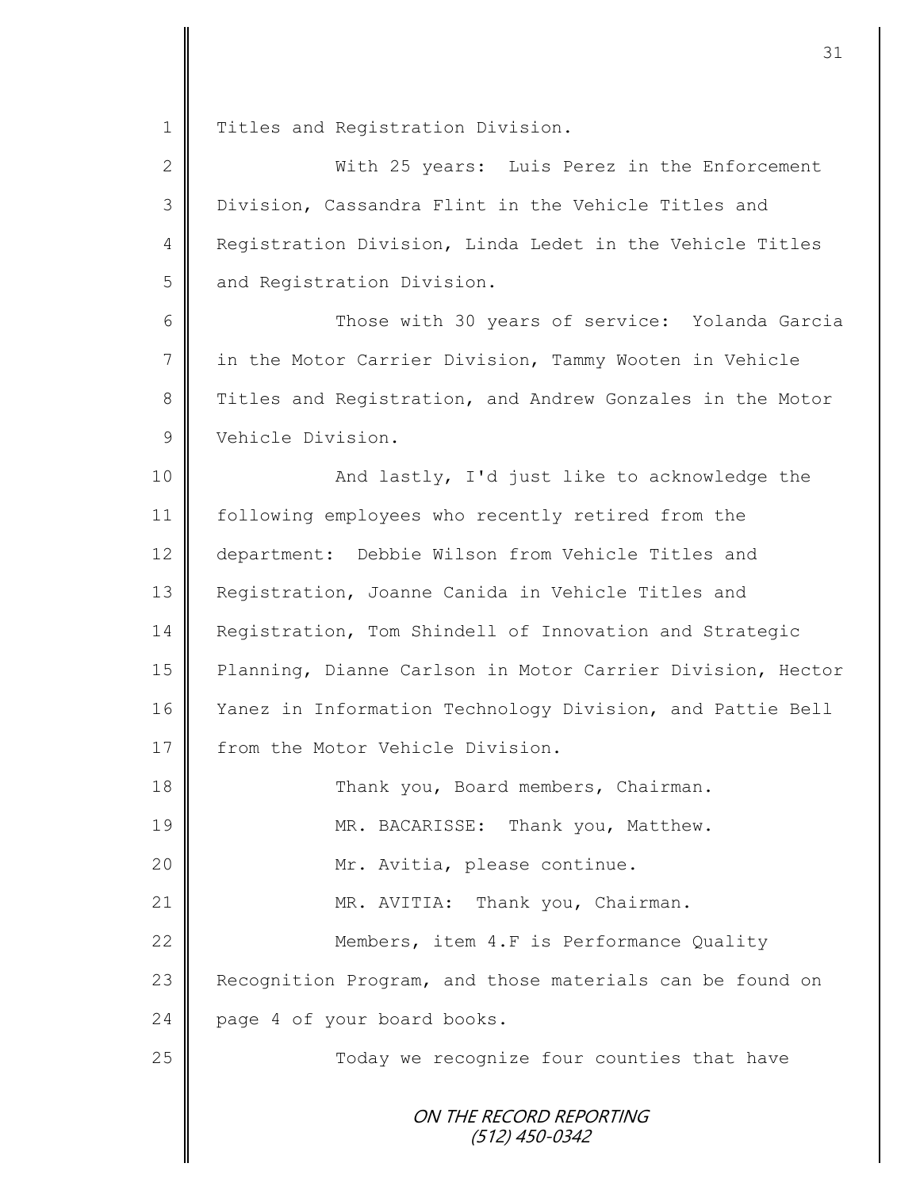Titles and Registration Division.

With 25 years: Luis Perez in the Enforcement Division, Cassandra Flint in the Vehicle Titles and Registration Division, Linda Ledet in the Vehicle Titles and Registration Division.

Those with 30 years of service: Yolanda Garcia in the Motor Carrier Division, Tammy Wooten in Vehicle Titles and Registration, and Andrew Gonzales in the Motor Vehicle Division.

And lastly, I'd just like to acknowledge the following employees who recently retired from the department: Debbie Wilson from Vehicle Titles and Registration, Joanne Canida in Vehicle Titles and Registration, Tom Shindell of Innovation and Strategic Planning, Dianne Carlson in Motor Carrier Division, Hector Yanez in Information Technology Division, and Pattie Bell from the Motor Vehicle Division.

Thank you, Board members, Chairman.

MR. BACARISSE: Thank you, Matthew.

Mr. Avitia, please continue.

MR. AVITIA: Thank you, Chairman.

Members, item 4.F is Performance Quality Recognition Program, and those materials can be found on page 4 of your board books.

Today we recognize four counties that have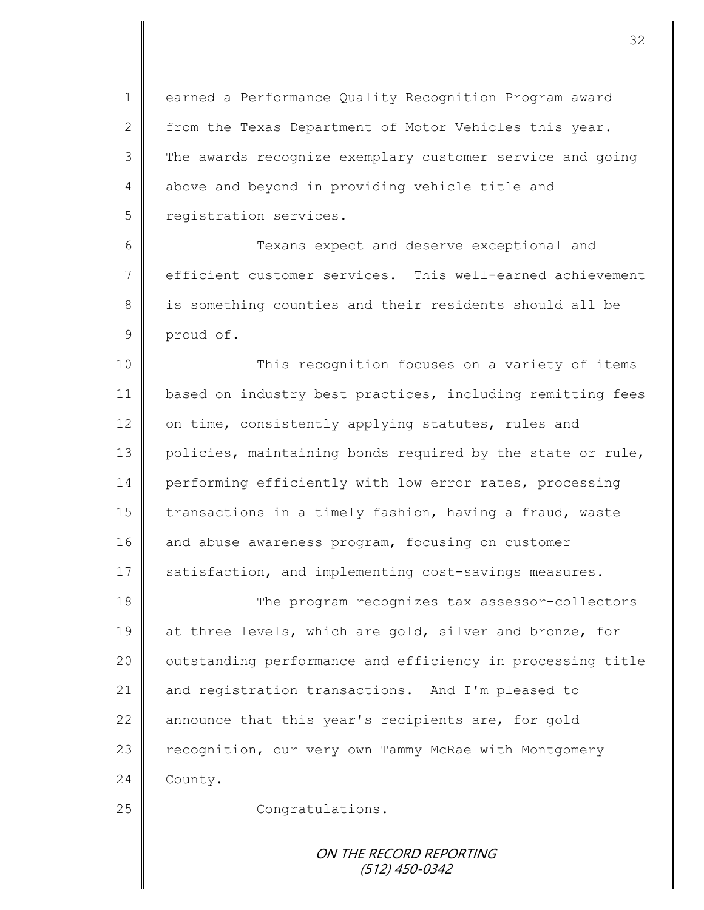earned a Performance Quality Recognition Program award from the Texas Department of Motor Vehicles this year. The awards recognize exemplary customer service and going above and beyond in providing vehicle title and registration services.

Texans expect and deserve exceptional and efficient customer services. This well-earned achievement is something counties and their residents should all be proud of.

This recognition focuses on a variety of items based on industry best practices, including remitting fees on time, consistently applying statutes, rules and policies, maintaining bonds required by the state or rule, performing efficiently with low error rates, processing transactions in a timely fashion, having a fraud, waste and abuse awareness program, focusing on customer satisfaction, and implementing cost-savings measures.

The program recognizes tax assessor-collectors at three levels, which are gold, silver and bronze, for outstanding performance and efficiency in processing title and registration transactions. And I'm pleased to announce that this year's recipients are, for gold recognition, our very own Tammy McRae with Montgomery County.

Congratulations.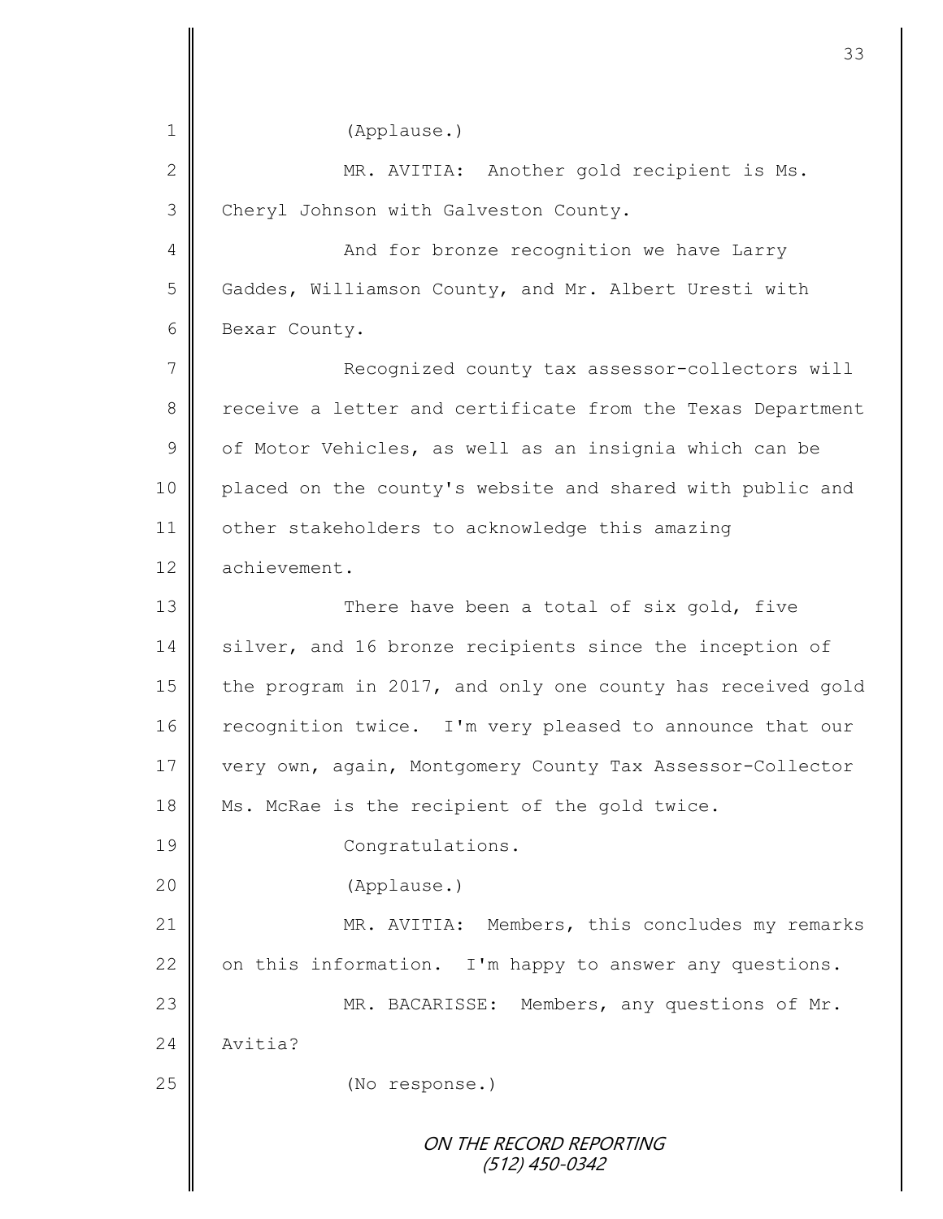(Applause.)

MR. AVITIA: Another gold recipient is Ms. Cheryl Johnson with Galveston County.

And for bronze recognition we have Larry Gaddes, Williamson County, and Mr. Albert Uresti with Bexar County.

Recognized county tax assessor-collectors will receive a letter and certificate from the Texas Department of Motor Vehicles, as well as an insignia which can be placed on the county's website and shared with public and other stakeholders to acknowledge this amazing achievement.

There have been a total of six gold, five silver, and 16 bronze recipients since the inception of the program in 2017, and only one county has received gold recognition twice. I'm very pleased to announce that our very own, again, Montgomery County Tax Assessor-Collector Ms. McRae is the recipient of the gold twice.

Congratulations.

(Applause.)

MR. AVITIA: Members, this concludes my remarks on this information. I'm happy to answer any questions.

MR. BACARISSE: Members, any questions of Mr. Avitia?

(No response.)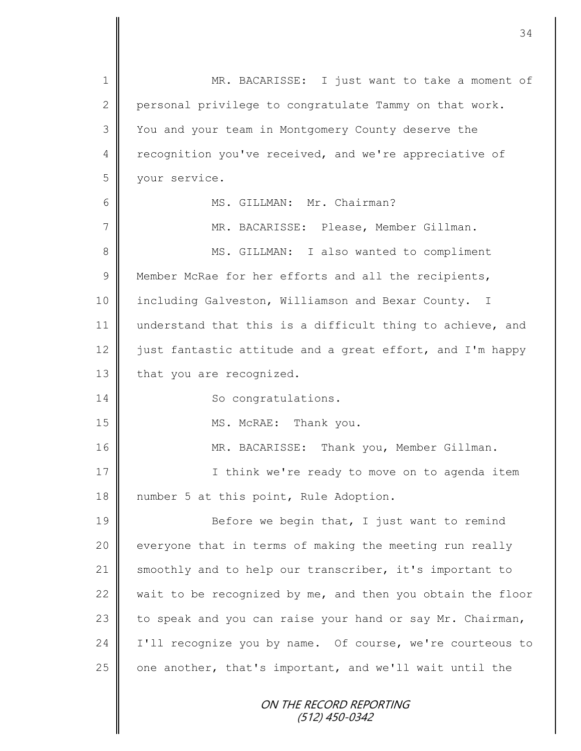MR. BACARISSE: I just want to take a moment of personal privilege to congratulate Tammy on that work. You and your team in Montgomery County deserve the recognition you've received, and we're appreciative of your service.

MS. GILLMAN: Mr. Chairman?

MR. BACARISSE: Please, Member Gillman.

MS. GILLMAN: I also wanted to compliment Member McRae for her efforts and all the recipients, including Galveston, Williamson and Bexar County. I understand that this is a difficult thing to achieve, and just fantastic attitude and a great effort, and I'm happy that you are recognized.

So congratulations.

MS. McRAE: Thank you.

MR. BACARISSE: Thank you, Member Gillman.

I think we're ready to move on to agenda item number 5 at this point, Rule Adoption.

Before we begin that, I just want to remind everyone that in terms of making the meeting run really smoothly and to help our transcriber, it's important to wait to be recognized by me, and then you obtain the floor to speak and you can raise your hand or say Mr. Chairman, I'll recognize you by name. Of course, we're courteous to one another, that's important, and we'll wait until the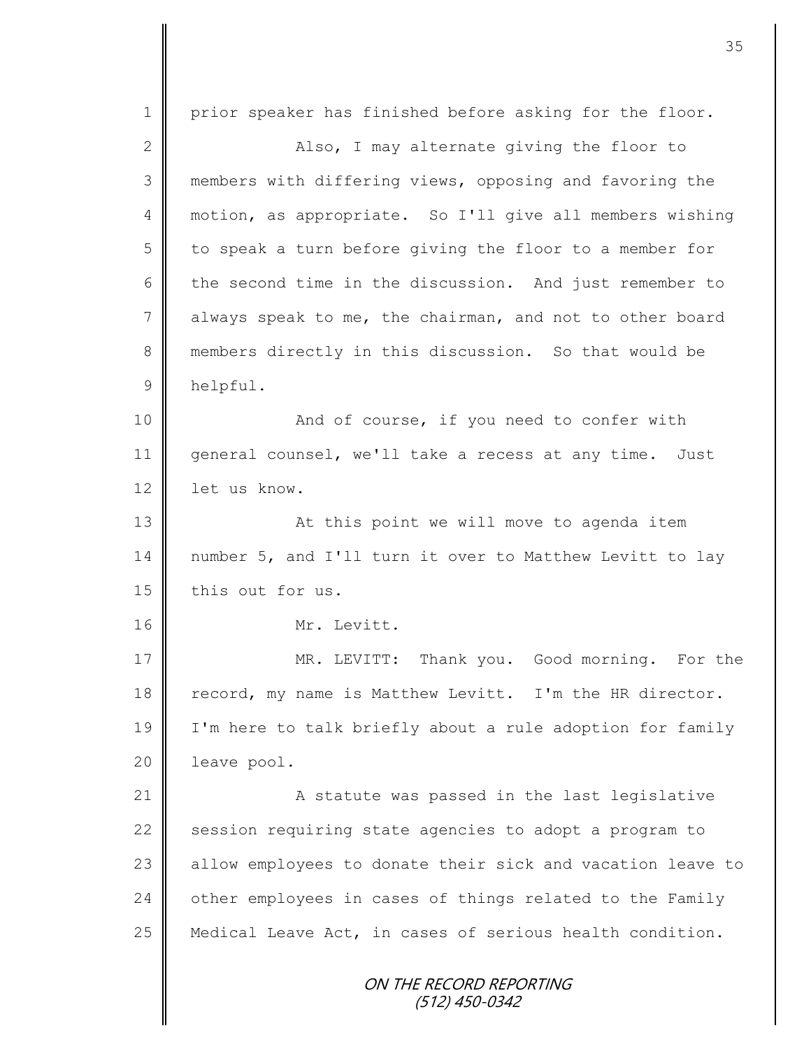prior speaker has finished before asking for the floor.

Also, I may alternate giving the floor to members with differing views, opposing and favoring the motion, as appropriate. So I'll give all members wishing to speak a turn before giving the floor to a member for the second time in the discussion. And just remember to always speak to me, the chairman, and not to other board members directly in this discussion. So that would be helpful.

And of course, if you need to confer with general counsel, we'll take a recess at any time. Just let us know.

At this point we will move to agenda item number 5, and I'll turn it over to Matthew Levitt to lay this out for us.

Mr. Levitt.

MR. LEVITT: Thank you. Good morning. For the record, my name is Matthew Levitt. I'm the HR director. I'm here to talk briefly about a rule adoption for family leave pool.

A statute was passed in the last legislative session requiring state agencies to adopt a program to allow employees to donate their sick and vacation leave to other employees in cases of things related to the Family Medical Leave Act, in cases of serious health condition.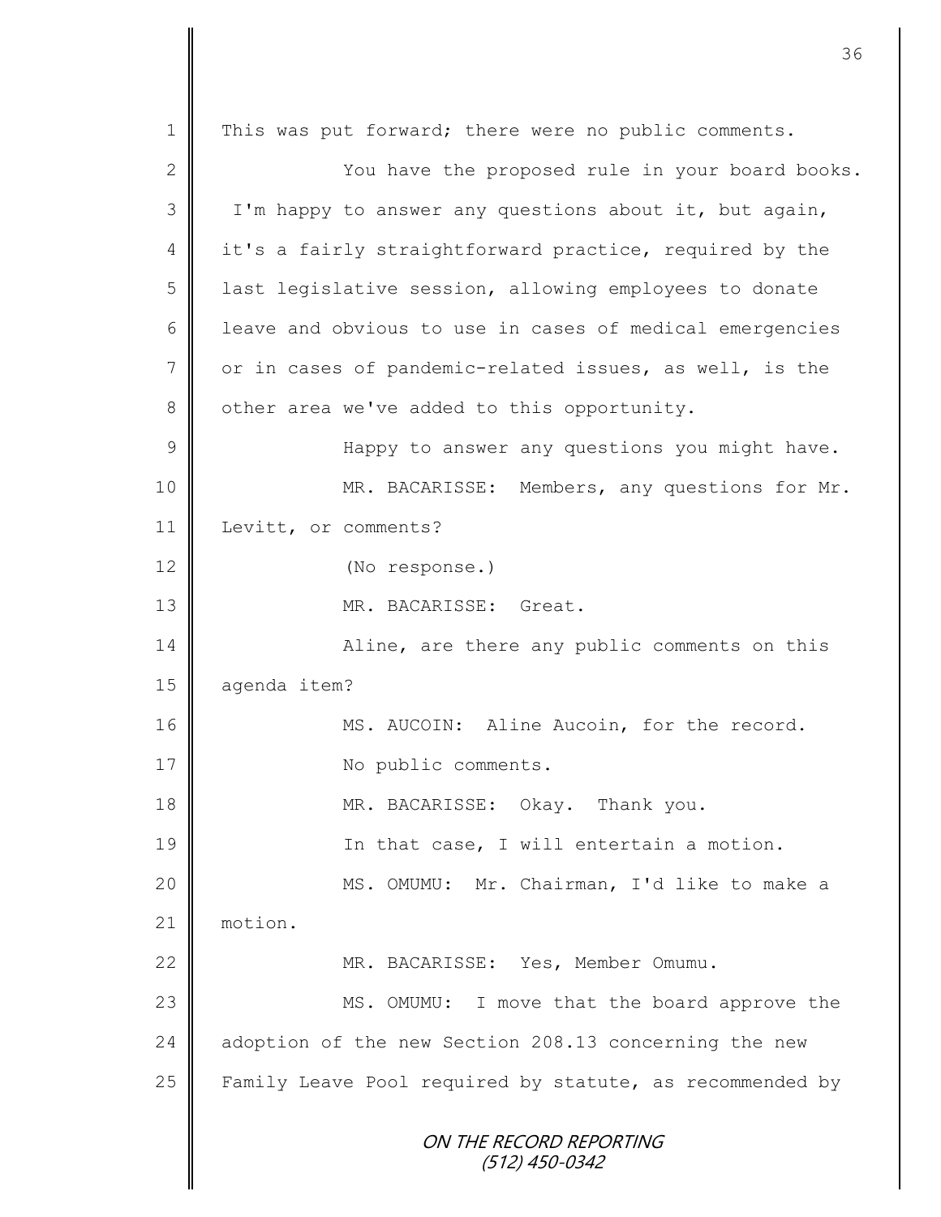This was put forward; there were no public comments.

You have the proposed rule in your board books. I'm happy to answer any questions about it, but again, it's a fairly straightforward practice, required by the last legislative session, allowing employees to donate leave and obvious to use in cases of medical emergencies or in cases of pandemic-related issues, as well, is the other area we've added to this opportunity.

Happy to answer any questions you might have.

MR. BACARISSE: Members, any questions for Mr. Levitt, or comments?

(No response.)

MR. BACARISSE: Great.

Aline, are there any public comments on this agenda item?

MS. AUCOIN: Aline Aucoin, for the record.

No public comments.

MR. BACARISSE: Okay. Thank you.

In that case, I will entertain a motion.

MS. OMUMU: Mr. Chairman, I'd like to make a motion.

MR. BACARISSE: Yes, Member Omumu.

MS. OMUMU: I move that the board approve the adoption of the new Section 208.13 concerning the new Family Leave Pool required by statute, as recommended by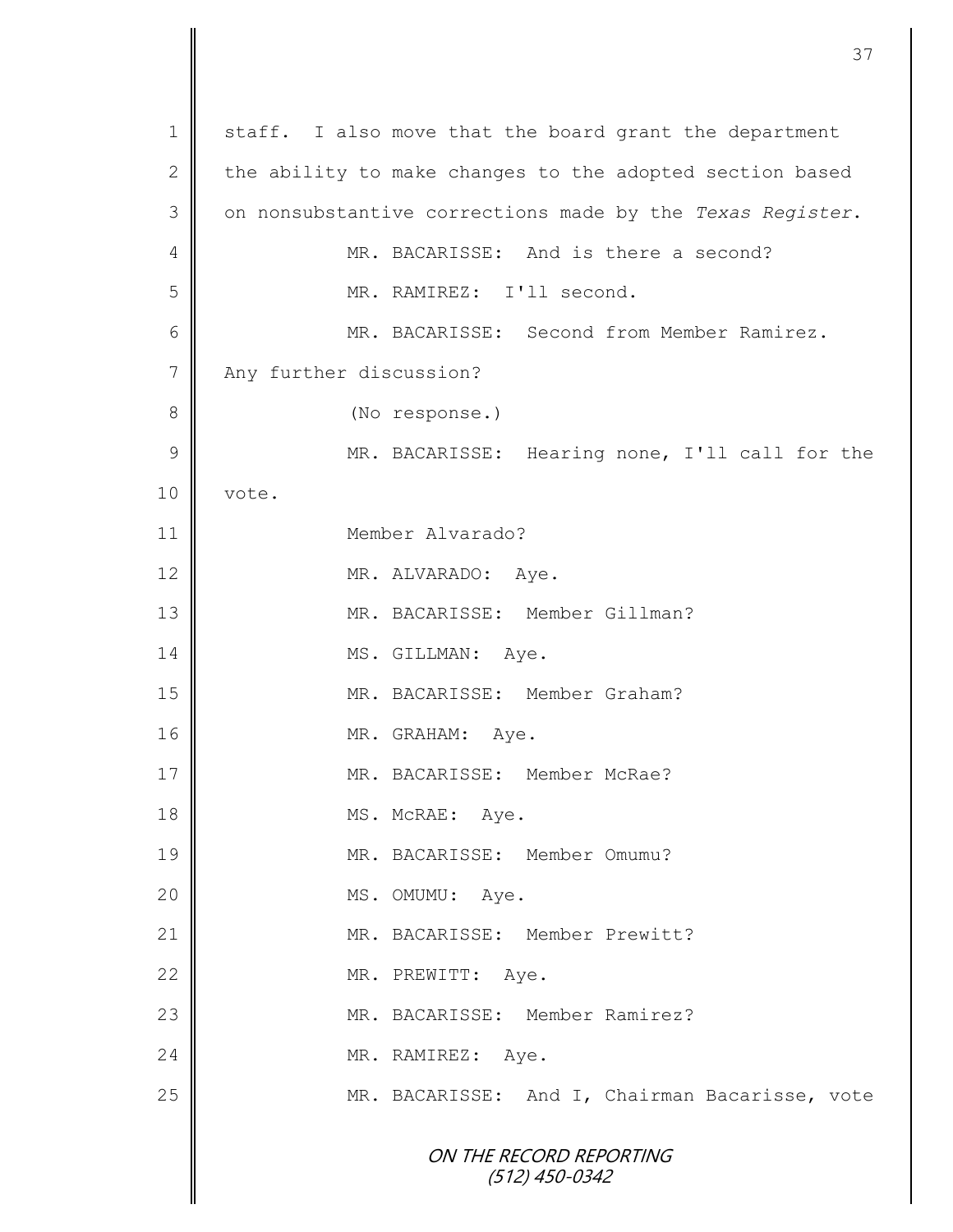staff. I also move that the board grant the department the ability to make changes to the adopted section based on nonsubstantive corrections made by the *Texas Register*.

MR. BACARISSE: And is there a second?

MR. RAMIREZ: I'll second.

MR. BACARISSE: Second from Member Ramirez. Any further discussion?

(No response.)

MR. BACARISSE: Hearing none, I'll call for the vote.

Member Alvarado?

MR. ALVARADO: Aye.

MR. BACARISSE: Member Gillman?

MS. GILLMAN: Aye.

MR. BACARISSE: Member Graham?

MR. GRAHAM: Aye.

MR. BACARISSE: Member McRae?

MS. McRAE: Aye.

MR. BACARISSE: Member Omumu?

MS. OMUMU: Aye.

MR. BACARISSE: Member Prewitt?

MR. PREWITT: Aye.

MR. BACARISSE: Member Ramirez?

MR. RAMIREZ: Aye.

MR. BACARISSE: And I, Chairman Bacarisse, vote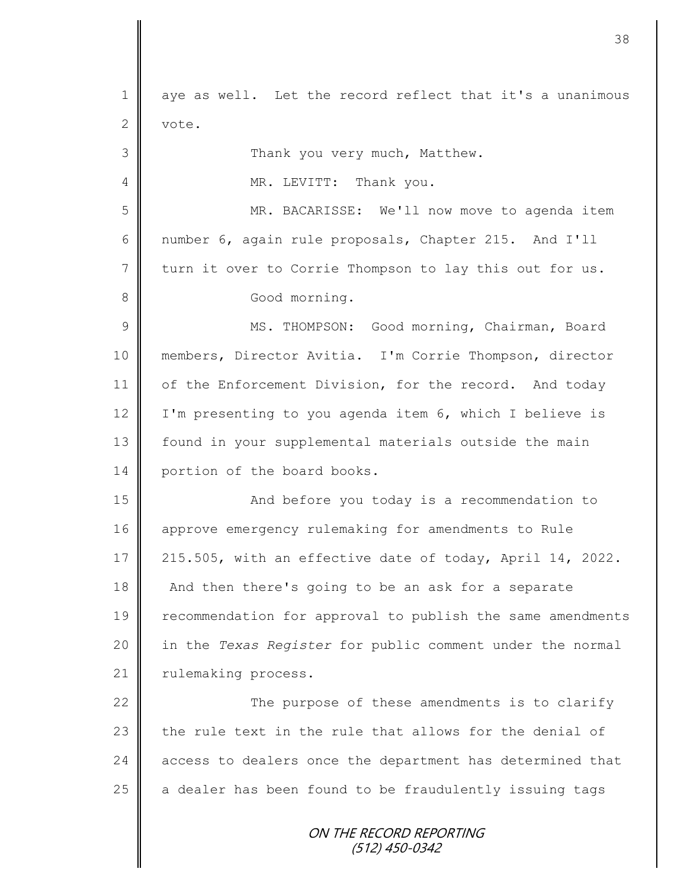aye as well. Let the record reflect that it's a unanimous vote.

Thank you very much, Matthew.

MR. LEVITT: Thank you.

MR. BACARISSE: We'll now move to agenda item number 6, again rule proposals, Chapter 215. And I'll turn it over to Corrie Thompson to lay this out for us.

Good morning.

MS. THOMPSON: Good morning, Chairman, Board members, Director Avitia. I'm Corrie Thompson, director of the Enforcement Division, for the record. And today I'm presenting to you agenda item 6, which I believe is found in your supplemental materials outside the main portion of the board books.

And before you today is a recommendation to approve emergency rulemaking for amendments to Rule 215.505, with an effective date of today, April 14, 2022. And then there's going to be an ask for a separate recommendation for approval to publish the same amendments in the *Texas Register* for public comment under the normal rulemaking process.

The purpose of these amendments is to clarify the rule text in the rule that allows for the denial of access to dealers once the department has determined that a dealer has been found to be fraudulently issuing tags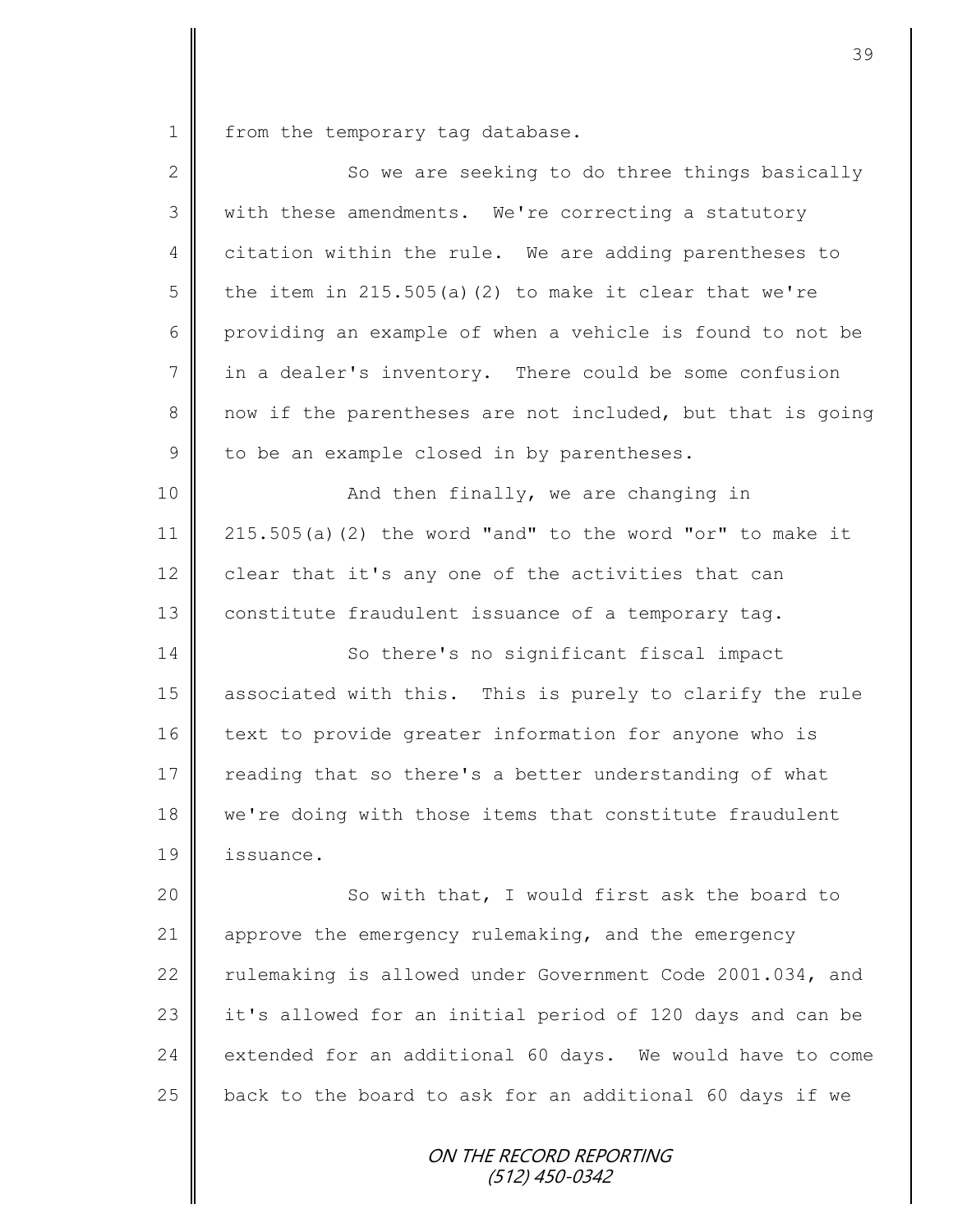from the temporary tag database.

So we are seeking to do three things basically with these amendments. We're correcting a statutory citation within the rule. We are adding parentheses to the item in 215.505(a)(2) to make it clear that we're providing an example of when a vehicle is found to not be in a dealer's inventory. There could be some confusion now if the parentheses are not included, but that is going to be an example closed in by parentheses.

And then finally, we are changing in 215.505(a)(2) the word "and" to the word "or" to make it clear that it's any one of the activities that can constitute fraudulent issuance of a temporary tag.

So there's no significant fiscal impact associated with this. This is purely to clarify the rule text to provide greater information for anyone who is reading that so there's a better understanding of what we're doing with those items that constitute fraudulent issuance.

So with that, I would first ask the board to approve the emergency rulemaking, and the emergency rulemaking is allowed under Government Code 2001.034, and it's allowed for an initial period of 120 days and can be extended for an additional 60 days. We would have to come back to the board to ask for an additional 60 days if we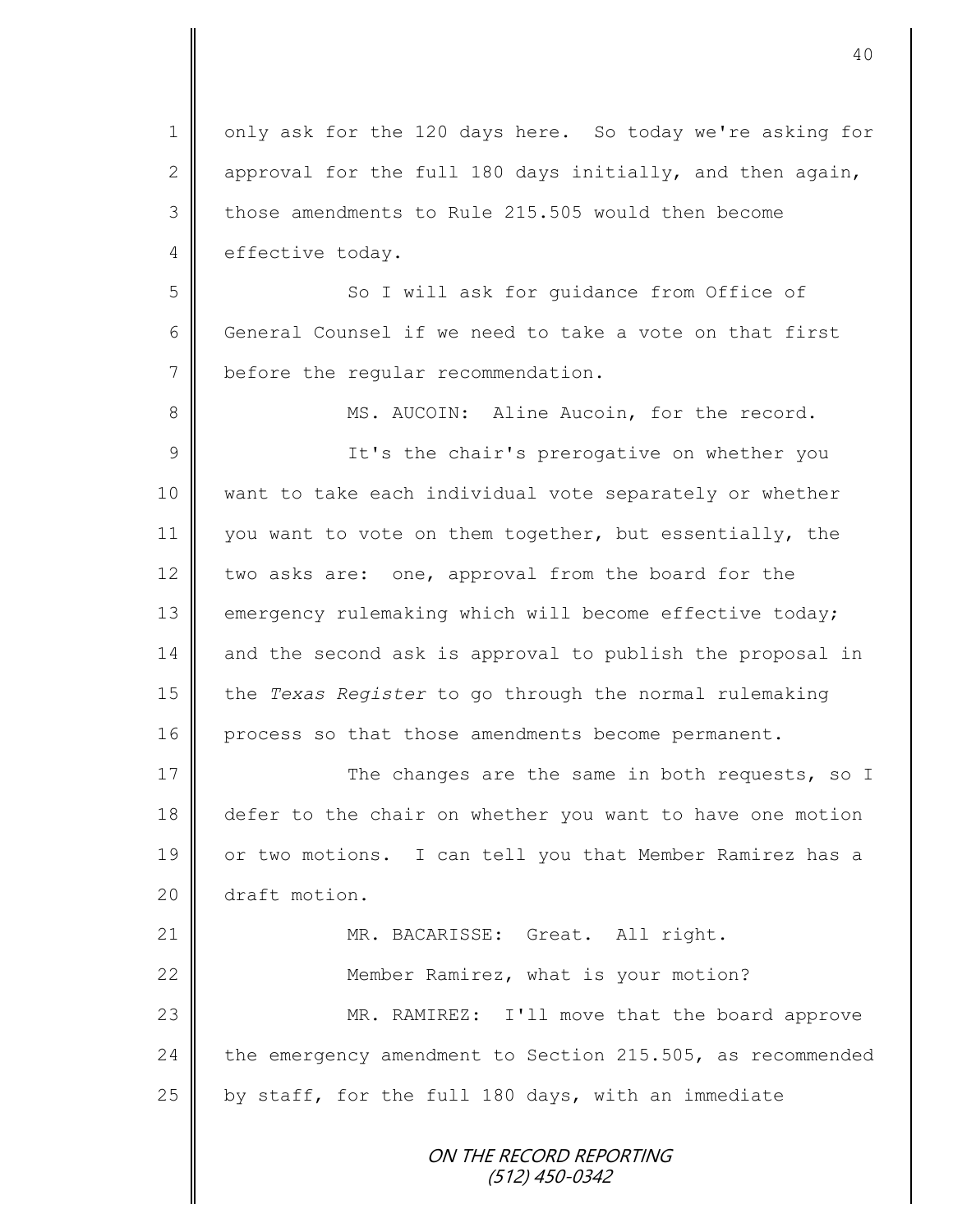only ask for the 120 days here. So today we're asking for approval for the full 180 days initially, and then again, those amendments to Rule 215.505 would then become effective today.

So I will ask for guidance from Office of General Counsel if we need to take a vote on that first before the regular recommendation.

MS. AUCOIN: Aline Aucoin, for the record.

It's the chair's prerogative on whether you want to take each individual vote separately or whether you want to vote on them together, but essentially, the two asks are: one, approval from the board for the emergency rulemaking which will become effective today; and the second ask is approval to publish the proposal in the *Texas Register* to go through the normal rulemaking process so that those amendments become permanent.

The changes are the same in both requests, so I defer to the chair on whether you want to have one motion or two motions. I can tell you that Member Ramirez has a draft motion.

MR. BACARISSE: Great. All right.

Member Ramirez, what is your motion?

MR. RAMIREZ: I'll move that the board approve the emergency amendment to Section 215.505, as recommended by staff, for the full 180 days, with an immediate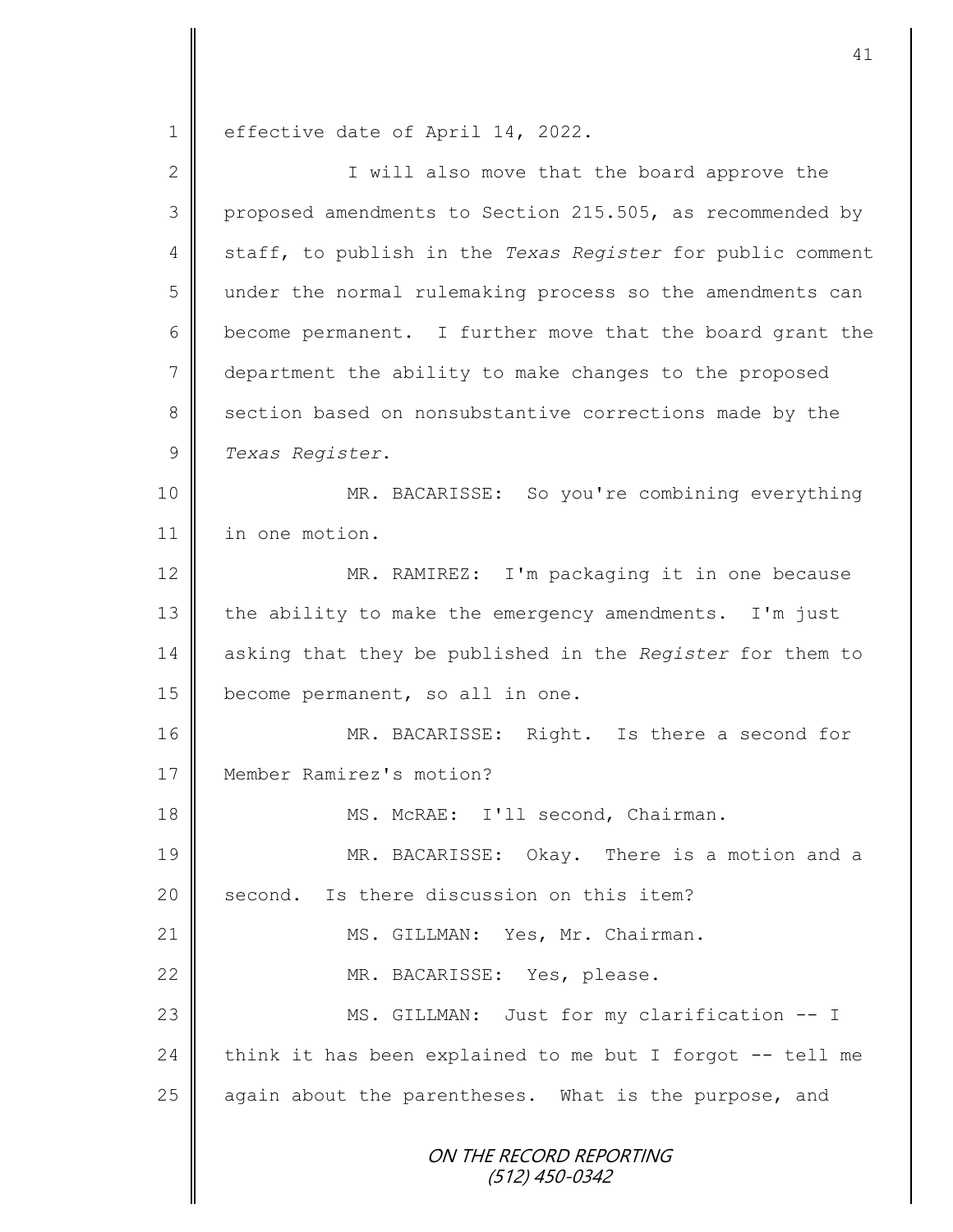effective date of April 14, 2022.

I will also move that the board approve the proposed amendments to Section 215.505, as recommended by staff, to publish in the *Texas Register* for public comment under the normal rulemaking process so the amendments can become permanent. I further move that the board grant the department the ability to make changes to the proposed section based on nonsubstantive corrections made by the *Texas Register*.

MR. BACARISSE: So you're combining everything in one motion.

MR. RAMIREZ: I'm packaging it in one because the ability to make the emergency amendments. I'm just asking that they be published in the *Register* for them to become permanent, so all in one.

MR. BACARISSE: Right. Is there a second for Member Ramirez's motion?

MS. McRAE: I'll second, Chairman.

MR. BACARISSE: Okay. There is a motion and a second. Is there discussion on this item?

MS. GILLMAN: Yes, Mr. Chairman.

MR. BACARISSE: Yes, please.

MS. GILLMAN: Just for my clarification -- I think it has been explained to me but I forgot -- tell me again about the parentheses. What is the purpose, and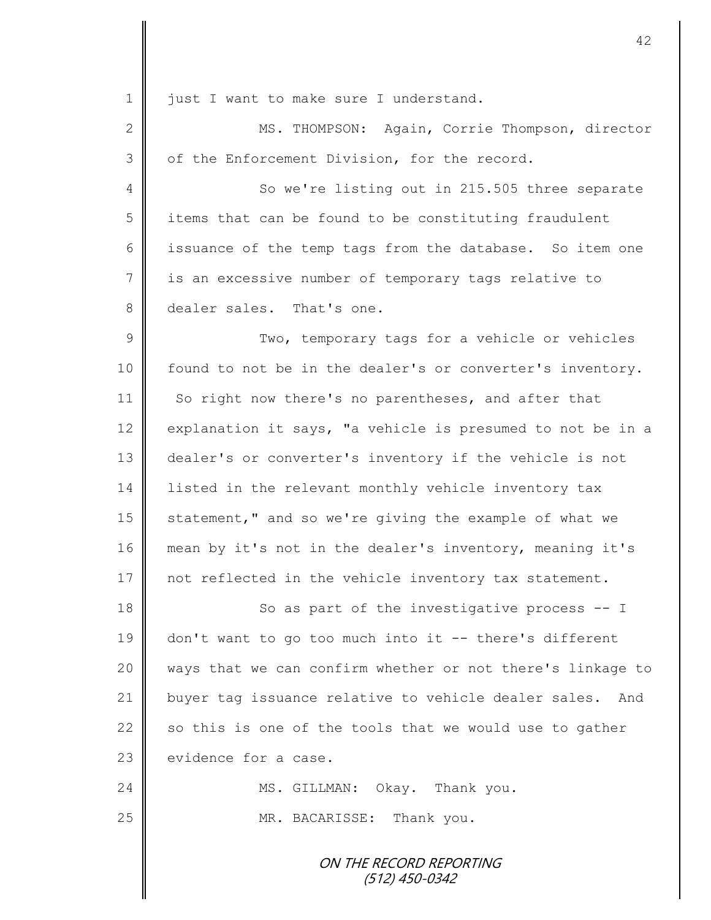just I want to make sure I understand.

MS. THOMPSON: Again, Corrie Thompson, director of the Enforcement Division, for the record.

So we're listing out in 215.505 three separate items that can be found to be constituting fraudulent issuance of the temp tags from the database. So item one is an excessive number of temporary tags relative to dealer sales. That's one.

Two, temporary tags for a vehicle or vehicles found to not be in the dealer's or converter's inventory. So right now there's no parentheses, and after that explanation it says, "a vehicle is presumed to not be in a dealer's or converter's inventory if the vehicle is not listed in the relevant monthly vehicle inventory tax statement," and so we're giving the example of what we mean by it's not in the dealer's inventory, meaning it's not reflected in the vehicle inventory tax statement.

So as part of the investigative process -- I don't want to go too much into it -- there's different ways that we can confirm whether or not there's linkage to buyer tag issuance relative to vehicle dealer sales. And so this is one of the tools that we would use to gather evidence for a case.

MS. GILLMAN: Okay. Thank you.

MR. BACARISSE: Thank you.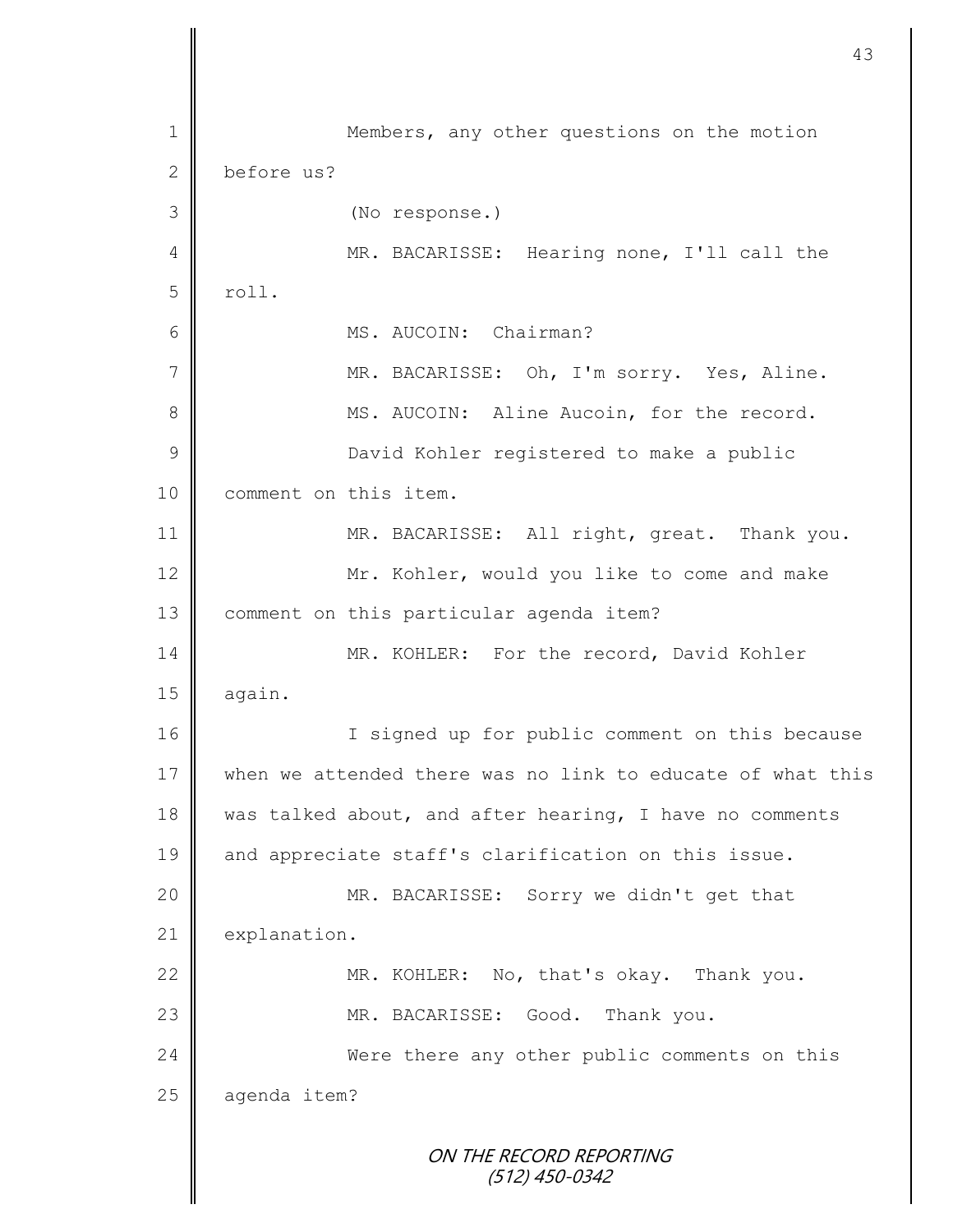Members, any other questions on the motion before us?

(No response.)

MR. BACARISSE: Hearing none, I'll call the roll.

MS. AUCOIN: Chairman?

MR. BACARISSE: Oh, I'm sorry. Yes, Aline.

MS. AUCOIN: Aline Aucoin, for the record.

David Kohler registered to make a public comment on this item.

MR. BACARISSE: All right, great. Thank you.

Mr. Kohler, would you like to come and make comment on this particular agenda item?

MR. KOHLER: For the record, David Kohler again.

I signed up for public comment on this because when we attended there was no link to educate of what this was talked about, and after hearing, I have no comments and appreciate staff's clarification on this issue.

MR. BACARISSE: Sorry we didn't get that explanation.

MR. KOHLER: No, that's okay. Thank you.

MR. BACARISSE: Good. Thank you.

Were there any other public comments on this agenda item?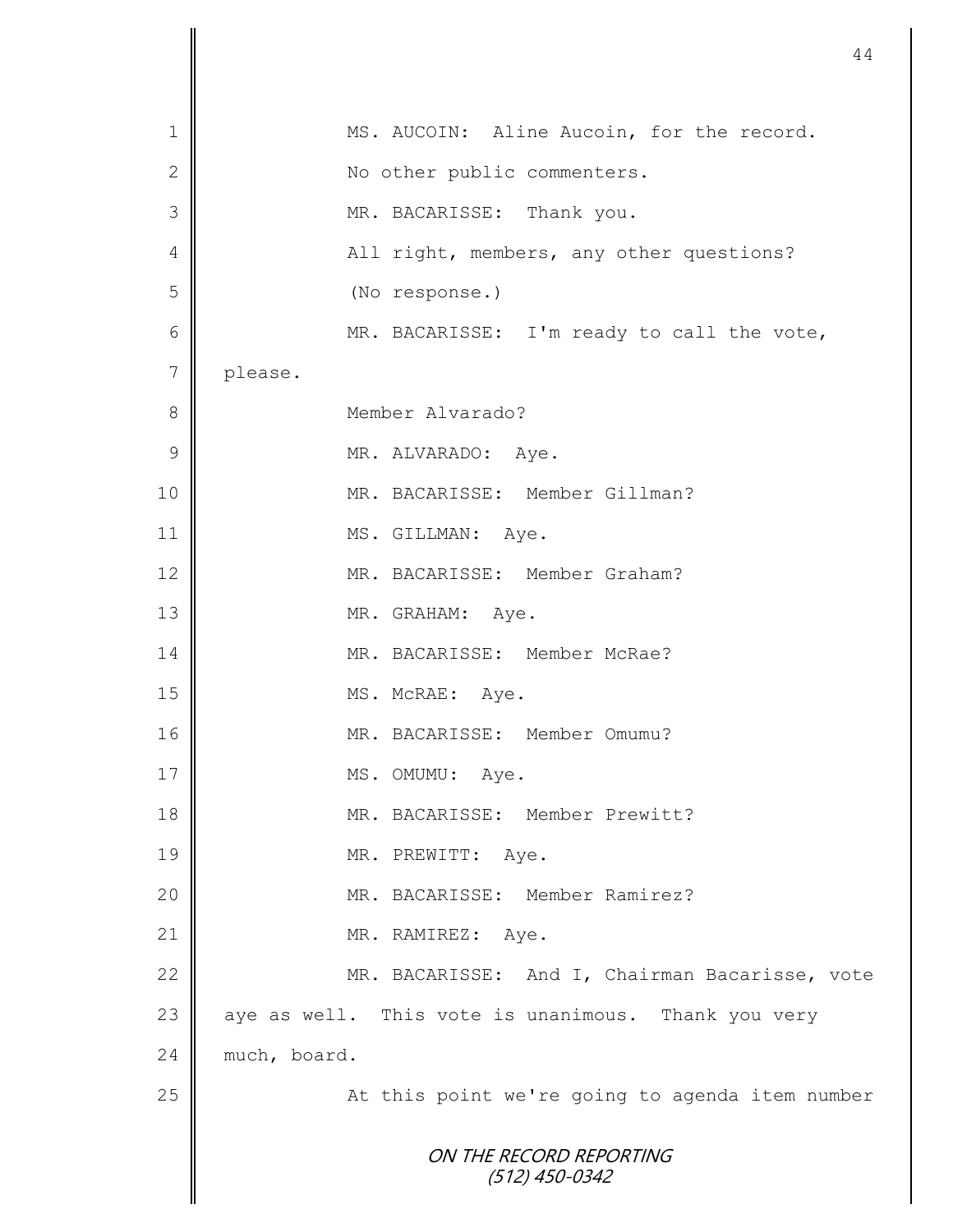MS. AUCOIN: Aline Aucoin, for the record.

No other public commenters.

MR. BACARISSE: Thank you.

All right, members, any other questions?

(No response.)

MR. BACARISSE: I'm ready to call the vote, please.

Member Alvarado?

MR. ALVARADO: Aye.

MR. BACARISSE: Member Gillman?

MS. GILLMAN: Aye.

MR. BACARISSE: Member Graham?

MR. GRAHAM: Aye.

MR. BACARISSE: Member McRae?

MS. McRAE: Aye.

MR. BACARISSE: Member Omumu?

MS. OMUMU: Aye.

MR. BACARISSE: Member Prewitt?

MR. PREWITT: Aye.

MR. BACARISSE: Member Ramirez?

MR. RAMIREZ: Aye.

MR. BACARISSE: And I, Chairman Bacarisse, vote aye as well. This vote is unanimous. Thank you very much, board.

At this point we're going to agenda item number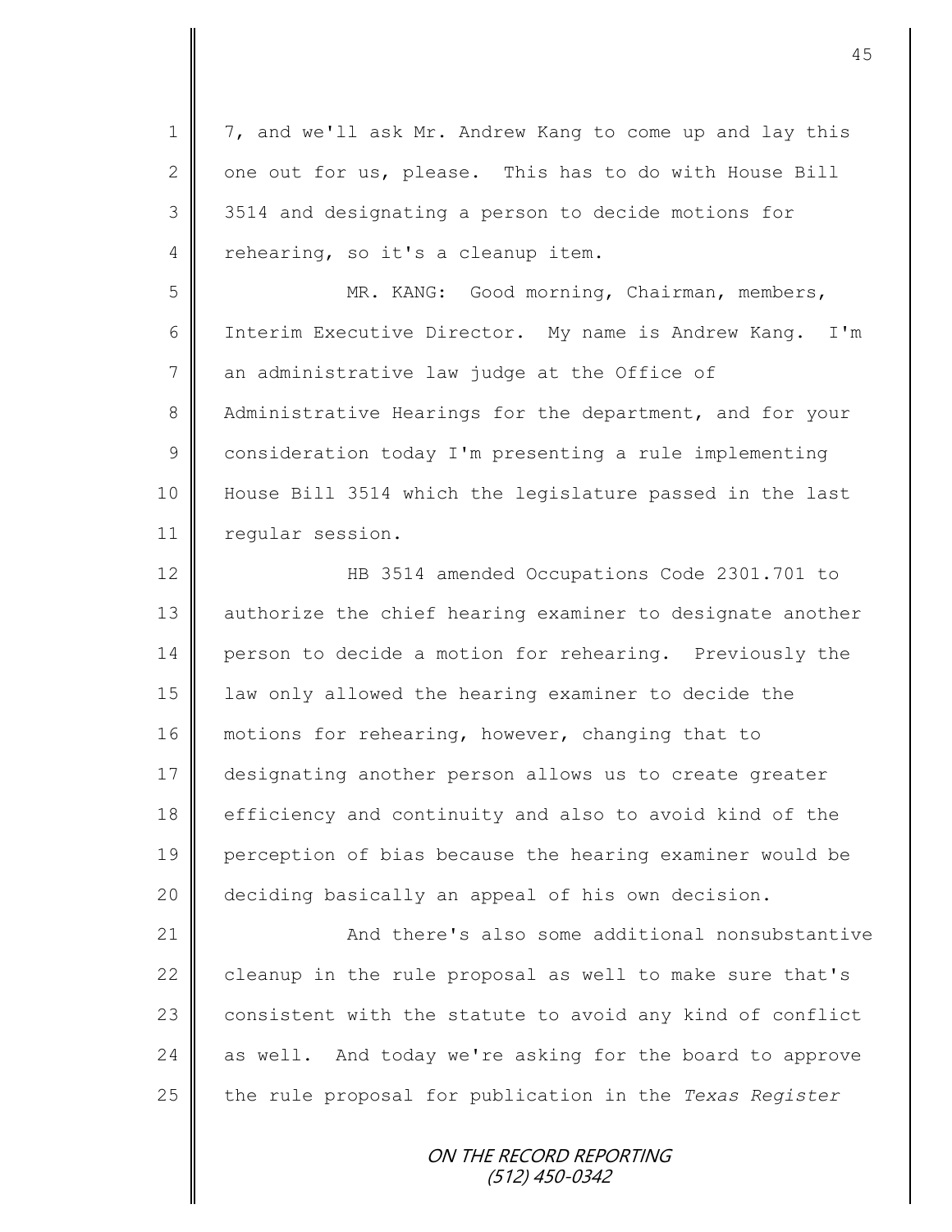7, and we'll ask Mr. Andrew Kang to come up and lay this one out for us, please. This has to do with House Bill 3514 and designating a person to decide motions for rehearing, so it's a cleanup item.

MR. KANG: Good morning, Chairman, members, Interim Executive Director. My name is Andrew Kang. I'm an administrative law judge at the Office of Administrative Hearings for the department, and for your consideration today I'm presenting a rule implementing House Bill 3514 which the legislature passed in the last regular session.

HB 3514 amended Occupations Code 2301.701 to authorize the chief hearing examiner to designate another person to decide a motion for rehearing. Previously the law only allowed the hearing examiner to decide the motions for rehearing, however, changing that to designating another person allows us to create greater efficiency and continuity and also to avoid kind of the perception of bias because the hearing examiner would be deciding basically an appeal of his own decision.

And there's also some additional nonsubstantive cleanup in the rule proposal as well to make sure that's consistent with the statute to avoid any kind of conflict as well. And today we're asking for the board to approve the rule proposal for publication in the *Texas Register*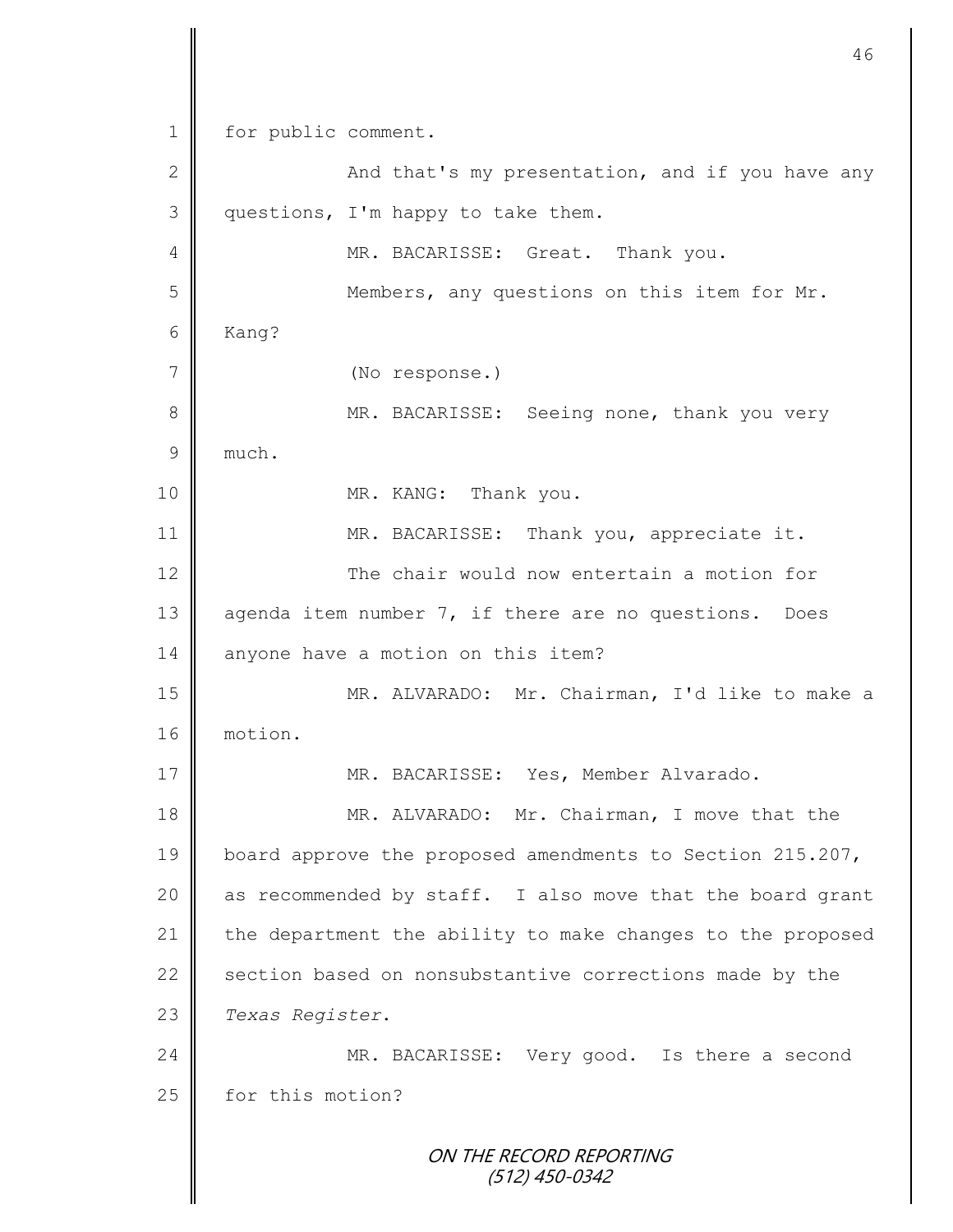for public comment.

And that's my presentation, and if you have any questions, I'm happy to take them.

MR. BACARISSE: Great. Thank you.

Members, any questions on this item for Mr. Kang?

(No response.)

MR. BACARISSE: Seeing none, thank you very much.

MR. KANG: Thank you.

MR. BACARISSE: Thank you, appreciate it.

The chair would now entertain a motion for agenda item number 7, if there are no questions. Does anyone have a motion on this item?

MR. ALVARADO: Mr. Chairman, I'd like to make a motion.

MR. BACARISSE: Yes, Member Alvarado.

MR. ALVARADO: Mr. Chairman, I move that the board approve the proposed amendments to Section 215.207, as recommended by staff. I also move that the board grant the department the ability to make changes to the proposed section based on nonsubstantive corrections made by the *Texas Register*.

MR. BACARISSE: Very good. Is there a second for this motion?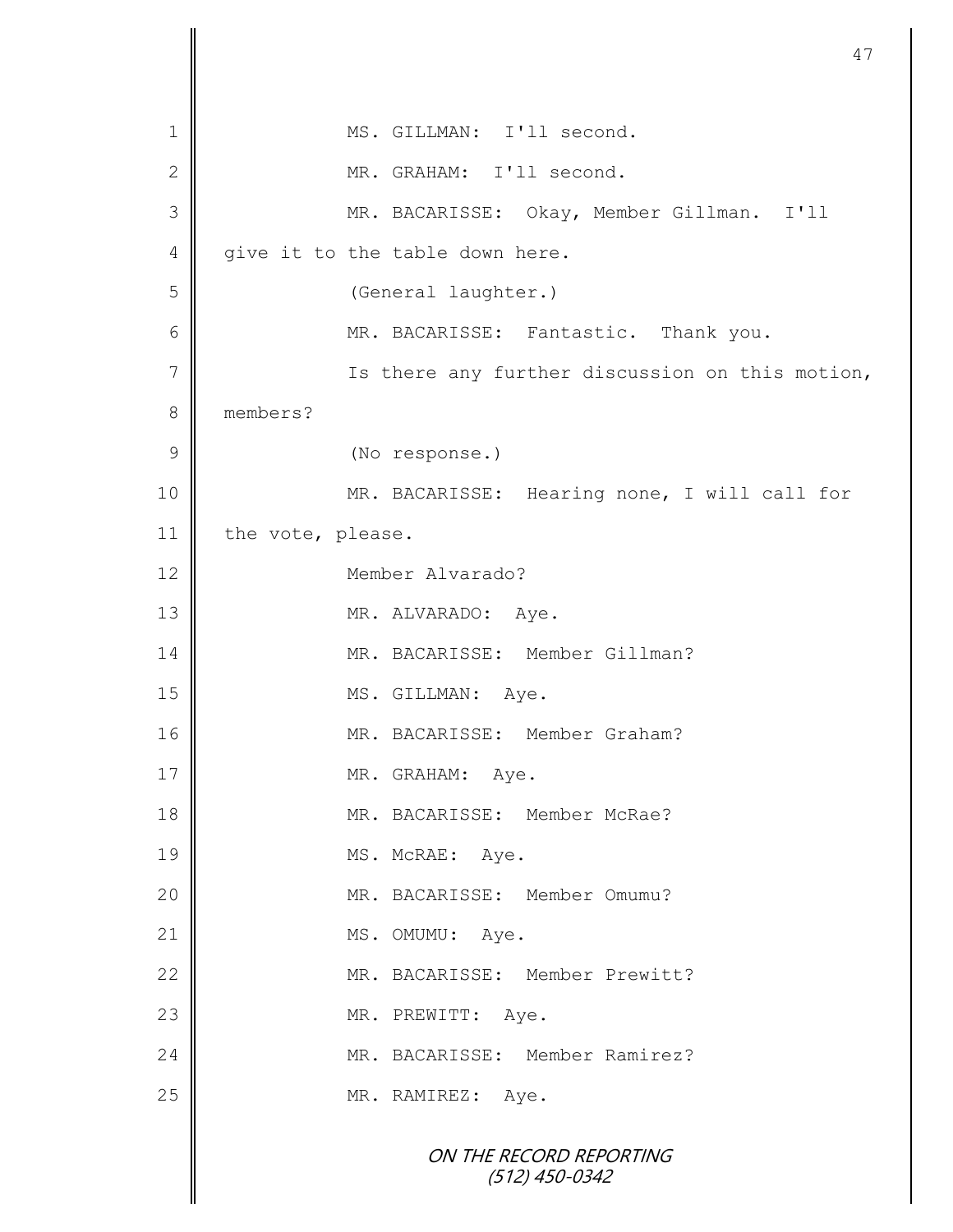MS. GILLMAN: I'll second.

MR. GRAHAM: I'll second.

MR. BACARISSE: Okay, Member Gillman. I'll give it to the table down here.

(General laughter.)

MR. BACARISSE: Fantastic. Thank you.

Is there any further discussion on this motion, members?

(No response.)

MR. BACARISSE: Hearing none, I will call for the vote, please.

Member Alvarado?

MR. ALVARADO: Aye.

MR. BACARISSE: Member Gillman?

MS. GILLMAN: Aye.

MR. BACARISSE: Member Graham?

MR. GRAHAM: Aye.

MR. BACARISSE: Member McRae?

MS. McRAE: Aye.

MR. BACARISSE: Member Omumu?

MS. OMUMU: Aye.

MR. BACARISSE: Member Prewitt?

MR. PREWITT: Aye.

MR. BACARISSE: Member Ramirez?

MR. RAMIREZ: Aye.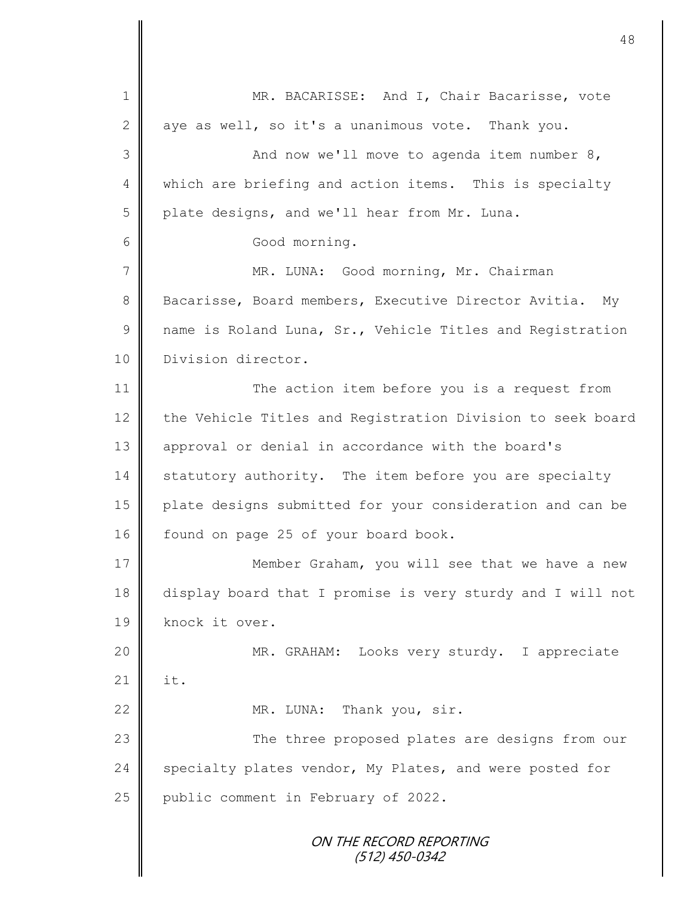MR. BACARISSE: And I, Chair Bacarisse, vote aye as well, so it's a unanimous vote. Thank you.

And now we'll move to agenda item number 8, which are briefing and action items. This is specialty plate designs, and we'll hear from Mr. Luna.

Good morning.

MR. LUNA: Good morning, Mr. Chairman Bacarisse, Board members, Executive Director Avitia. My name is Roland Luna, Sr., Vehicle Titles and Registration Division director.

The action item before you is a request from the Vehicle Titles and Registration Division to seek board approval or denial in accordance with the board's statutory authority. The item before you are specialty plate designs submitted for your consideration and can be found on page 25 of your board book.

Member Graham, you will see that we have a new display board that I promise is very sturdy and I will not knock it over.

MR. GRAHAM: Looks very sturdy. I appreciate it.

MR. LUNA: Thank you, sir.

The three proposed plates are designs from our specialty plates vendor, My Plates, and were posted for public comment in February of 2022.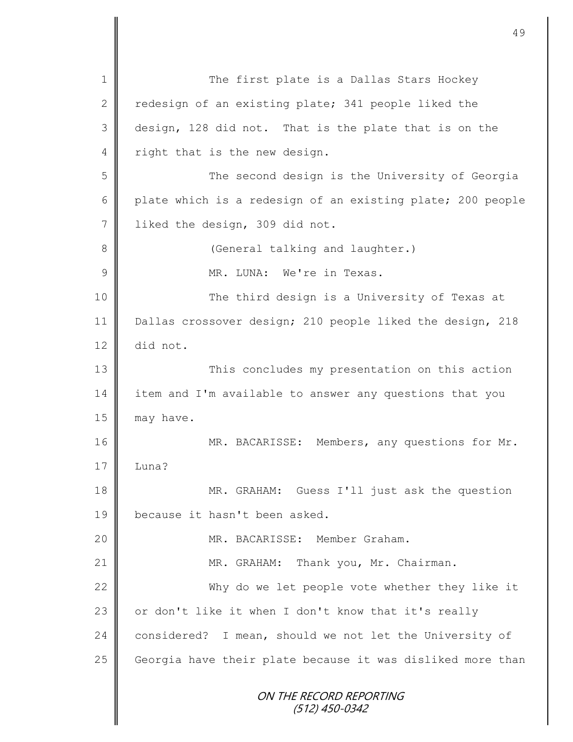The first plate is a Dallas Stars Hockey redesign of an existing plate; 341 people liked the design, 128 did not. That is the plate that is on the right that is the new design.

The second design is the University of Georgia plate which is a redesign of an existing plate; 200 people liked the design, 309 did not.

(General talking and laughter.)

MR. LUNA: We're in Texas.

The third design is a University of Texas at Dallas crossover design; 210 people liked the design, 218 did not.

This concludes my presentation on this action item and I'm available to answer any questions that you may have.

MR. BACARISSE: Members, any questions for Mr. Luna?

MR. GRAHAM: Guess I'll just ask the question because it hasn't been asked.

MR. BACARISSE: Member Graham.

MR. GRAHAM: Thank you, Mr. Chairman.

Why do we let people vote whether they like it or don't like it when I don't know that it's really considered? I mean, should we not let the University of Georgia have their plate because it was disliked more than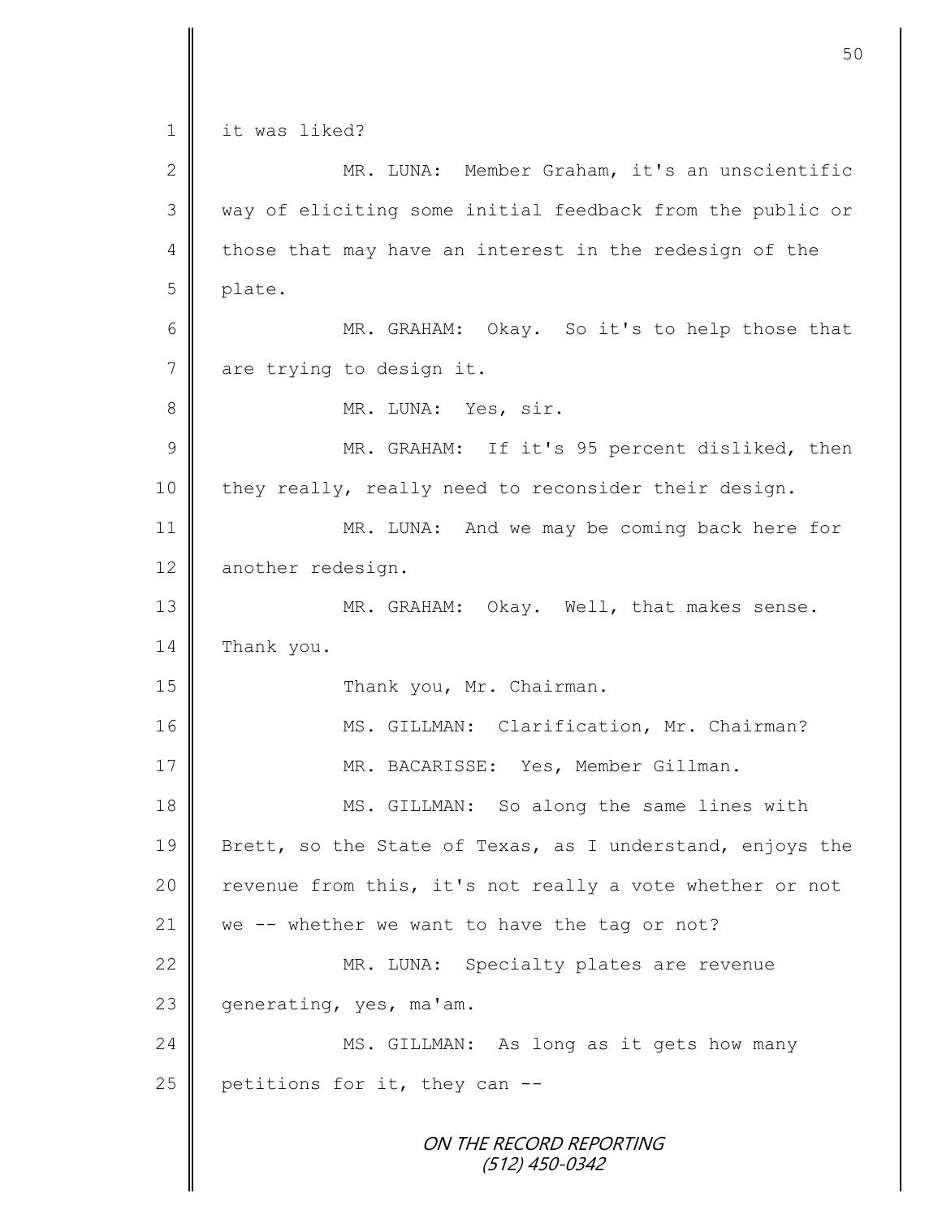it was liked?

MR. LUNA: Member Graham, it's an unscientific way of eliciting some initial feedback from the public or those that may have an interest in the redesign of the plate.

MR. GRAHAM: Okay. So it's to help those that are trying to design it.

MR. LUNA: Yes, sir.

MR. GRAHAM: If it's 95 percent disliked, then they really, really need to reconsider their design.

MR. LUNA: And we may be coming back here for another redesign.

MR. GRAHAM: Okay. Well, that makes sense. Thank you.

Thank you, Mr. Chairman.

MS. GILLMAN: Clarification, Mr. Chairman?

MR. BACARISSE: Yes, Member Gillman.

MS. GILLMAN: So along the same lines with Brett, so the State of Texas, as I understand, enjoys the revenue from this, it's not really a vote whether or not we -- whether we want to have the tag or not?

MR. LUNA: Specialty plates are revenue generating, yes, ma'am.

MS. GILLMAN: As long as it gets how many petitions for it, they can --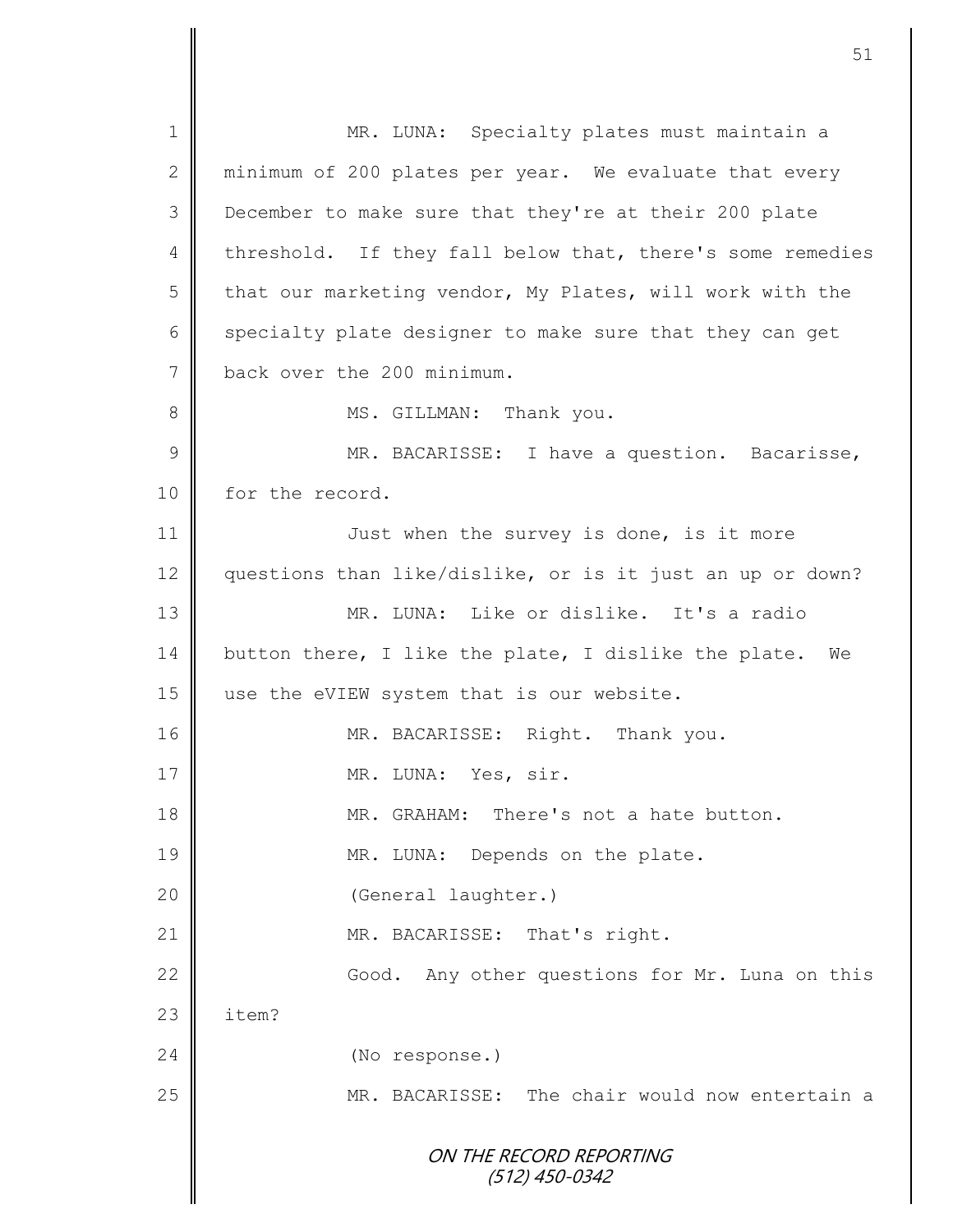MR. LUNA: Specialty plates must maintain a minimum of 200 plates per year. We evaluate that every December to make sure that they're at their 200 plate threshold. If they fall below that, there's some remedies that our marketing vendor, My Plates, will work with the specialty plate designer to make sure that they can get back over the 200 minimum.

MS. GILLMAN: Thank you.

MR. BACARISSE: I have a question. Bacarisse, for the record.

Just when the survey is done, is it more questions than like/dislike, or is it just an up or down?

MR. LUNA: Like or dislike. It's a radio button there, I like the plate, I dislike the plate. We use the eVIEW system that is our website.

MR. BACARISSE: Right. Thank you.

MR. LUNA: Yes, sir.

MR. GRAHAM: There's not a hate button.

MR. LUNA: Depends on the plate.

(General laughter.)

MR. BACARISSE: That's right.

Good. Any other questions for Mr. Luna on this item?

(No response.)

MR. BACARISSE: The chair would now entertain a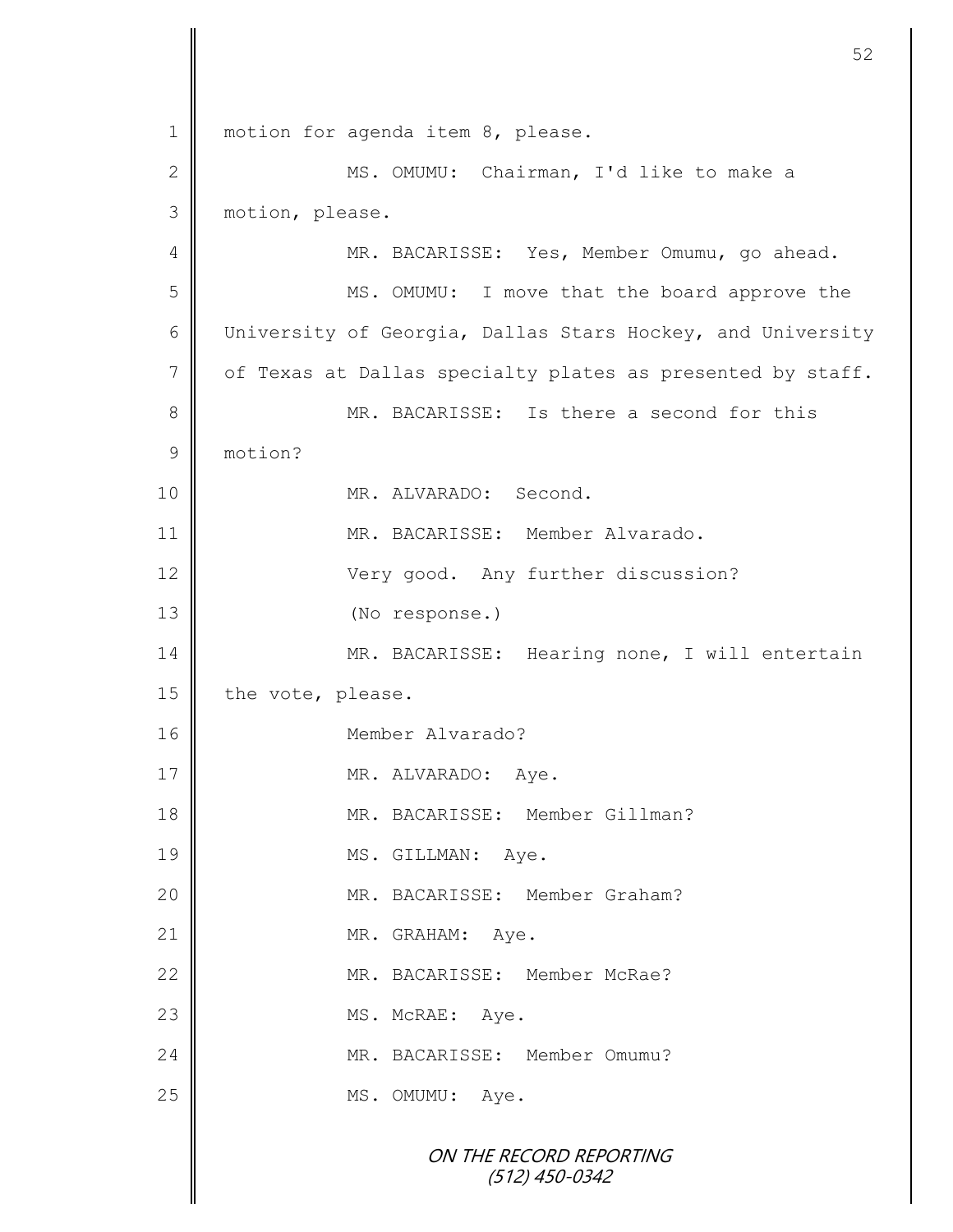motion for agenda item 8, please.

MS. OMUMU: Chairman, I'd like to make a motion, please.

MR. BACARISSE: Yes, Member Omumu, go ahead.

MS. OMUMU: I move that the board approve the University of Georgia, Dallas Stars Hockey, and University of Texas at Dallas specialty plates as presented by staff.

MR. BACARISSE: Is there a second for this motion?

MR. ALVARADO: Second.

MR. BACARISSE: Member Alvarado.

Very good. Any further discussion?

(No response.)

MR. BACARISSE: Hearing none, I will entertain the vote, please.

Member Alvarado?

MR. ALVARADO: Aye.

MR. BACARISSE: Member Gillman?

MS. GILLMAN: Aye.

MR. BACARISSE: Member Graham?

MR. GRAHAM: Aye.

MR. BACARISSE: Member McRae?

MS. McRAE: Aye.

MR. BACARISSE: Member Omumu?

MS. OMUMU: Aye.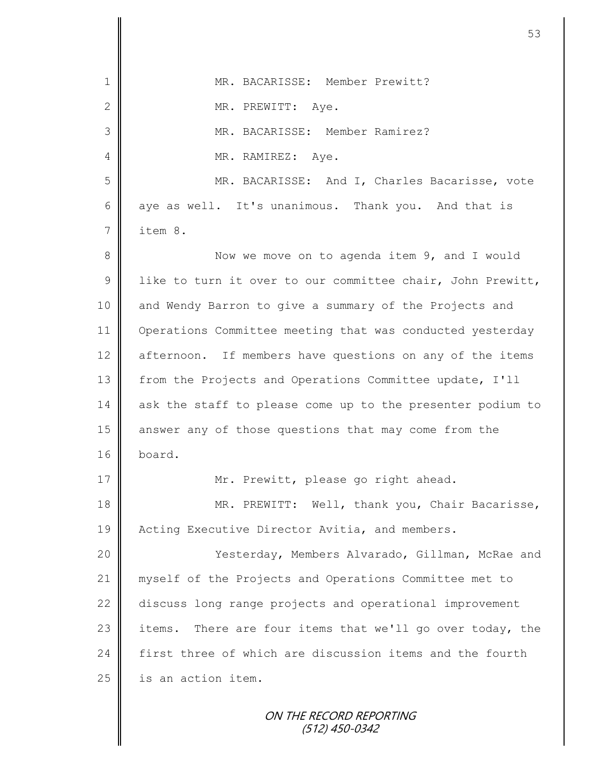MR. BACARISSE: Member Prewitt?

MR. PREWITT: Aye.

MR. BACARISSE: Member Ramirez?

MR. RAMIREZ: Aye.

MR. BACARISSE: And I, Charles Bacarisse, vote aye as well. It's unanimous. Thank you. And that is item 8.

Now we move on to agenda item 9, and I would like to turn it over to our committee chair, John Prewitt, and Wendy Barron to give a summary of the Projects and Operations Committee meeting that was conducted yesterday afternoon. If members have questions on any of the items from the Projects and Operations Committee update, I'll ask the staff to please come up to the presenter podium to answer any of those questions that may come from the board.

Mr. Prewitt, please go right ahead.

MR. PREWITT: Well, thank you, Chair Bacarisse, Acting Executive Director Avitia, and members.

Yesterday, Members Alvarado, Gillman, McRae and myself of the Projects and Operations Committee met to discuss long range projects and operational improvement items. There are four items that we'll go over today, the first three of which are discussion items and the fourth is an action item.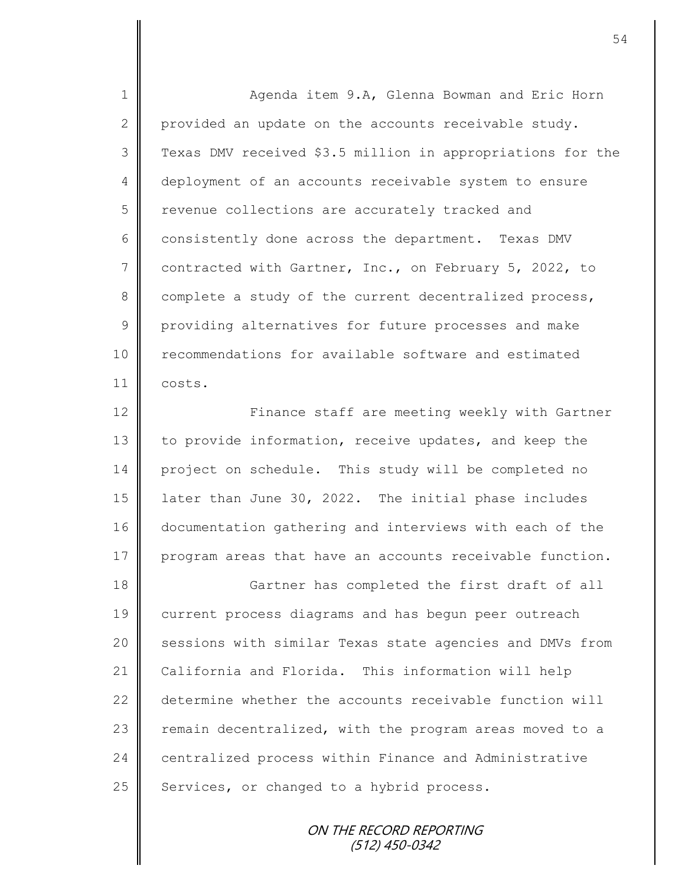Agenda item 9.A, Glenna Bowman and Eric Horn provided an update on the accounts receivable study. Texas DMV received $3.5 million in appropriations for the deployment of an accounts receivable system to ensure revenue collections are accurately tracked and consistently done across the department. Texas DMV contracted with Gartner, Inc., on February 5, 2022, to complete a study of the current decentralized process, providing alternatives for future processes and make recommendations for available software and estimated costs.

Finance staff are meeting weekly with Gartner to provide information, receive updates, and keep the project on schedule. This study will be completed no later than June 30, 2022. The initial phase includes documentation gathering and interviews with each of the program areas that have an accounts receivable function.

Gartner has completed the first draft of all current process diagrams and has begun peer outreach sessions with similar Texas state agencies and DMVs from California and Florida. This information will help determine whether the accounts receivable function will remain decentralized, with the program areas moved to a centralized process within Finance and Administrative Services, or changed to a hybrid process.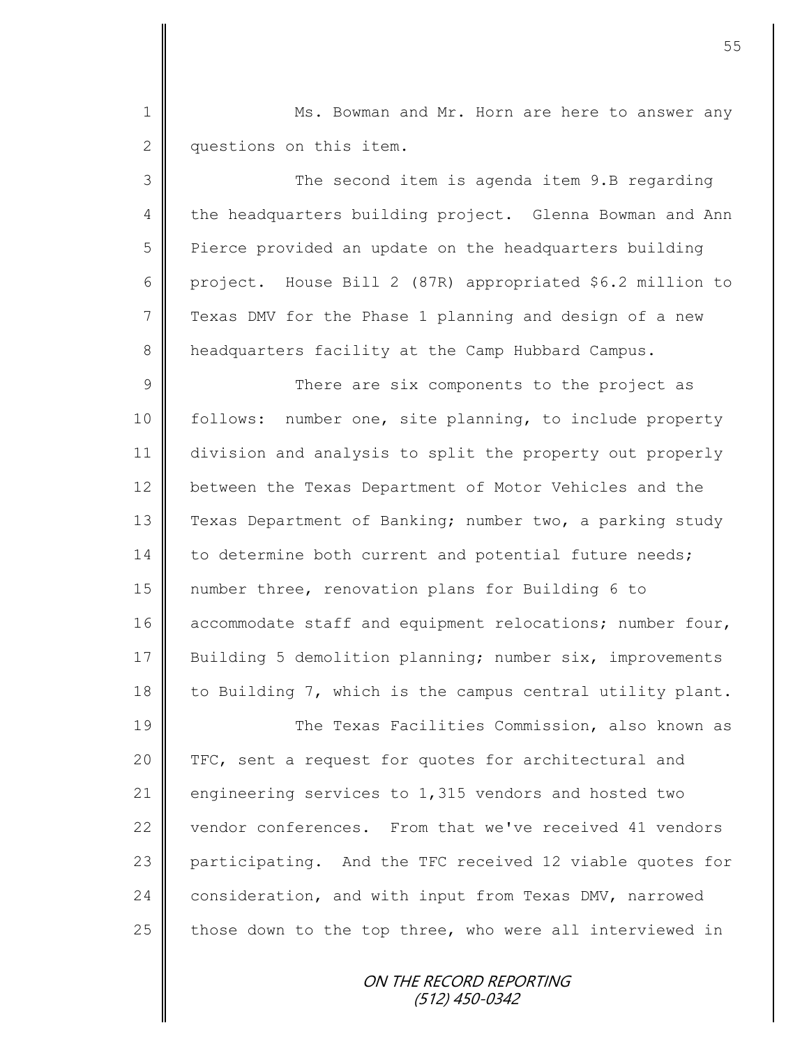Ms. Bowman and Mr. Horn are here to answer any questions on this item.

The second item is agenda item 9.B regarding the headquarters building project. Glenna Bowman and Ann Pierce provided an update on the headquarters building project. House Bill 2 (87R) appropriated $6.2 million to Texas DMV for the Phase 1 planning and design of a new headquarters facility at the Camp Hubbard Campus.

There are six components to the project as follows: number one, site planning, to include property division and analysis to split the property out properly between the Texas Department of Motor Vehicles and the Texas Department of Banking; number two, a parking study to determine both current and potential future needs; number three, renovation plans for Building 6 to accommodate staff and equipment relocations; number four, Building 5 demolition planning; number six, improvements to Building 7, which is the campus central utility plant.

The Texas Facilities Commission, also known as TFC, sent a request for quotes for architectural and engineering services to 1,315 vendors and hosted two vendor conferences. From that we've received 41 vendors participating. And the TFC received 12 viable quotes for consideration, and with input from Texas DMV, narrowed those down to the top three, who were all interviewed in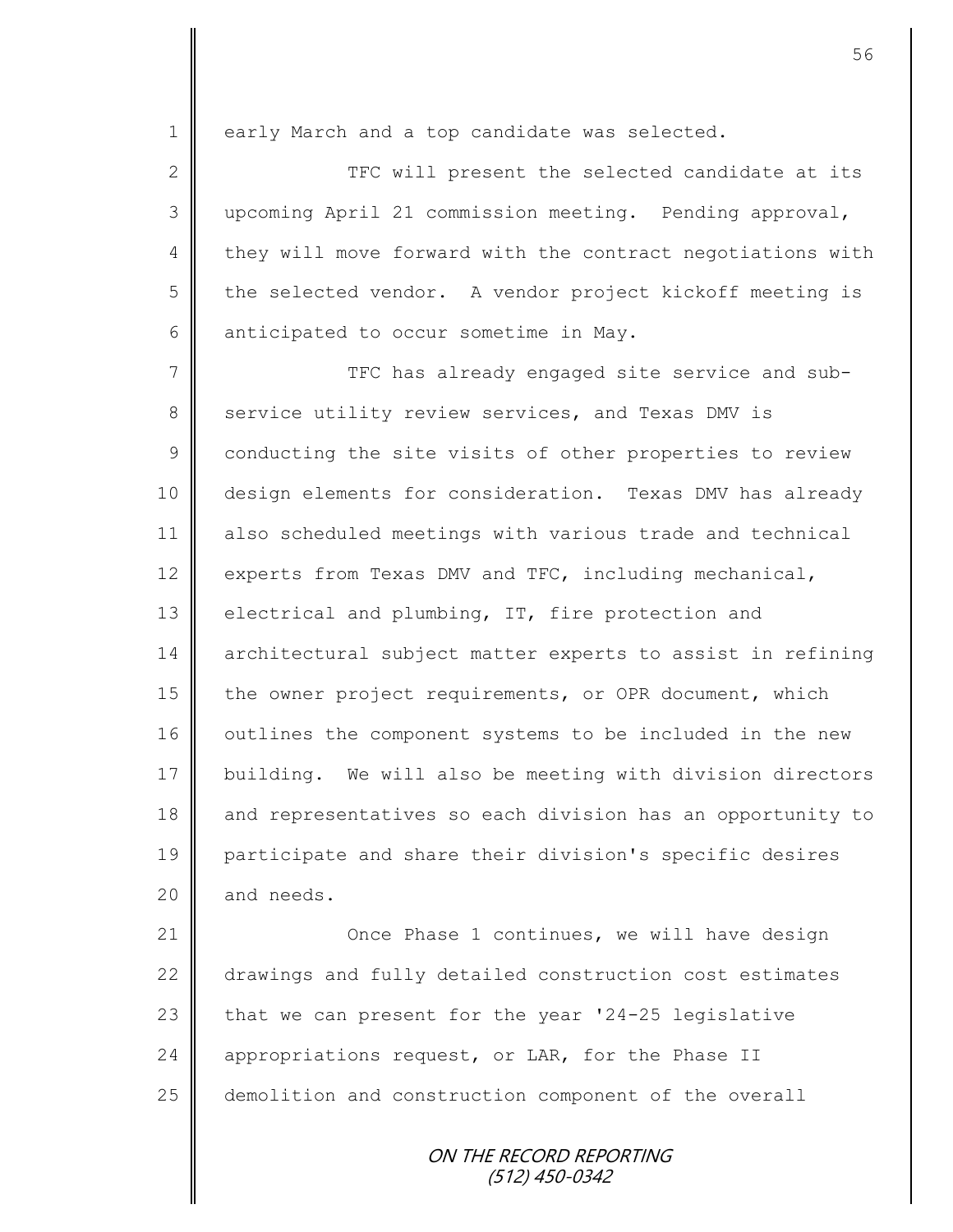early March and a top candidate was selected.

TFC will present the selected candidate at its upcoming April 21 commission meeting. Pending approval, they will move forward with the contract negotiations with the selected vendor. A vendor project kickoff meeting is anticipated to occur sometime in May.

TFC has already engaged site service and sub-service utility review services, and Texas DMV is conducting the site visits of other properties to review design elements for consideration. Texas DMV has already also scheduled meetings with various trade and technical experts from Texas DMV and TFC, including mechanical, electrical and plumbing, IT, fire protection and architectural subject matter experts to assist in refining the owner project requirements, or OPR document, which outlines the component systems to be included in the new building. We will also be meeting with division directors and representatives so each division has an opportunity to participate and share their division's specific desires and needs.

Once Phase 1 continues, we will have design drawings and fully detailed construction cost estimates that we can present for the year '24-25 legislative appropriations request, or LAR, for the Phase II demolition and construction component of the overall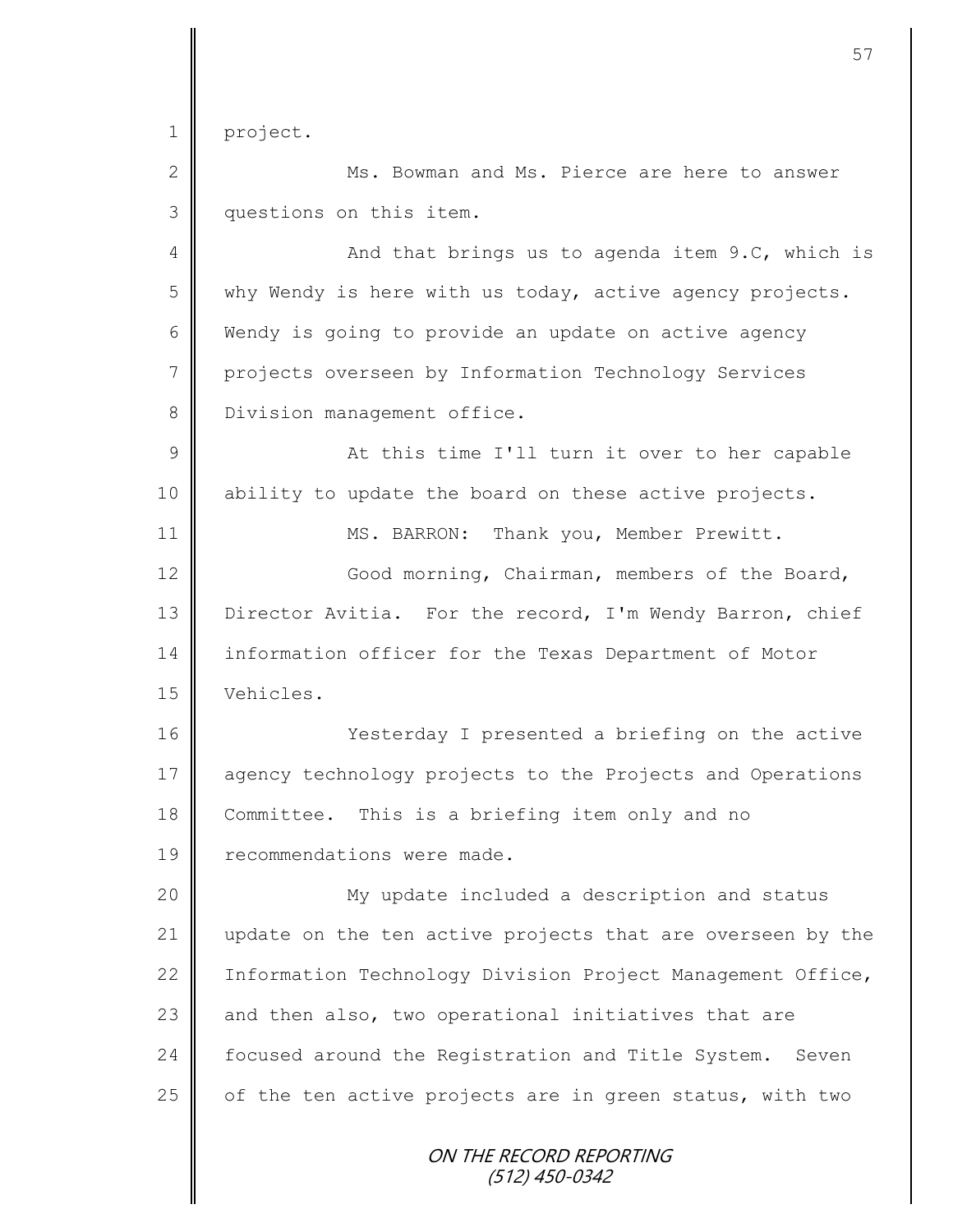project.

Ms. Bowman and Ms. Pierce are here to answer questions on this item.

And that brings us to agenda item 9.C, which is why Wendy is here with us today, active agency projects. Wendy is going to provide an update on active agency projects overseen by Information Technology Services Division management office.

At this time I'll turn it over to her capable ability to update the board on these active projects.

MS. BARRON: Thank you, Member Prewitt.

Good morning, Chairman, members of the Board, Director Avitia. For the record, I'm Wendy Barron, chief information officer for the Texas Department of Motor Vehicles.

Yesterday I presented a briefing on the active agency technology projects to the Projects and Operations Committee. This is a briefing item only and no recommendations were made.

My update included a description and status update on the ten active projects that are overseen by the Information Technology Division Project Management Office, and then also, two operational initiatives that are focused around the Registration and Title System. Seven of the ten active projects are in green status, with two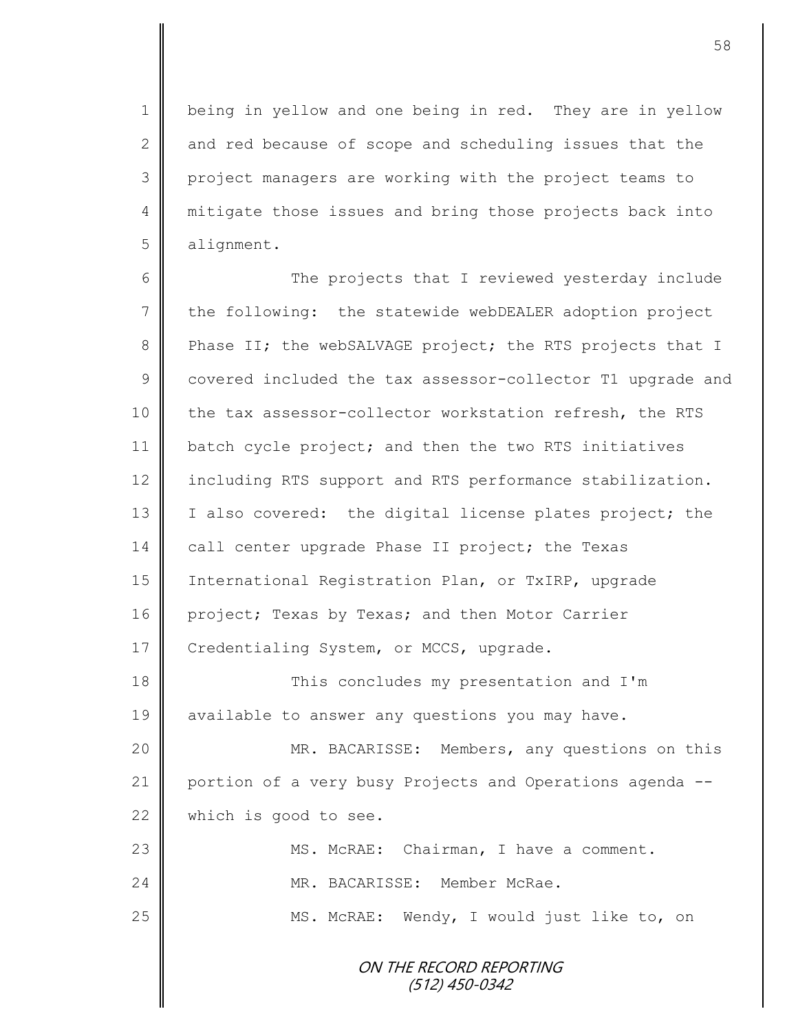being in yellow and one being in red. They are in yellow and red because of scope and scheduling issues that the project managers are working with the project teams to mitigate those issues and bring those projects back into alignment.

The projects that I reviewed yesterday include the following: the statewide webDEALER adoption project Phase II; the webSALVAGE project; the RTS projects that I covered included the tax assessor-collector T1 upgrade and the tax assessor-collector workstation refresh, the RTS batch cycle project; and then the two RTS initiatives including RTS support and RTS performance stabilization. I also covered: the digital license plates project; the call center upgrade Phase II project; the Texas International Registration Plan, or TxIRP, upgrade project; Texas by Texas; and then Motor Carrier Credentialing System, or MCCS, upgrade.

This concludes my presentation and I'm available to answer any questions you may have.

MR. BACARISSE: Members, any questions on this portion of a very busy Projects and Operations agenda -- which is good to see.

MS. McRAE: Chairman, I have a comment.

MR. BACARISSE: Member McRae.

MS. McRAE: Wendy, I would just like to, on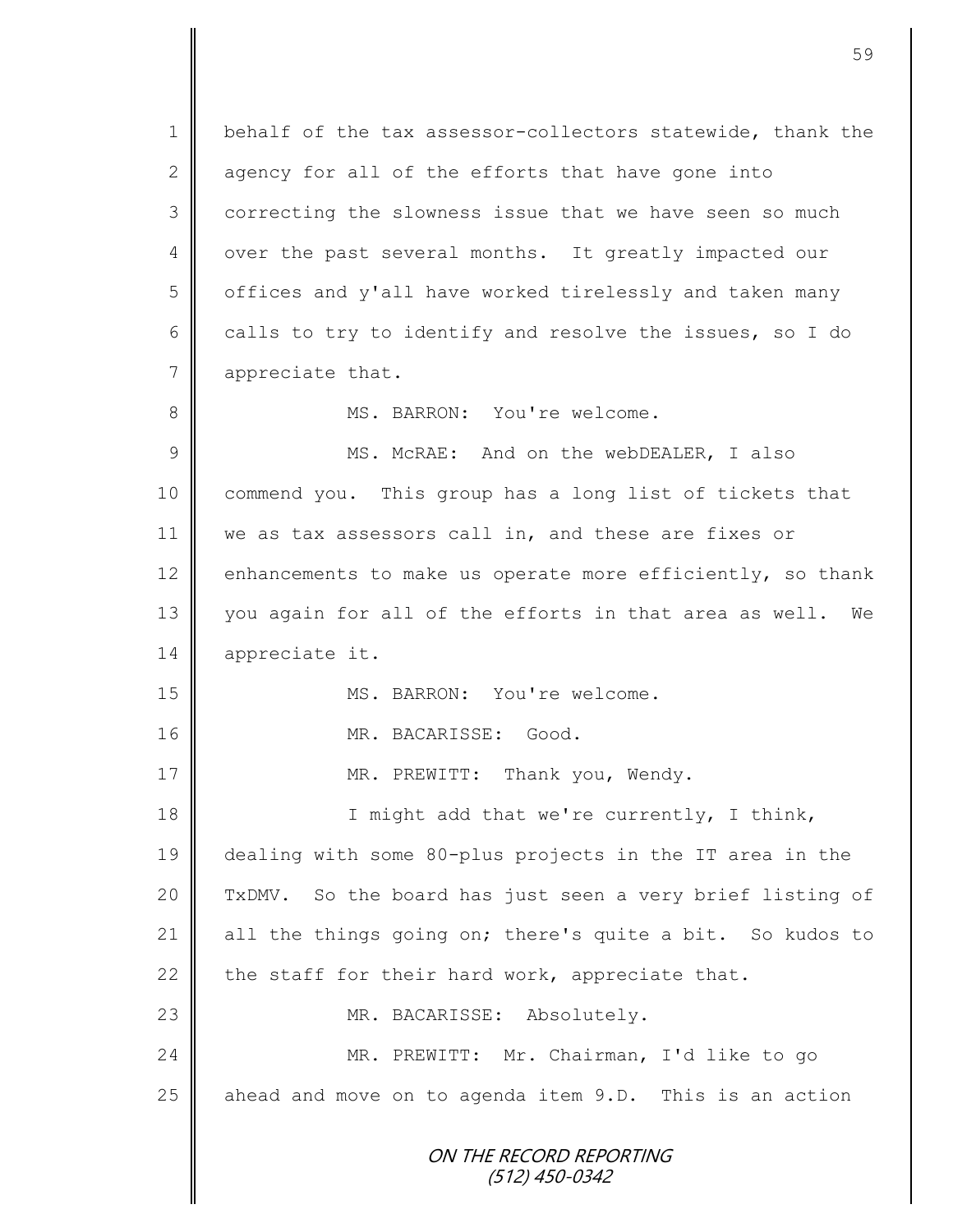behalf of the tax assessor-collectors statewide, thank the agency for all of the efforts that have gone into correcting the slowness issue that we have seen so much over the past several months. It greatly impacted our offices and y'all have worked tirelessly and taken many calls to try to identify and resolve the issues, so I do appreciate that.

MS. BARRON: You're welcome.

MS. McRAE: And on the webDEALER, I also commend you. This group has a long list of tickets that we as tax assessors call in, and these are fixes or enhancements to make us operate more efficiently, so thank you again for all of the efforts in that area as well. We appreciate it.

MS. BARRON: You're welcome.

MR. BACARISSE: Good.

MR. PREWITT: Thank you, Wendy.

I might add that we're currently, I think, dealing with some 80-plus projects in the IT area in the TxDMV. So the board has just seen a very brief listing of all the things going on; there's quite a bit. So kudos to the staff for their hard work, appreciate that.

MR. BACARISSE: Absolutely.

MR. PREWITT: Mr. Chairman, I'd like to go ahead and move on to agenda item 9.D. This is an action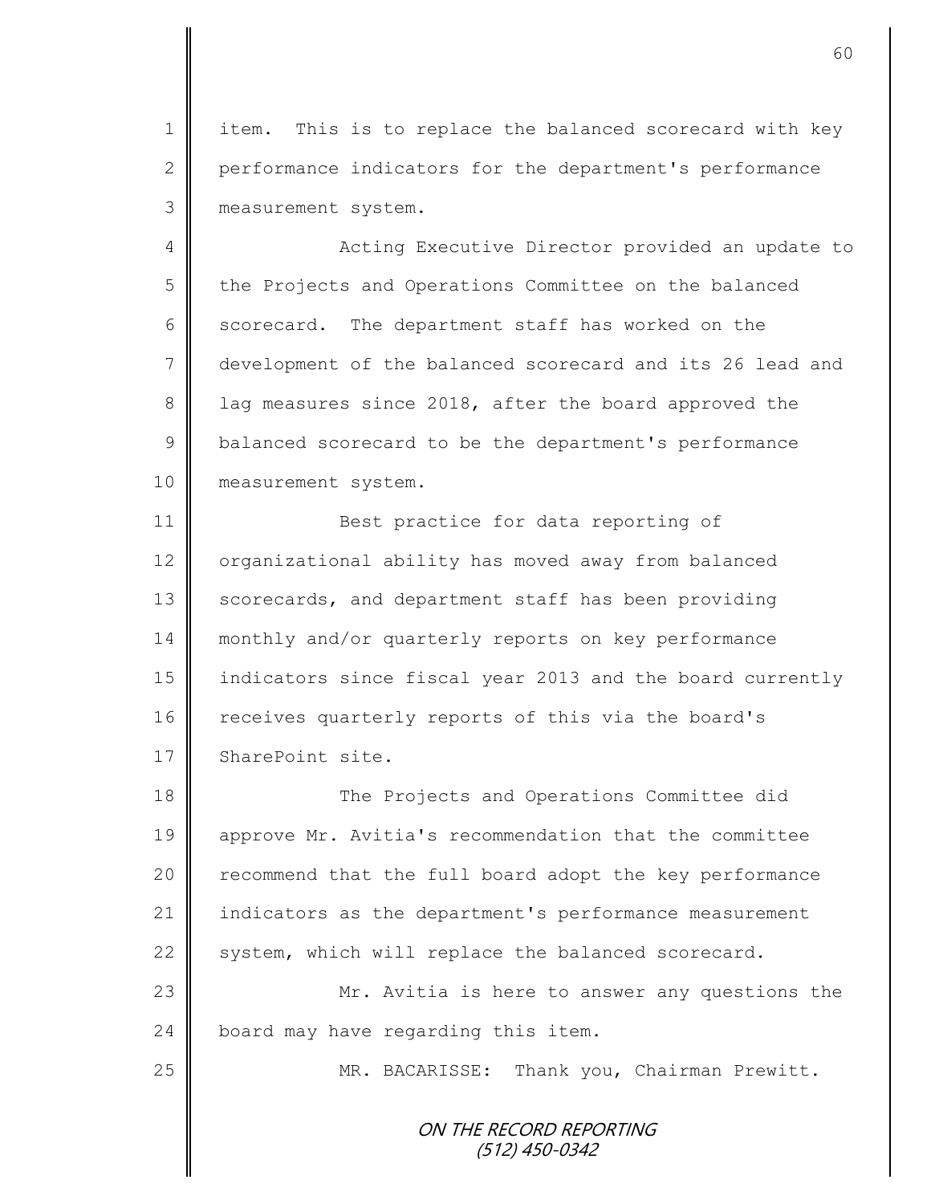item. This is to replace the balanced scorecard with key performance indicators for the department's performance measurement system.

Acting Executive Director provided an update to the Projects and Operations Committee on the balanced scorecard. The department staff has worked on the development of the balanced scorecard and its 26 lead and lag measures since 2018, after the board approved the balanced scorecard to be the department's performance measurement system.

Best practice for data reporting of organizational ability has moved away from balanced scorecards, and department staff has been providing monthly and/or quarterly reports on key performance indicators since fiscal year 2013 and the board currently receives quarterly reports of this via the board's SharePoint site.

The Projects and Operations Committee did approve Mr. Avitia's recommendation that the committee recommend that the full board adopt the key performance indicators as the department's performance measurement system, which will replace the balanced scorecard.

Mr. Avitia is here to answer any questions the board may have regarding this item.

MR. BACARISSE: Thank you, Chairman Prewitt.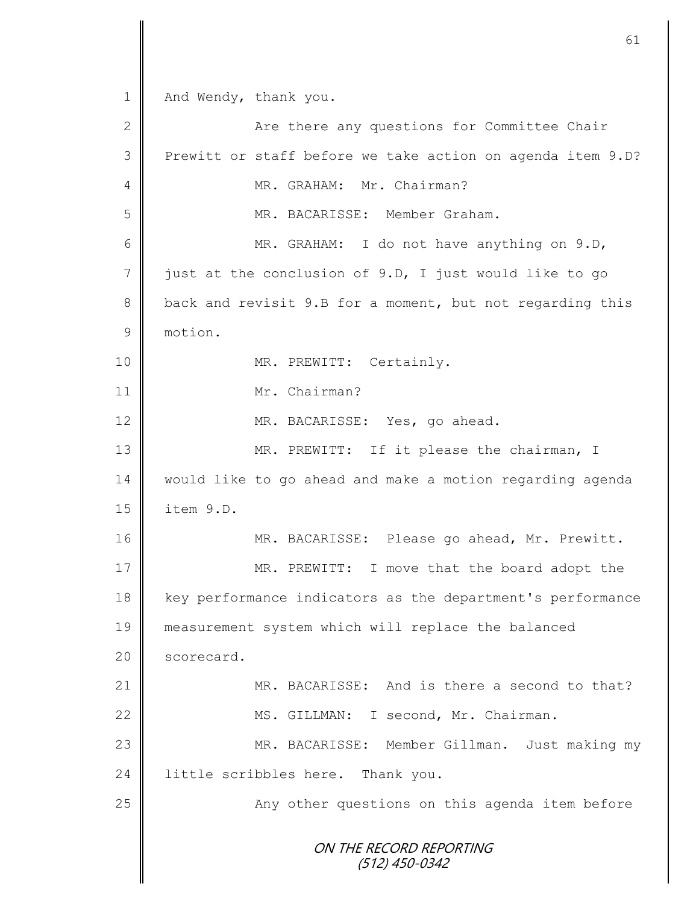And Wendy, thank you.

Are there any questions for Committee Chair Prewitt or staff before we take action on agenda item 9.D?

MR. GRAHAM: Mr. Chairman?

MR. BACARISSE: Member Graham.

MR. GRAHAM: I do not have anything on 9.D, just at the conclusion of 9.D, I just would like to go back and revisit 9.B for a moment, but not regarding this motion.

MR. PREWITT: Certainly.

Mr. Chairman?

MR. BACARISSE: Yes, go ahead.

MR. PREWITT: If it please the chairman, I would like to go ahead and make a motion regarding agenda item 9.D.

MR. BACARISSE: Please go ahead, Mr. Prewitt.

MR. PREWITT: I move that the board adopt the key performance indicators as the department's performance measurement system which will replace the balanced scorecard.

MR. BACARISSE: And is there a second to that?

MS. GILLMAN: I second, Mr. Chairman.

MR. BACARISSE: Member Gillman. Just making my little scribbles here. Thank you.

Any other questions on this agenda item before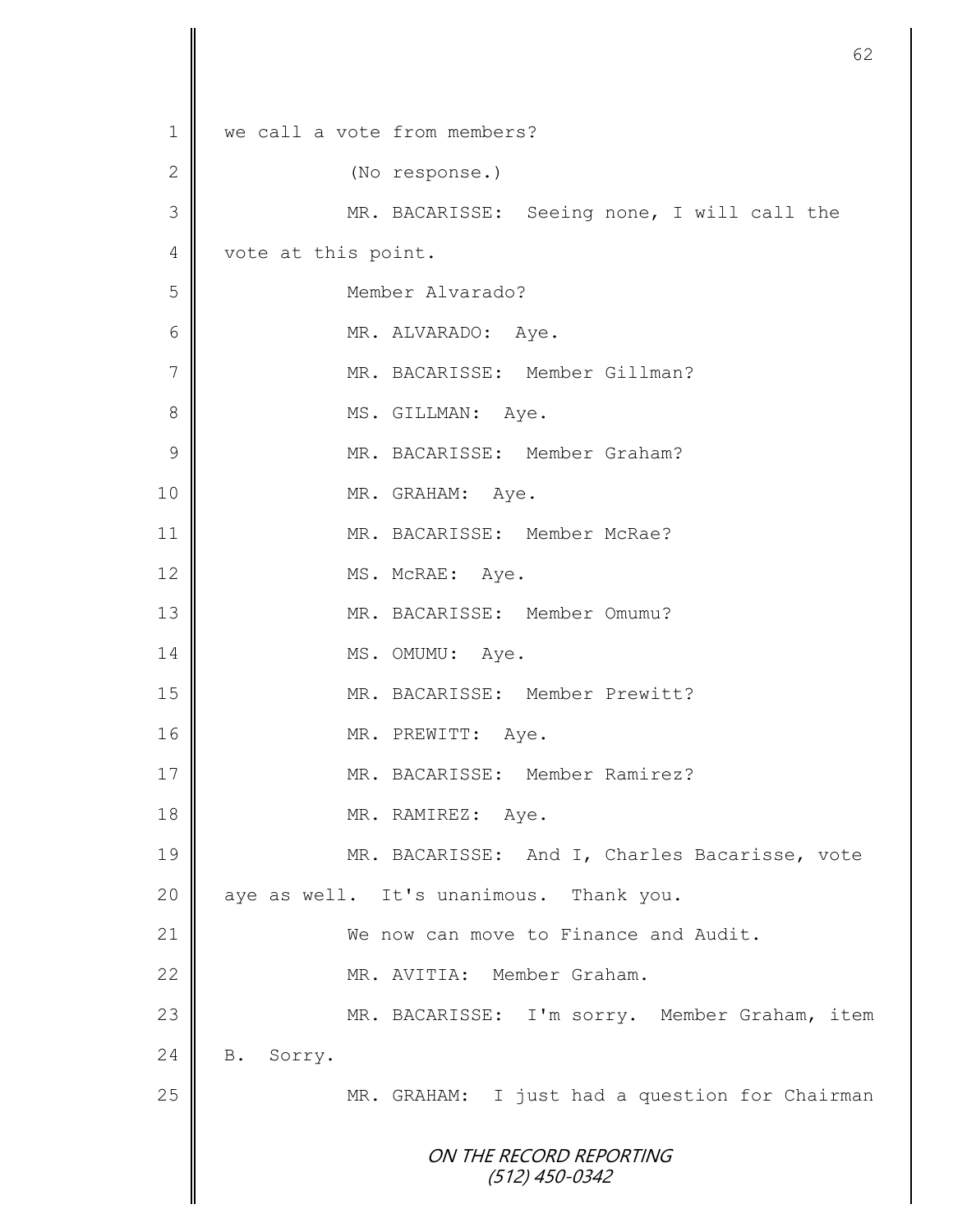we call a vote from members?

(No response.)

MR. BACARISSE: Seeing none, I will call the vote at this point.

Member Alvarado?

MR. ALVARADO: Aye.

MR. BACARISSE: Member Gillman?

MS. GILLMAN: Aye.

MR. BACARISSE: Member Graham?

MR. GRAHAM: Aye.

MR. BACARISSE: Member McRae?

MS. McRAE: Aye.

MR. BACARISSE: Member Omumu?

MS. OMUMU: Aye.

MR. BACARISSE: Member Prewitt?

MR. PREWITT: Aye.

MR. BACARISSE: Member Ramirez?

MR. RAMIREZ: Aye.

MR. BACARISSE: And I, Charles Bacarisse, vote aye as well. It's unanimous. Thank you.

We now can move to Finance and Audit.

MR. AVITIA: Member Graham.

MR. BACARISSE: I'm sorry. Member Graham, item B. Sorry.

MR. GRAHAM: I just had a question for Chairman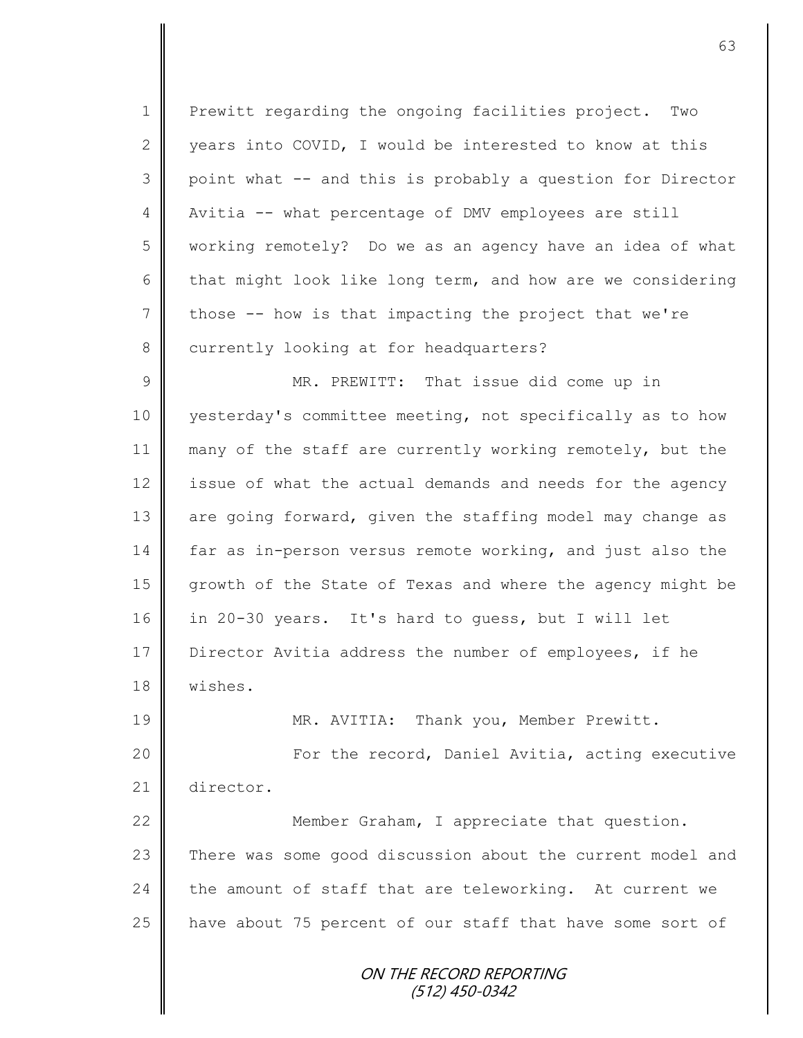Prewitt regarding the ongoing facilities project. Two years into COVID, I would be interested to know at this point what -- and this is probably a question for Director Avitia -- what percentage of DMV employees are still working remotely? Do we as an agency have an idea of what that might look like long term, and how are we considering those -- how is that impacting the project that we're currently looking at for headquarters?

MR. PREWITT: That issue did come up in yesterday's committee meeting, not specifically as to how many of the staff are currently working remotely, but the issue of what the actual demands and needs for the agency are going forward, given the staffing model may change as far as in-person versus remote working, and just also the growth of the State of Texas and where the agency might be in 20-30 years. It's hard to guess, but I will let Director Avitia address the number of employees, if he wishes.

MR. AVITIA: Thank you, Member Prewitt.

For the record, Daniel Avitia, acting executive director.

Member Graham, I appreciate that question. There was some good discussion about the current model and the amount of staff that are teleworking. At current we have about 75 percent of our staff that have some sort of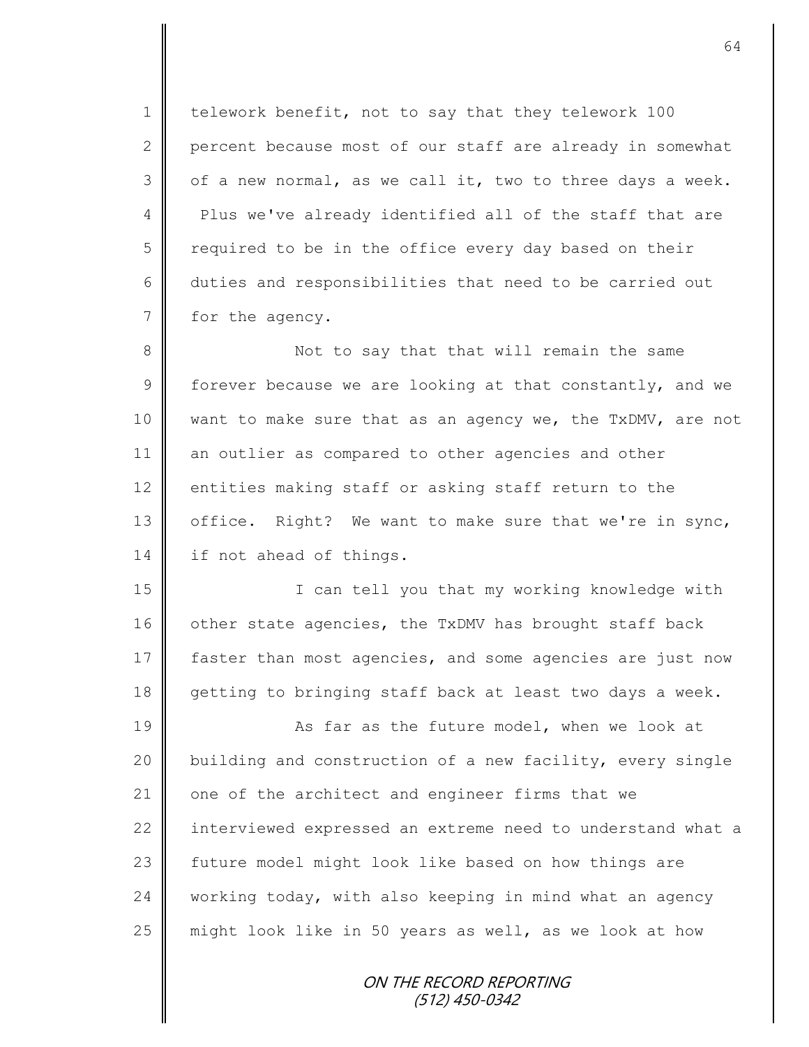telework benefit, not to say that they telework 100 percent because most of our staff are already in somewhat of a new normal, as we call it, two to three days a week. Plus we've already identified all of the staff that are required to be in the office every day based on their duties and responsibilities that need to be carried out for the agency.

Not to say that that will remain the same forever because we are looking at that constantly, and we want to make sure that as an agency we, the TxDMV, are not an outlier as compared to other agencies and other entities making staff or asking staff return to the office. Right? We want to make sure that we're in sync, if not ahead of things.

I can tell you that my working knowledge with other state agencies, the TxDMV has brought staff back faster than most agencies, and some agencies are just now getting to bringing staff back at least two days a week.

As far as the future model, when we look at building and construction of a new facility, every single one of the architect and engineer firms that we interviewed expressed an extreme need to understand what a future model might look like based on how things are working today, with also keeping in mind what an agency might look like in 50 years as well, as we look at how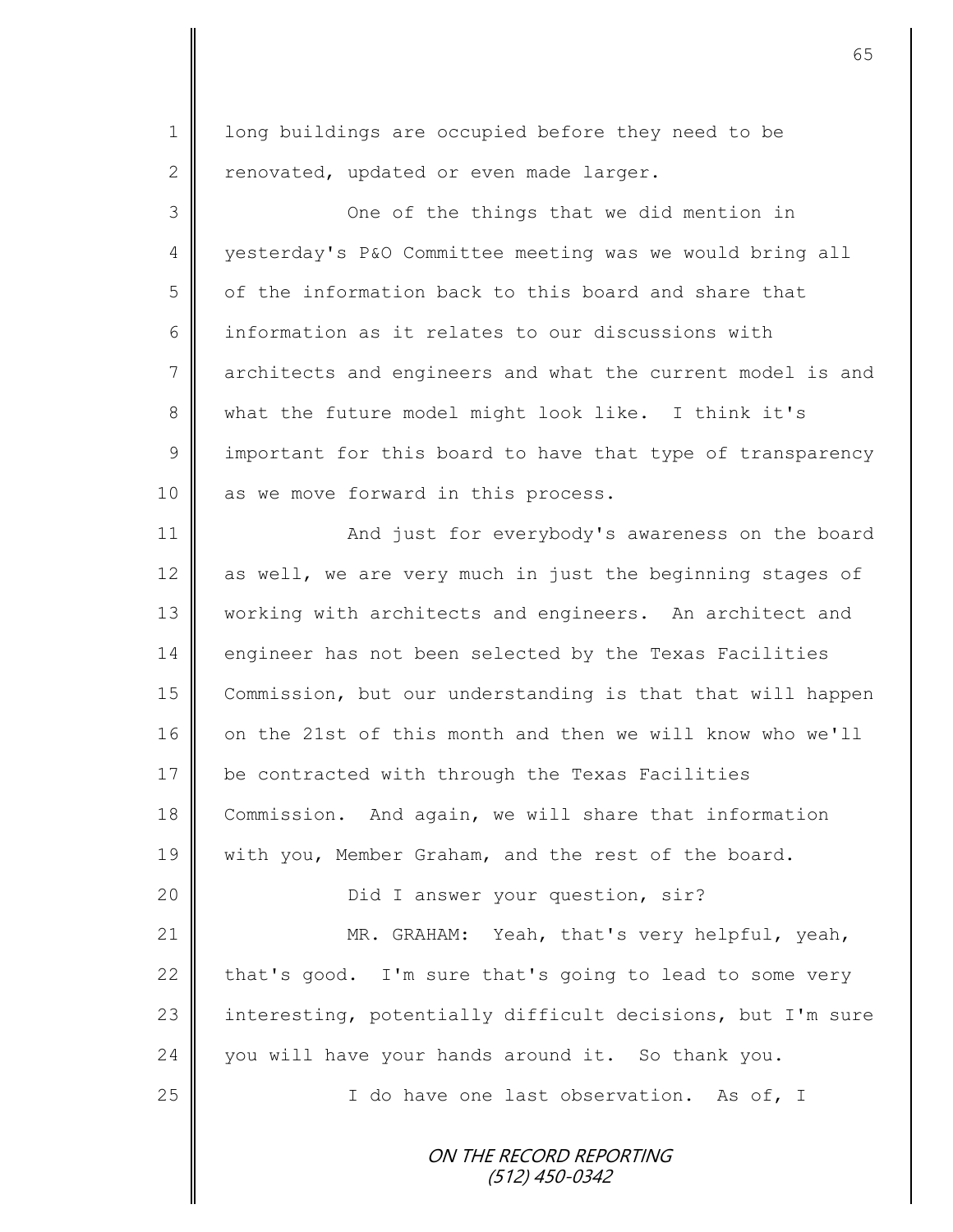long buildings are occupied before they need to be renovated, updated or even made larger.

One of the things that we did mention in yesterday's P&O Committee meeting was we would bring all of the information back to this board and share that information as it relates to our discussions with architects and engineers and what the current model is and what the future model might look like. I think it's important for this board to have that type of transparency as we move forward in this process.

And just for everybody's awareness on the board as well, we are very much in just the beginning stages of working with architects and engineers. An architect and engineer has not been selected by the Texas Facilities Commission, but our understanding is that that will happen on the 21st of this month and then we will know who we'll be contracted with through the Texas Facilities Commission. And again, we will share that information with you, Member Graham, and the rest of the board.

Did I answer your question, sir?

MR. GRAHAM: Yeah, that's very helpful, yeah, that's good. I'm sure that's going to lead to some very interesting, potentially difficult decisions, but I'm sure you will have your hands around it. So thank you.

I do have one last observation. As of, I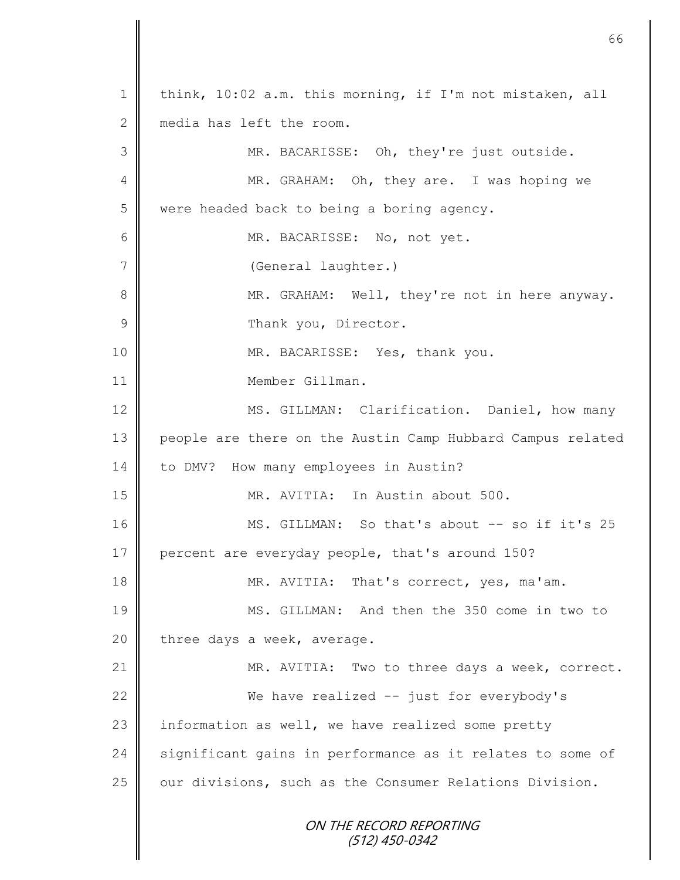think, 10:02 a.m. this morning, if I'm not mistaken, all media has left the room.

MR. BACARISSE: Oh, they're just outside.

MR. GRAHAM: Oh, they are. I was hoping we were headed back to being a boring agency.

MR. BACARISSE: No, not yet.

(General laughter.)

MR. GRAHAM: Well, they're not in here anyway. Thank you, Director.

MR. BACARISSE: Yes, thank you.

Member Gillman.

MS. GILLMAN: Clarification. Daniel, how many people are there on the Austin Camp Hubbard Campus related to DMV? How many employees in Austin?

MR. AVITIA: In Austin about 500.

MS. GILLMAN: So that's about -- so if it's 25 percent are everyday people, that's around 150?

MR. AVITIA: That's correct, yes, ma'am.

MS. GILLMAN: And then the 350 come in two to three days a week, average.

MR. AVITIA: Two to three days a week, correct.

We have realized -- just for everybody's information as well, we have realized some pretty significant gains in performance as it relates to some of our divisions, such as the Consumer Relations Division.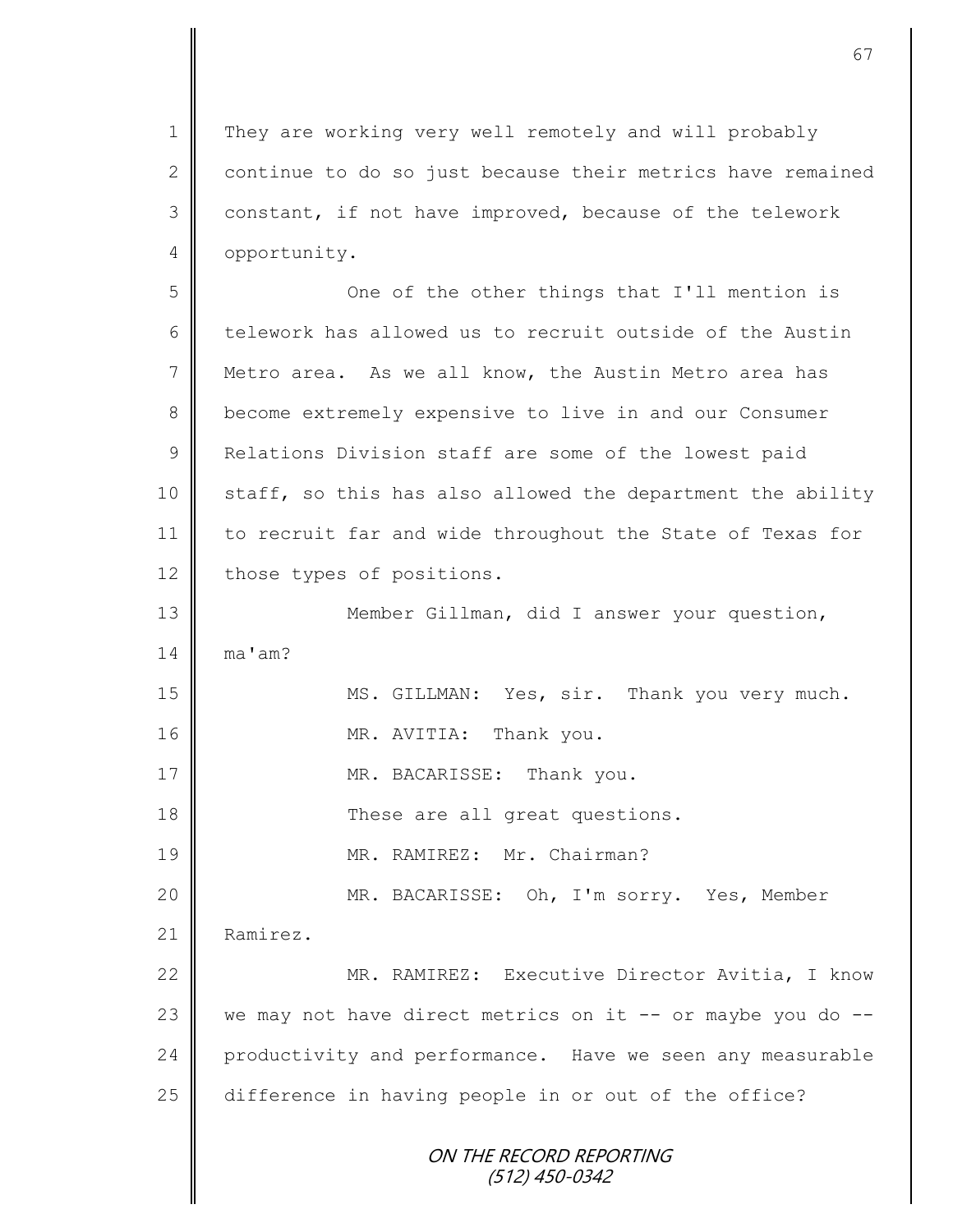They are working very well remotely and will probably continue to do so just because their metrics have remained constant, if not have improved, because of the telework opportunity.

One of the other things that I'll mention is telework has allowed us to recruit outside of the Austin Metro area. As we all know, the Austin Metro area has become extremely expensive to live in and our Consumer Relations Division staff are some of the lowest paid staff, so this has also allowed the department the ability to recruit far and wide throughout the State of Texas for those types of positions.

Member Gillman, did I answer your question, ma'am?

MS. GILLMAN: Yes, sir. Thank you very much.

MR. AVITIA: Thank you.

MR. BACARISSE: Thank you.

These are all great questions.

MR. RAMIREZ: Mr. Chairman?

MR. BACARISSE: Oh, I'm sorry. Yes, Member Ramirez.

MR. RAMIREZ: Executive Director Avitia, I know we may not have direct metrics on it -- or maybe you do -- productivity and performance. Have we seen any measurable difference in having people in or out of the office?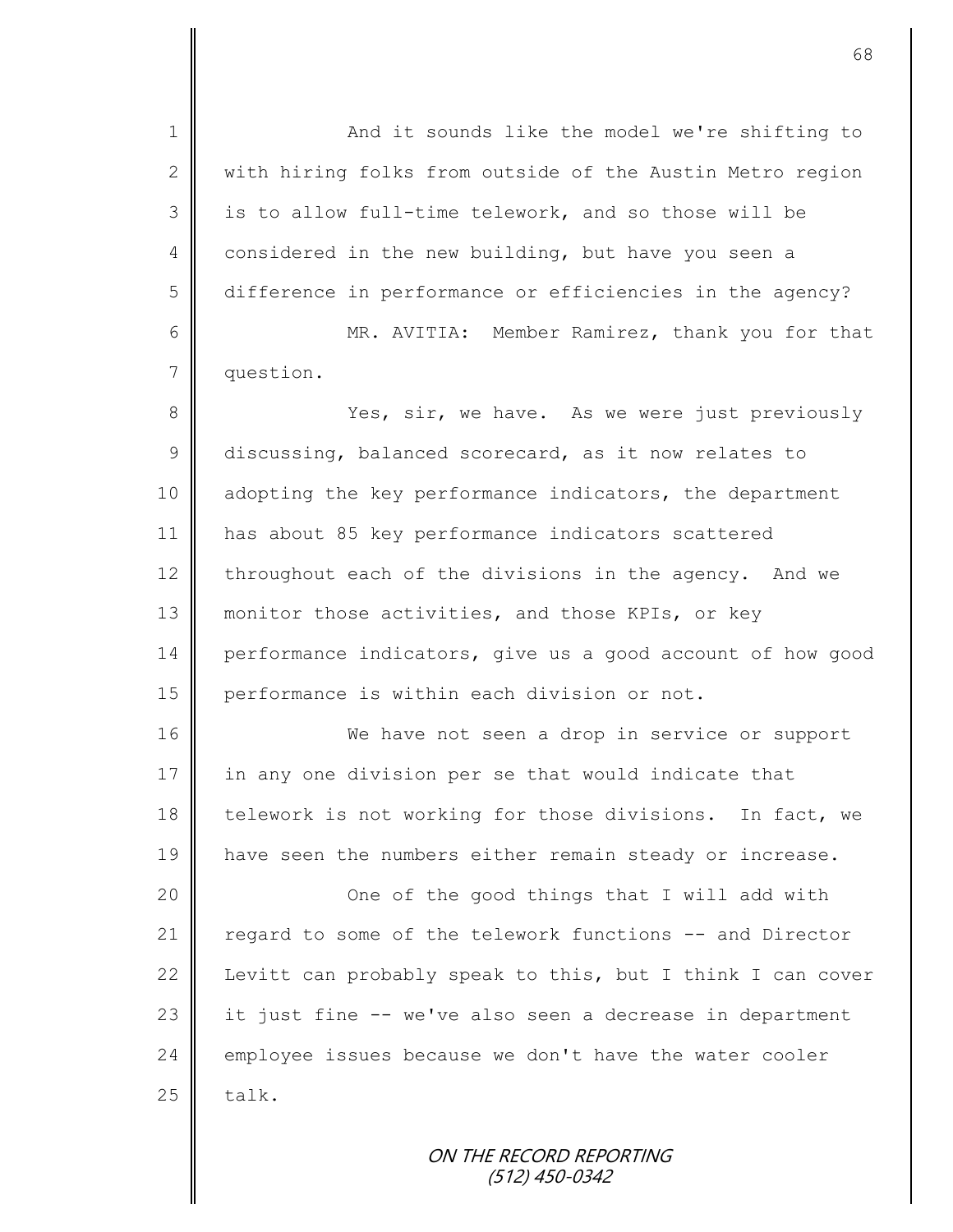And it sounds like the model we're shifting to with hiring folks from outside of the Austin Metro region is to allow full-time telework, and so those will be considered in the new building, but have you seen a difference in performance or efficiencies in the agency?

MR. AVITIA: Member Ramirez, thank you for that question.

Yes, sir, we have. As we were just previously discussing, balanced scorecard, as it now relates to adopting the key performance indicators, the department has about 85 key performance indicators scattered throughout each of the divisions in the agency. And we monitor those activities, and those KPIs, or key performance indicators, give us a good account of how good performance is within each division or not.

We have not seen a drop in service or support in any one division per se that would indicate that telework is not working for those divisions. In fact, we have seen the numbers either remain steady or increase.

One of the good things that I will add with regard to some of the telework functions -- and Director Levitt can probably speak to this, but I think I can cover it just fine -- we've also seen a decrease in department employee issues because we don't have the water cooler talk.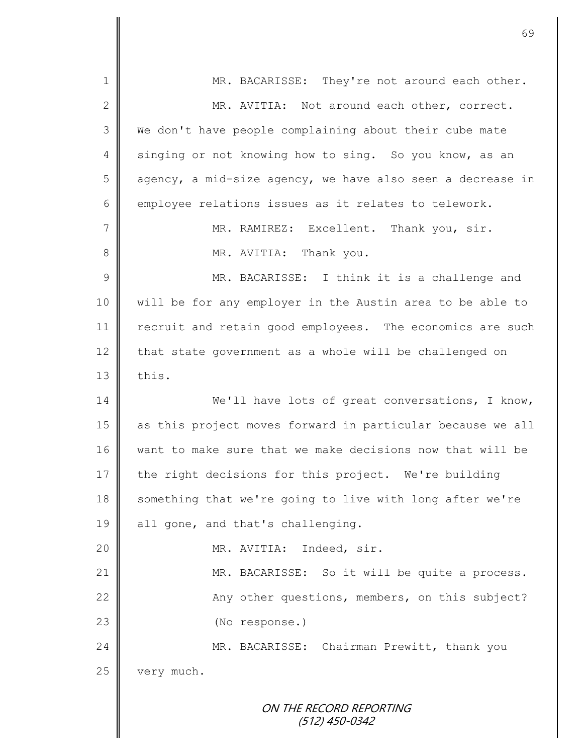MR. BACARISSE: They're not around each other.

MR. AVITIA: Not around each other, correct. We don't have people complaining about their cube mate singing or not knowing how to sing. So you know, as an agency, a mid-size agency, we have also seen a decrease in employee relations issues as it relates to telework.

MR. RAMIREZ: Excellent. Thank you, sir.

MR. AVITIA: Thank you.

MR. BACARISSE: I think it is a challenge and will be for any employer in the Austin area to be able to recruit and retain good employees. The economics are such that state government as a whole will be challenged on this.

We'll have lots of great conversations, I know, as this project moves forward in particular because we all want to make sure that we make decisions now that will be the right decisions for this project. We're building something that we're going to live with long after we're all gone, and that's challenging.

MR. AVITIA: Indeed, sir.

MR. BACARISSE: So it will be quite a process. Any other questions, members, on this subject?

(No response.)

MR. BACARISSE: Chairman Prewitt, thank you very much.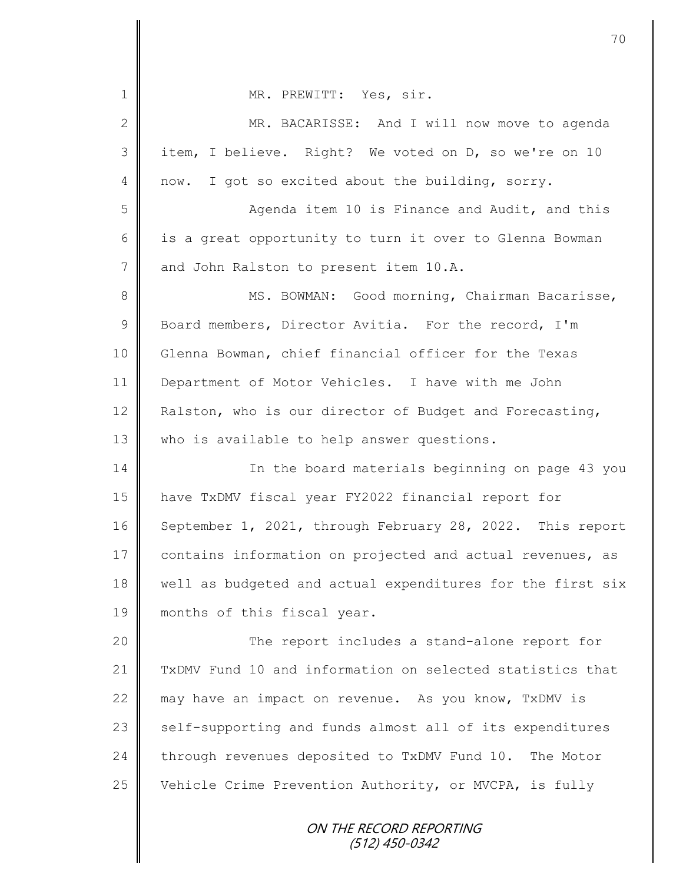MR. PREWITT: Yes, sir.

MR. BACARISSE: And I will now move to agenda item, I believe. Right? We voted on D, so we're on 10 now. I got so excited about the building, sorry.

Agenda item 10 is Finance and Audit, and this is a great opportunity to turn it over to Glenna Bowman and John Ralston to present item 10.A.

MS. BOWMAN: Good morning, Chairman Bacarisse, Board members, Director Avitia. For the record, I'm Glenna Bowman, chief financial officer for the Texas Department of Motor Vehicles. I have with me John Ralston, who is our director of Budget and Forecasting, who is available to help answer questions.

In the board materials beginning on page 43 you have TxDMV fiscal year FY2022 financial report for September 1, 2021, through February 28, 2022. This report contains information on projected and actual revenues, as well as budgeted and actual expenditures for the first six months of this fiscal year.

The report includes a stand-alone report for TxDMV Fund 10 and information on selected statistics that may have an impact on revenue. As you know, TxDMV is self-supporting and funds almost all of its expenditures through revenues deposited to TxDMV Fund 10. The Motor Vehicle Crime Prevention Authority, or MVCPA, is fully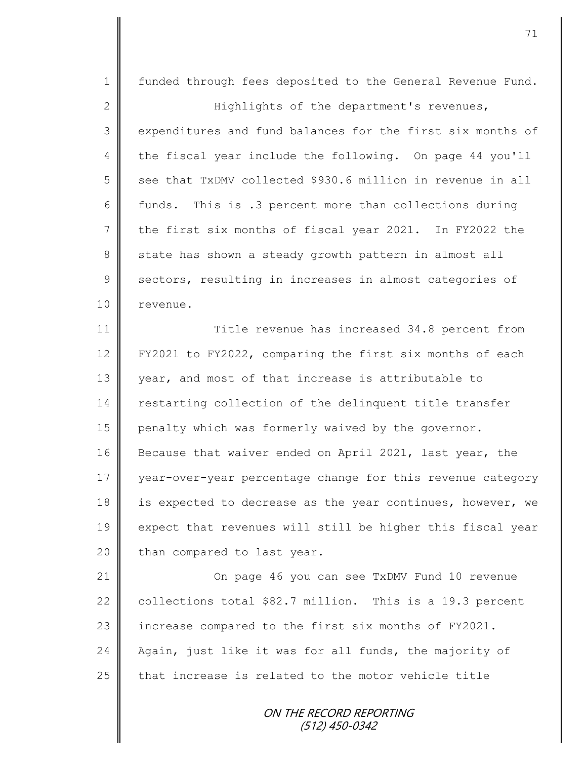funded through fees deposited to the General Revenue Fund.

Highlights of the department's revenues, expenditures and fund balances for the first six months of the fiscal year include the following. On page 44 you'll see that TxDMV collected $930.6 million in revenue in all funds. This is .3 percent more than collections during the first six months of fiscal year 2021. In FY2022 the state has shown a steady growth pattern in almost all sectors, resulting in increases in almost categories of revenue.

Title revenue has increased 34.8 percent from FY2021 to FY2022, comparing the first six months of each year, and most of that increase is attributable to restarting collection of the delinquent title transfer penalty which was formerly waived by the governor. Because that waiver ended on April 2021, last year, the year-over-year percentage change for this revenue category is expected to decrease as the year continues, however, we expect that revenues will still be higher this fiscal year than compared to last year.

On page 46 you can see TxDMV Fund 10 revenue collections total $82.7 million. This is a 19.3 percent increase compared to the first six months of FY2021. Again, just like it was for all funds, the majority of that increase is related to the motor vehicle title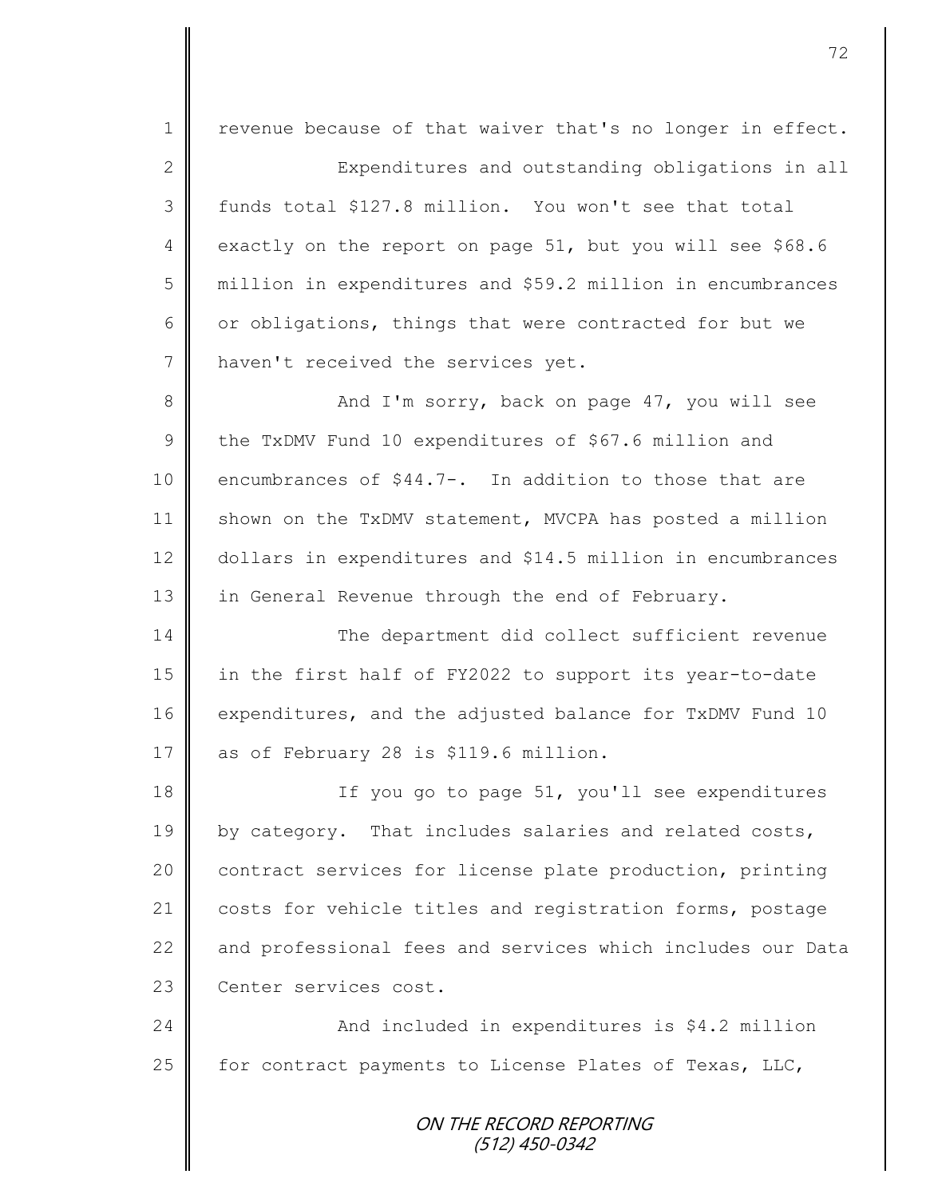revenue because of that waiver that's no longer in effect.

Expenditures and outstanding obligations in all funds total $127.8 million. You won't see that total exactly on the report on page 51, but you will see $68.6 million in expenditures and $59.2 million in encumbrances or obligations, things that were contracted for but we haven't received the services yet.

And I'm sorry, back on page 47, you will see the TxDMV Fund 10 expenditures of $67.6 million and encumbrances of $44.7-. In addition to those that are shown on the TxDMV statement, MVCPA has posted a million dollars in expenditures and $14.5 million in encumbrances in General Revenue through the end of February.

The department did collect sufficient revenue in the first half of FY2022 to support its year-to-date expenditures, and the adjusted balance for TxDMV Fund 10 as of February 28 is $119.6 million.

If you go to page 51, you'll see expenditures by category. That includes salaries and related costs, contract services for license plate production, printing costs for vehicle titles and registration forms, postage and professional fees and services which includes our Data Center services cost.

And included in expenditures is $4.2 million for contract payments to License Plates of Texas, LLC,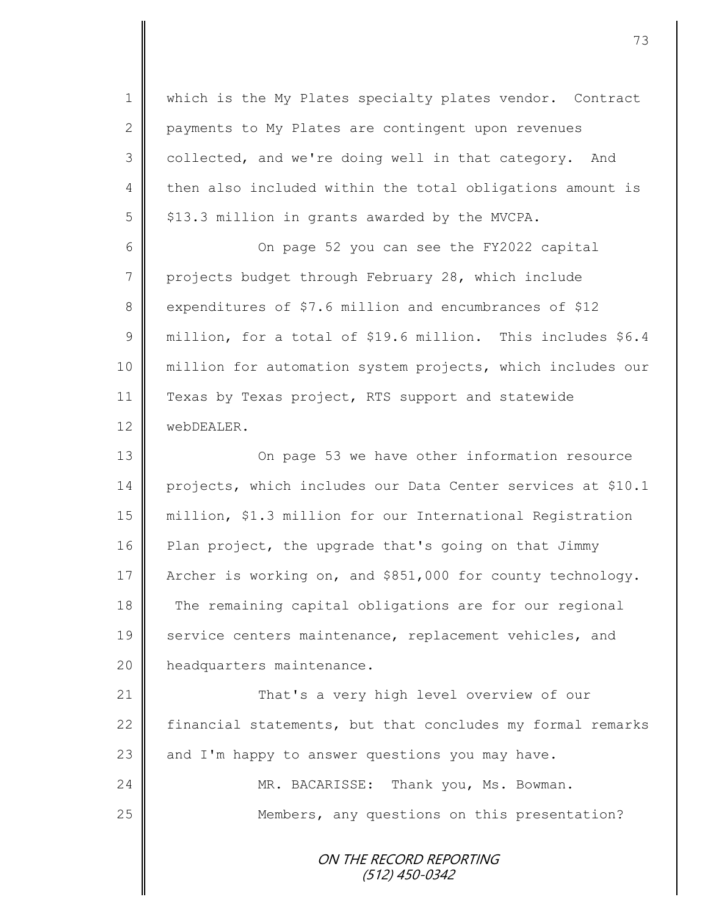which is the My Plates specialty plates vendor. Contract payments to My Plates are contingent upon revenues collected, and we're doing well in that category. And then also included within the total obligations amount is $13.3 million in grants awarded by the MVCPA.

On page 52 you can see the FY2022 capital projects budget through February 28, which include expenditures of $7.6 million and encumbrances of $12 million, for a total of $19.6 million. This includes $6.4 million for automation system projects, which includes our Texas by Texas project, RTS support and statewide webDEALER.

On page 53 we have other information resource projects, which includes our Data Center services at $10.1 million, $1.3 million for our International Registration Plan project, the upgrade that's going on that Jimmy Archer is working on, and $851,000 for county technology. The remaining capital obligations are for our regional service centers maintenance, replacement vehicles, and headquarters maintenance.

That's a very high level overview of our financial statements, but that concludes my formal remarks and I'm happy to answer questions you may have.

MR. BACARISSE: Thank you, Ms. Bowman.

Members, any questions on this presentation?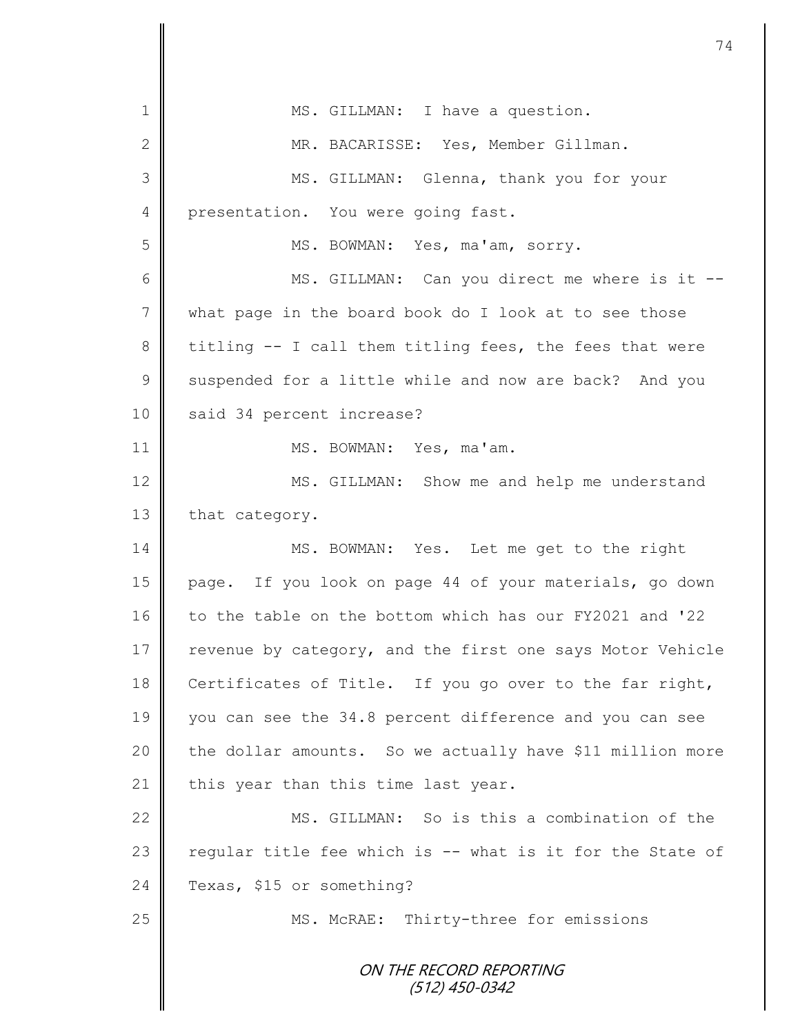MS. GILLMAN: I have a question.

MR. BACARISSE: Yes, Member Gillman.

MS. GILLMAN: Glenna, thank you for your presentation. You were going fast.

MS. BOWMAN: Yes, ma'am, sorry.

MS. GILLMAN: Can you direct me where is it -- what page in the board book do I look at to see those titling -- I call them titling fees, the fees that were suspended for a little while and now are back? And you said 34 percent increase?

MS. BOWMAN: Yes, ma'am.

MS. GILLMAN: Show me and help me understand that category.

MS. BOWMAN: Yes. Let me get to the right page. If you look on page 44 of your materials, go down to the table on the bottom which has our FY2021 and '22 revenue by category, and the first one says Motor Vehicle Certificates of Title. If you go over to the far right, you can see the 34.8 percent difference and you can see the dollar amounts. So we actually have $11 million more this year than this time last year.

MS. GILLMAN: So is this a combination of the regular title fee which is -- what is it for the State of Texas, $15 or something?

MS. McRAE: Thirty-three for emissions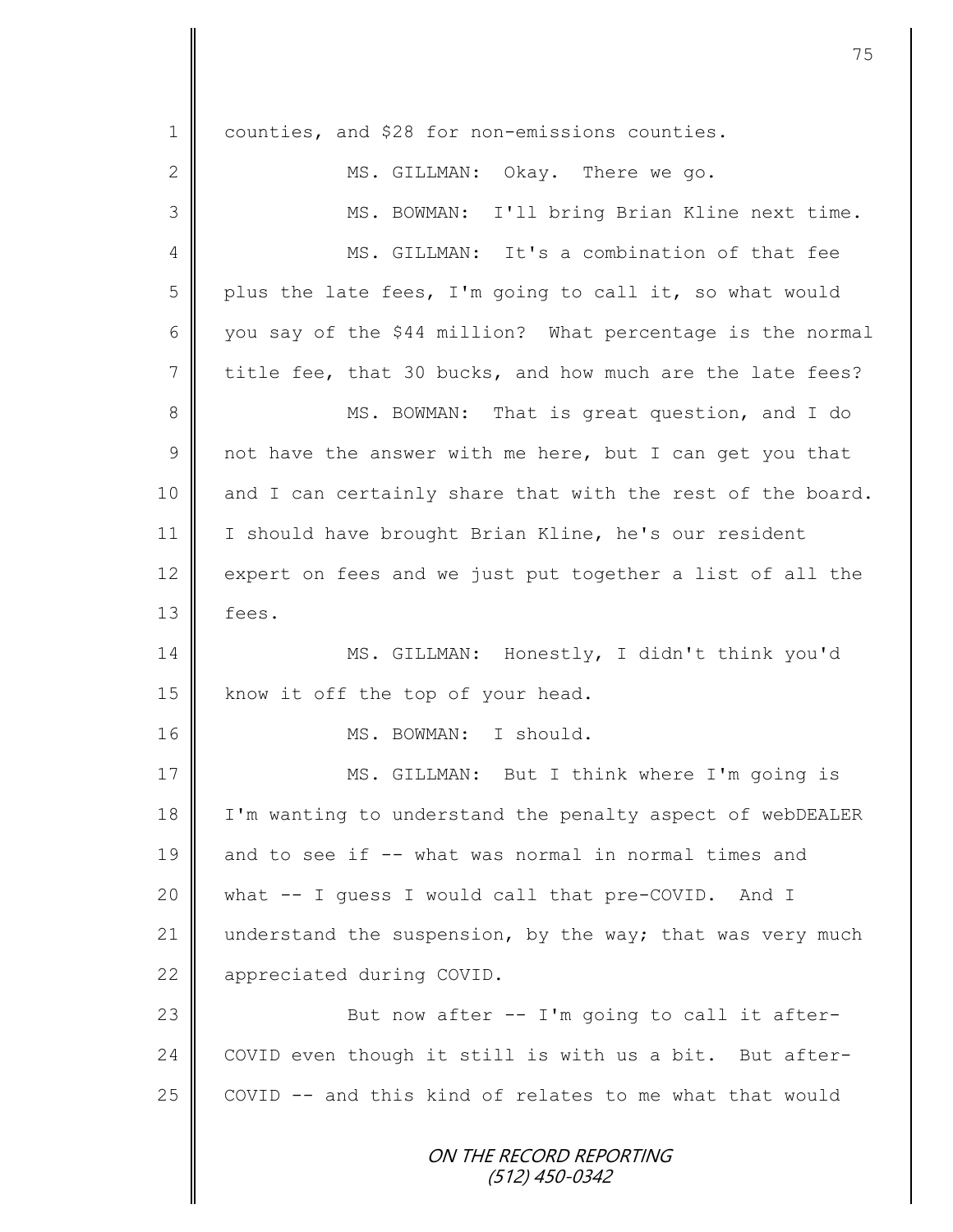counties, and $28 for non-emissions counties.

MS. GILLMAN: Okay. There we go.

MS. BOWMAN: I'll bring Brian Kline next time.

MS. GILLMAN: It's a combination of that fee plus the late fees, I'm going to call it, so what would you say of the $44 million? What percentage is the normal title fee, that 30 bucks, and how much are the late fees?

MS. BOWMAN: That is great question, and I do not have the answer with me here, but I can get you that and I can certainly share that with the rest of the board. I should have brought Brian Kline, he's our resident expert on fees and we just put together a list of all the fees.

MS. GILLMAN: Honestly, I didn't think you'd know it off the top of your head.

MS. BOWMAN: I should.

MS. GILLMAN: But I think where I'm going is I'm wanting to understand the penalty aspect of webDEALER and to see if -- what was normal in normal times and what -- I guess I would call that pre-COVID. And I understand the suspension, by the way; that was very much appreciated during COVID.

But now after -- I'm going to call it after-COVID even though it still is with us a bit. But after-COVID -- and this kind of relates to me what that would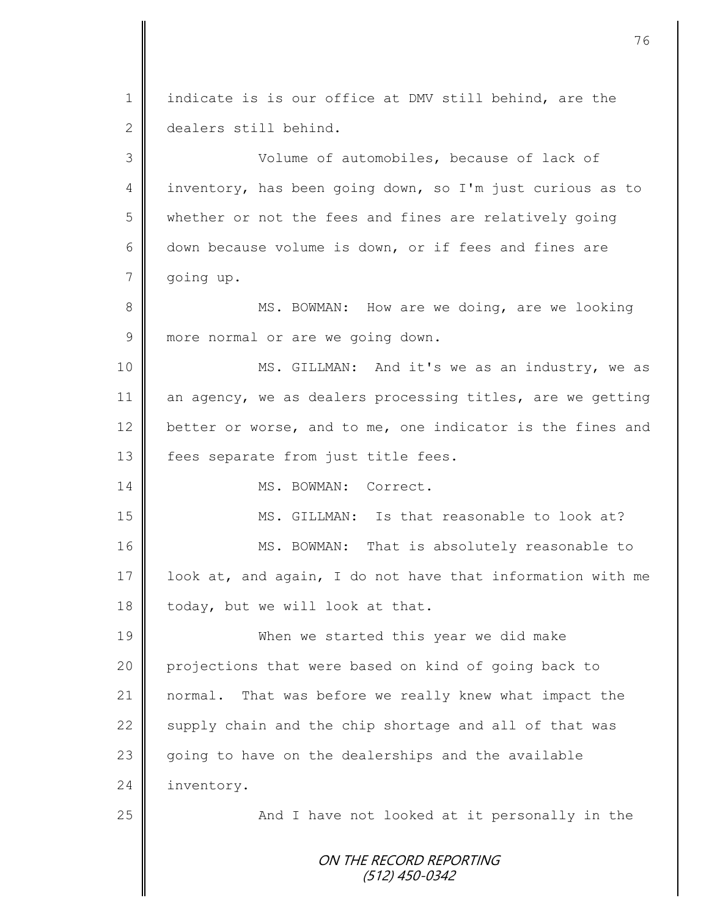indicate is is our office at DMV still behind, are the dealers still behind.

Volume of automobiles, because of lack of inventory, has been going down, so I'm just curious as to whether or not the fees and fines are relatively going down because volume is down, or if fees and fines are going up.

MS. BOWMAN: How are we doing, are we looking more normal or are we going down.

MS. GILLMAN: And it's we as an industry, we as an agency, we as dealers processing titles, are we getting better or worse, and to me, one indicator is the fines and fees separate from just title fees.

MS. BOWMAN: Correct.

MS. GILLMAN: Is that reasonable to look at?

MS. BOWMAN: That is absolutely reasonable to look at, and again, I do not have that information with me today, but we will look at that.

When we started this year we did make projections that were based on kind of going back to normal. That was before we really knew what impact the supply chain and the chip shortage and all of that was going to have on the dealerships and the available inventory.

And I have not looked at it personally in the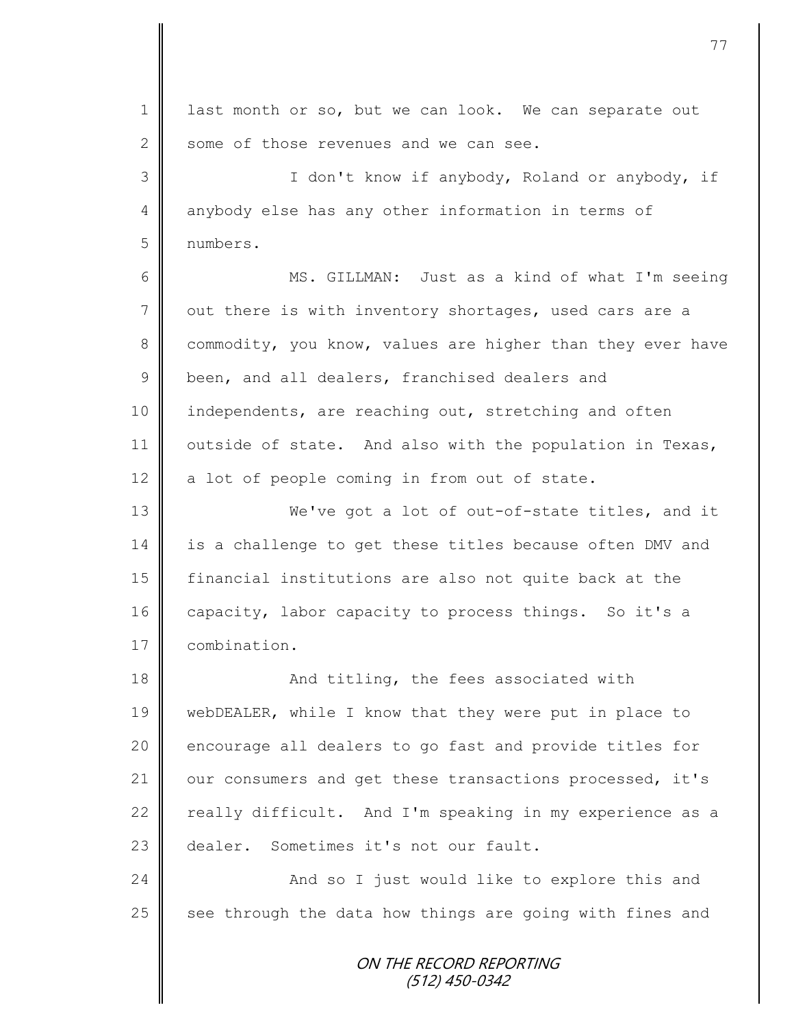last month or so, but we can look. We can separate out some of those revenues and we can see.

I don't know if anybody, Roland or anybody, if anybody else has any other information in terms of numbers.

MS. GILLMAN: Just as a kind of what I'm seeing out there is with inventory shortages, used cars are a commodity, you know, values are higher than they ever have been, and all dealers, franchised dealers and independents, are reaching out, stretching and often outside of state. And also with the population in Texas, a lot of people coming in from out of state.

We've got a lot of out-of-state titles, and it is a challenge to get these titles because often DMV and financial institutions are also not quite back at the capacity, labor capacity to process things. So it's a combination.

And titling, the fees associated with webDEALER, while I know that they were put in place to encourage all dealers to go fast and provide titles for our consumers and get these transactions processed, it's really difficult. And I'm speaking in my experience as a dealer. Sometimes it's not our fault.

And so I just would like to explore this and see through the data how things are going with fines and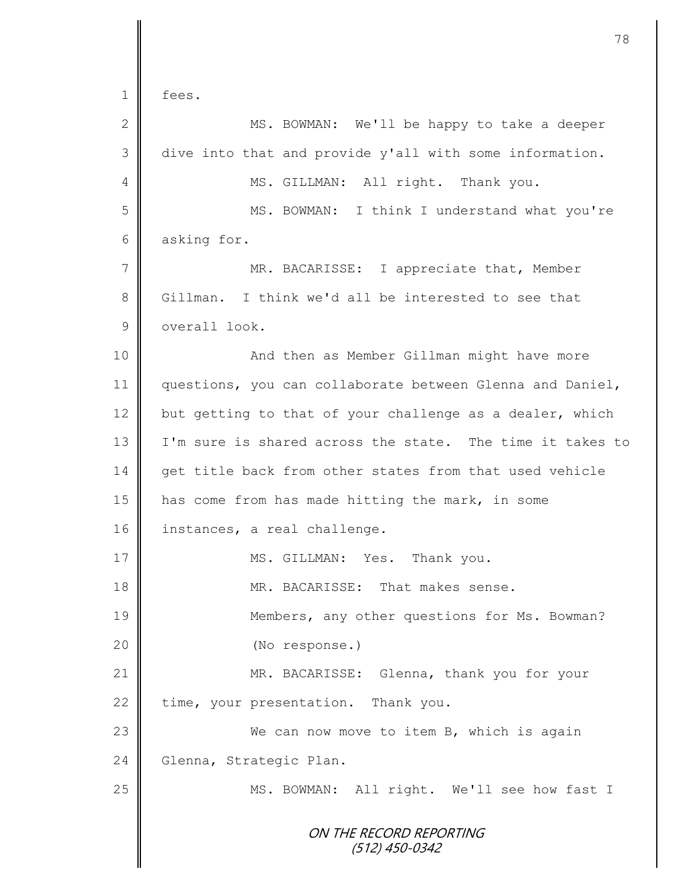fees.

MS. BOWMAN: We'll be happy to take a deeper dive into that and provide y'all with some information.

MS. GILLMAN: All right. Thank you.

MS. BOWMAN: I think I understand what you're asking for.

MR. BACARISSE: I appreciate that, Member Gillman. I think we'd all be interested to see that overall look.

And then as Member Gillman might have more questions, you can collaborate between Glenna and Daniel, but getting to that of your challenge as a dealer, which I'm sure is shared across the state. The time it takes to get title back from other states from that used vehicle has come from has made hitting the mark, in some instances, a real challenge.

MS. GILLMAN: Yes. Thank you.

MR. BACARISSE: That makes sense.

Members, any other questions for Ms. Bowman?

(No response.)

MR. BACARISSE: Glenna, thank you for your time, your presentation. Thank you.

We can now move to item B, which is again Glenna, Strategic Plan.

MS. BOWMAN: All right. We'll see how fast I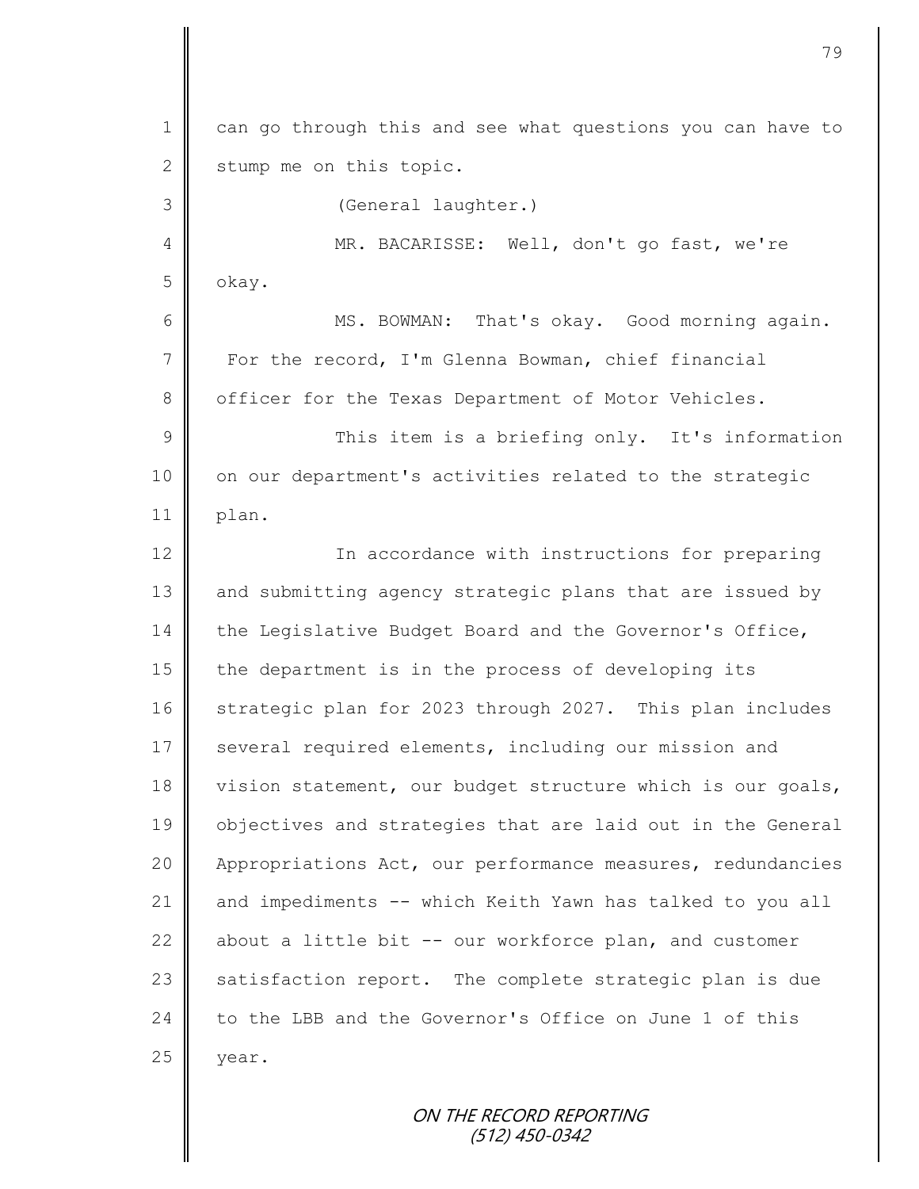can go through this and see what questions you can have to stump me on this topic.

(General laughter.)

MR. BACARISSE: Well, don't go fast, we're okay.

MS. BOWMAN: That's okay. Good morning again. For the record, I'm Glenna Bowman, chief financial officer for the Texas Department of Motor Vehicles.

This item is a briefing only. It's information on our department's activities related to the strategic plan.

In accordance with instructions for preparing and submitting agency strategic plans that are issued by the Legislative Budget Board and the Governor's Office, the department is in the process of developing its strategic plan for 2023 through 2027. This plan includes several required elements, including our mission and vision statement, our budget structure which is our goals, objectives and strategies that are laid out in the General Appropriations Act, our performance measures, redundancies and impediments -- which Keith Yawn has talked to you all about a little bit -- our workforce plan, and customer satisfaction report. The complete strategic plan is due to the LBB and the Governor's Office on June 1 of this year.

ON THE RECORD REPORTING
(512) 450-0342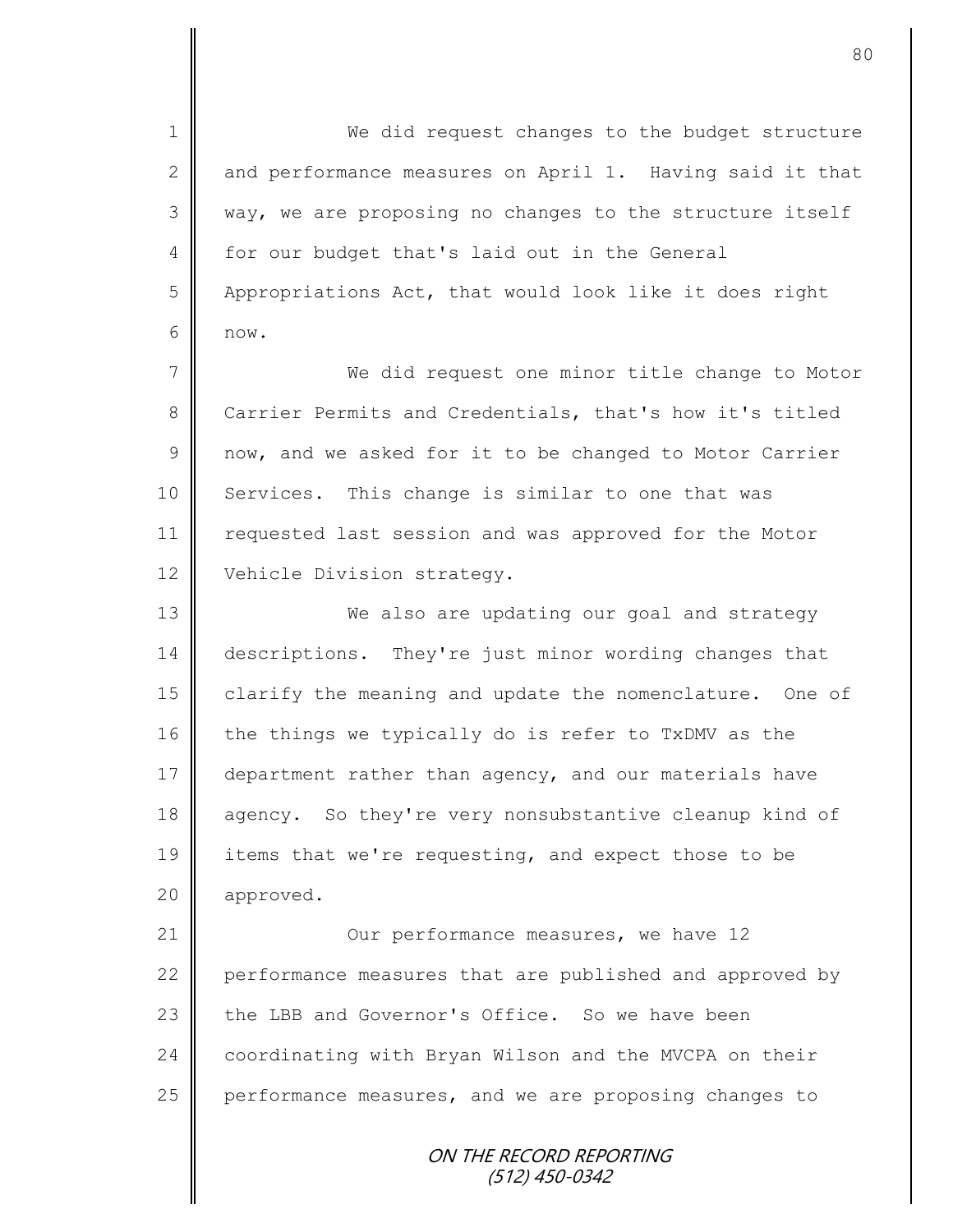We did request changes to the budget structure and performance measures on April 1. Having said it that way, we are proposing no changes to the structure itself for our budget that's laid out in the General Appropriations Act, that would look like it does right now.

We did request one minor title change to Motor Carrier Permits and Credentials, that's how it's titled now, and we asked for it to be changed to Motor Carrier Services. This change is similar to one that was requested last session and was approved for the Motor Vehicle Division strategy.

We also are updating our goal and strategy descriptions. They're just minor wording changes that clarify the meaning and update the nomenclature. One of the things we typically do is refer to TxDMV as the department rather than agency, and our materials have agency. So they're very nonsubstantive cleanup kind of items that we're requesting, and expect those to be approved.

Our performance measures, we have 12 performance measures that are published and approved by the LBB and Governor's Office. So we have been coordinating with Bryan Wilson and the MVCPA on their performance measures, and we are proposing changes to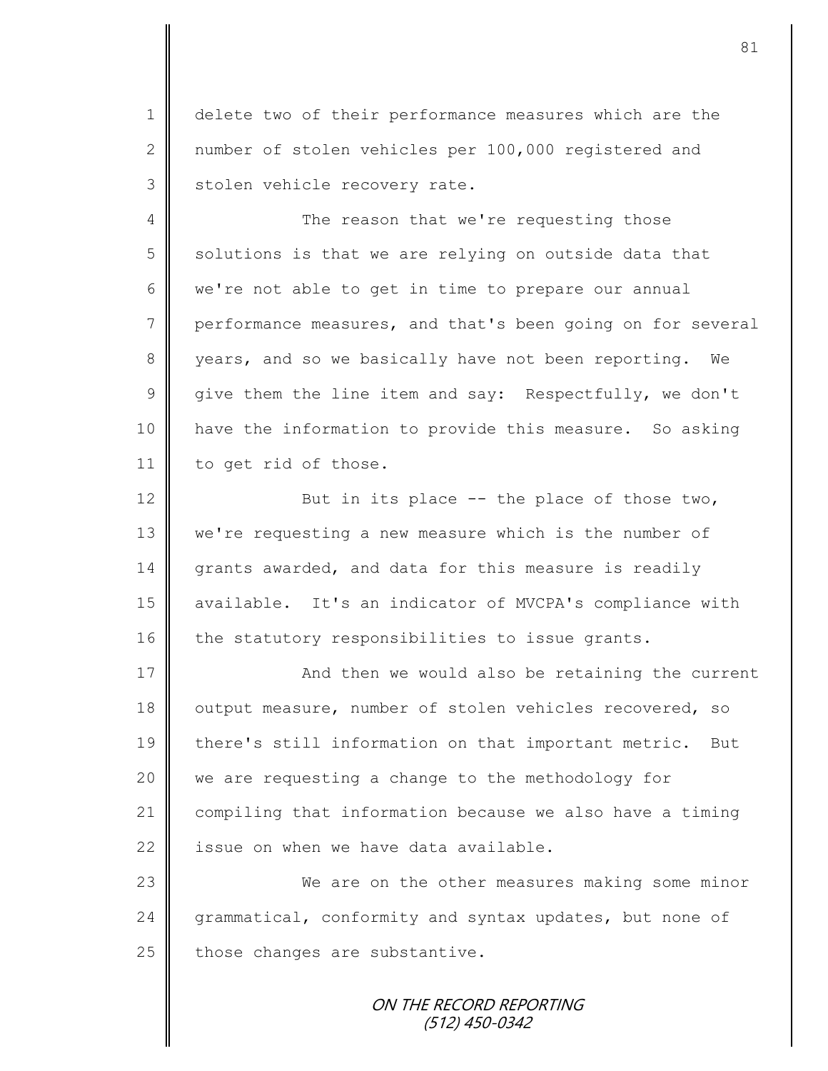delete two of their performance measures which are the number of stolen vehicles per 100,000 registered and stolen vehicle recovery rate.

The reason that we're requesting those solutions is that we are relying on outside data that we're not able to get in time to prepare our annual performance measures, and that's been going on for several years, and so we basically have not been reporting. We give them the line item and say: Respectfully, we don't have the information to provide this measure. So asking to get rid of those.

But in its place -- the place of those two, we're requesting a new measure which is the number of grants awarded, and data for this measure is readily available. It's an indicator of MVCPA's compliance with the statutory responsibilities to issue grants.

And then we would also be retaining the current output measure, number of stolen vehicles recovered, so there's still information on that important metric. But we are requesting a change to the methodology for compiling that information because we also have a timing issue on when we have data available.

We are on the other measures making some minor grammatical, conformity and syntax updates, but none of those changes are substantive.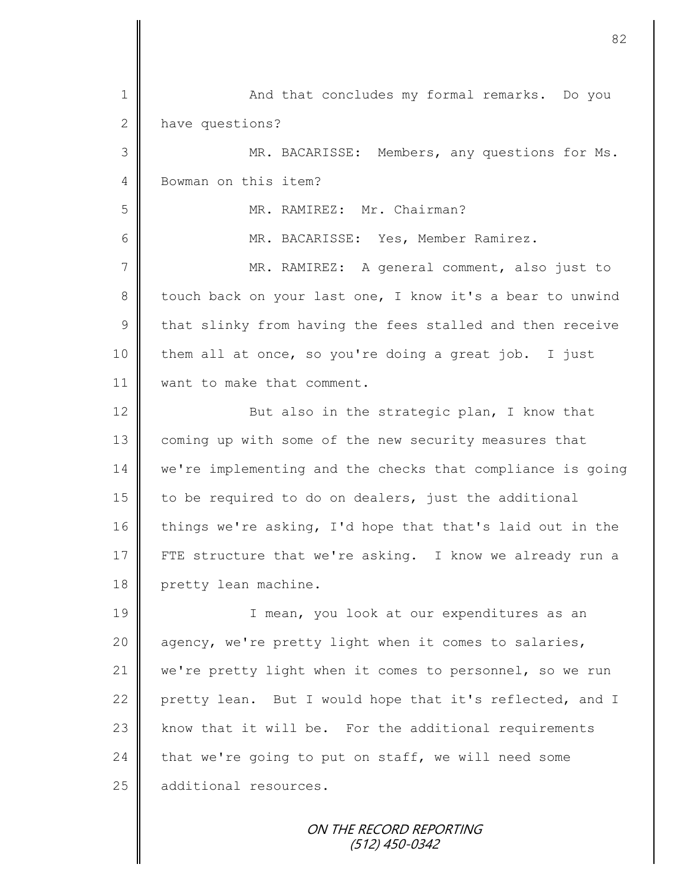And that concludes my formal remarks. Do you have questions?

MR. BACARISSE: Members, any questions for Ms. Bowman on this item?

MR. RAMIREZ: Mr. Chairman?

MR. BACARISSE: Yes, Member Ramirez.

MR. RAMIREZ: A general comment, also just to touch back on your last one, I know it's a bear to unwind that slinky from having the fees stalled and then receive them all at once, so you're doing a great job. I just want to make that comment.

But also in the strategic plan, I know that coming up with some of the new security measures that we're implementing and the checks that compliance is going to be required to do on dealers, just the additional things we're asking, I'd hope that that's laid out in the FTE structure that we're asking. I know we already run a pretty lean machine.

I mean, you look at our expenditures as an agency, we're pretty light when it comes to salaries, we're pretty light when it comes to personnel, so we run pretty lean. But I would hope that it's reflected, and I know that it will be. For the additional requirements that we're going to put on staff, we will need some additional resources.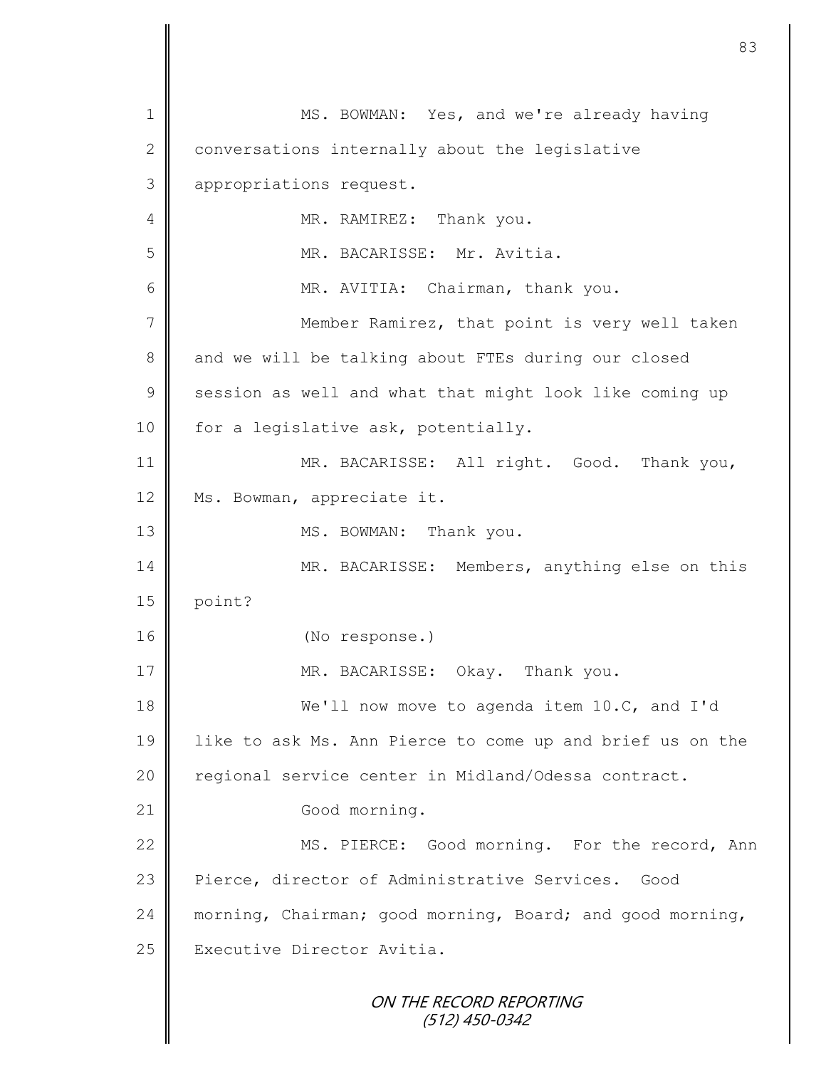MS. BOWMAN: Yes, and we're already having conversations internally about the legislative appropriations request.

MR. RAMIREZ: Thank you.

MR. BACARISSE: Mr. Avitia.

MR. AVITIA: Chairman, thank you.

Member Ramirez, that point is very well taken and we will be talking about FTEs during our closed session as well and what that might look like coming up for a legislative ask, potentially.

MR. BACARISSE: All right. Good. Thank you, Ms. Bowman, appreciate it.

MS. BOWMAN: Thank you.

MR. BACARISSE: Members, anything else on this point?

(No response.)

MR. BACARISSE: Okay. Thank you.

We'll now move to agenda item 10.C, and I'd like to ask Ms. Ann Pierce to come up and brief us on the regional service center in Midland/Odessa contract.

Good morning.

MS. PIERCE: Good morning. For the record, Ann Pierce, director of Administrative Services. Good morning, Chairman; good morning, Board; and good morning, Executive Director Avitia.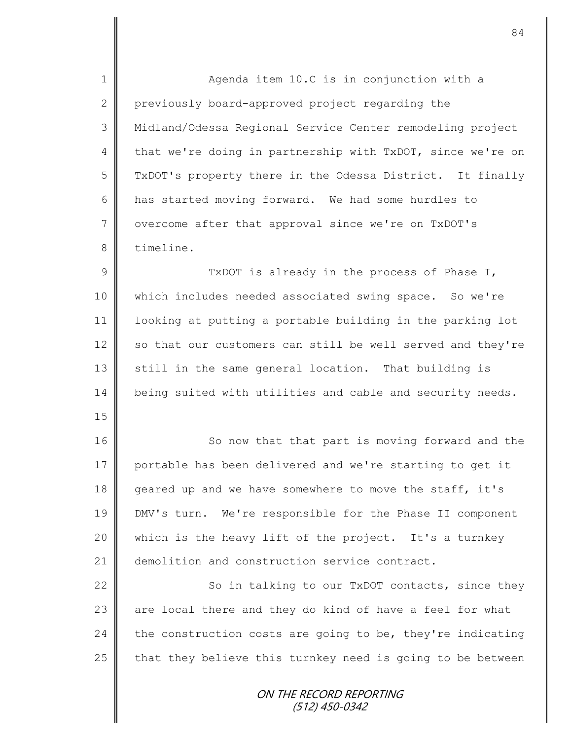Agenda item 10.C is in conjunction with a previously board-approved project regarding the Midland/Odessa Regional Service Center remodeling project that we're doing in partnership with TxDOT, since we're on TxDOT's property there in the Odessa District. It finally has started moving forward. We had some hurdles to overcome after that approval since we're on TxDOT's timeline.

TxDOT is already in the process of Phase I, which includes needed associated swing space. So we're looking at putting a portable building in the parking lot so that our customers can still be well served and they're still in the same general location. That building is being suited with utilities and cable and security needs.

So now that that part is moving forward and the portable has been delivered and we're starting to get it geared up and we have somewhere to move the staff, it's DMV's turn. We're responsible for the Phase II component which is the heavy lift of the project. It's a turnkey demolition and construction service contract.

So in talking to our TxDOT contacts, since they are local there and they do kind of have a feel for what the construction costs are going to be, they're indicating that they believe this turnkey need is going to be between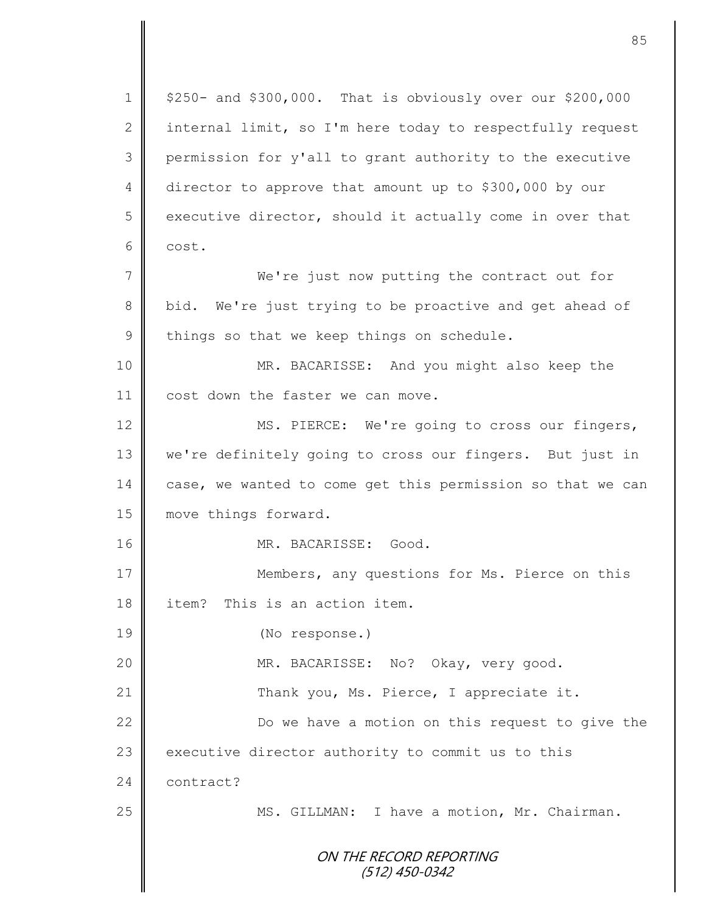$250- and $300,000. That is obviously over our $200,000 internal limit, so I'm here today to respectfully request permission for y'all to grant authority to the executive director to approve that amount up to $300,000 by our executive director, should it actually come in over that cost.

We're just now putting the contract out for bid. We're just trying to be proactive and get ahead of things so that we keep things on schedule.

MR. BACARISSE: And you might also keep the cost down the faster we can move.

MS. PIERCE: We're going to cross our fingers, we're definitely going to cross our fingers. But just in case, we wanted to come get this permission so that we can move things forward.

MR. BACARISSE: Good.

Members, any questions for Ms. Pierce on this item? This is an action item.

(No response.)

MR. BACARISSE: No? Okay, very good.

Thank you, Ms. Pierce, I appreciate it.

Do we have a motion on this request to give the executive director authority to commit us to this contract?

MS. GILLMAN: I have a motion, Mr. Chairman.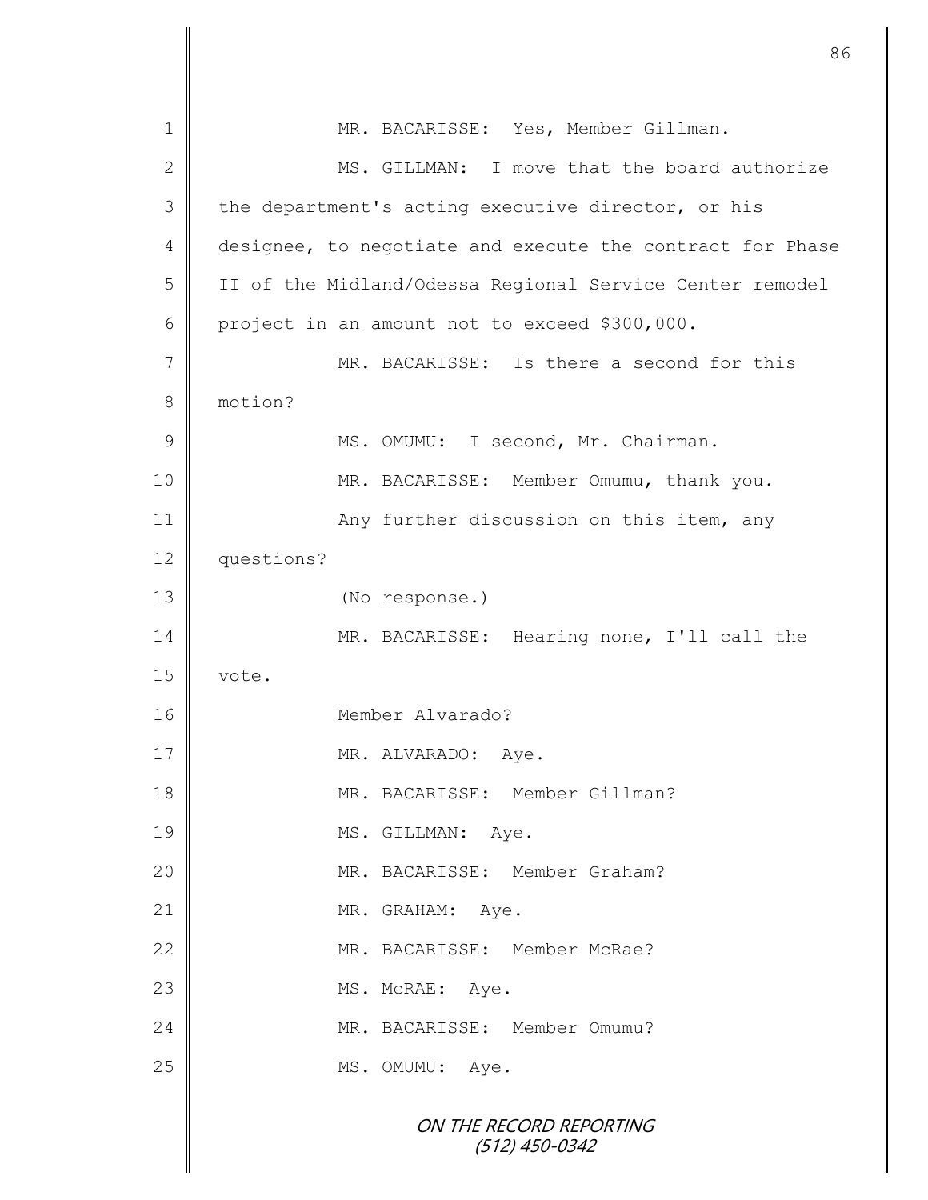MR. BACARISSE: Yes, Member Gillman.

MS. GILLMAN: I move that the board authorize the department's acting executive director, or his designee, to negotiate and execute the contract for Phase II of the Midland/Odessa Regional Service Center remodel project in an amount not to exceed $300,000.

MR. BACARISSE: Is there a second for this motion?

MS. OMUMU: I second, Mr. Chairman.

MR. BACARISSE: Member Omumu, thank you.

Any further discussion on this item, any questions?

(No response.)

MR. BACARISSE: Hearing none, I'll call the vote.

Member Alvarado?

MR. ALVARADO: Aye.

MR. BACARISSE: Member Gillman?

MS. GILLMAN: Aye.

MR. BACARISSE: Member Graham?

MR. GRAHAM: Aye.

MR. BACARISSE: Member McRae?

MS. McRAE: Aye.

MR. BACARISSE: Member Omumu?

MS. OMUMU: Aye.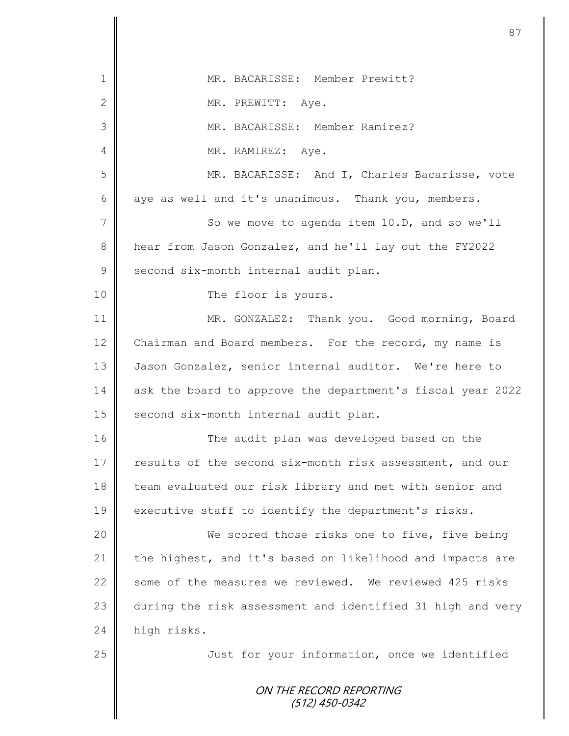MR. BACARISSE: Member Prewitt?

MR. PREWITT: Aye.

MR. BACARISSE: Member Ramirez?

MR. RAMIREZ: Aye.

MR. BACARISSE: And I, Charles Bacarisse, vote aye as well and it's unanimous. Thank you, members.

So we move to agenda item 10.D, and so we'll hear from Jason Gonzalez, and he'll lay out the FY2022 second six-month internal audit plan.

The floor is yours.

MR. GONZALEZ: Thank you. Good morning, Board Chairman and Board members. For the record, my name is Jason Gonzalez, senior internal auditor. We're here to ask the board to approve the department's fiscal year 2022 second six-month internal audit plan.

The audit plan was developed based on the results of the second six-month risk assessment, and our team evaluated our risk library and met with senior and executive staff to identify the department's risks.

We scored those risks one to five, five being the highest, and it's based on likelihood and impacts are some of the measures we reviewed. We reviewed 425 risks during the risk assessment and identified 31 high and very high risks.

Just for your information, once we identified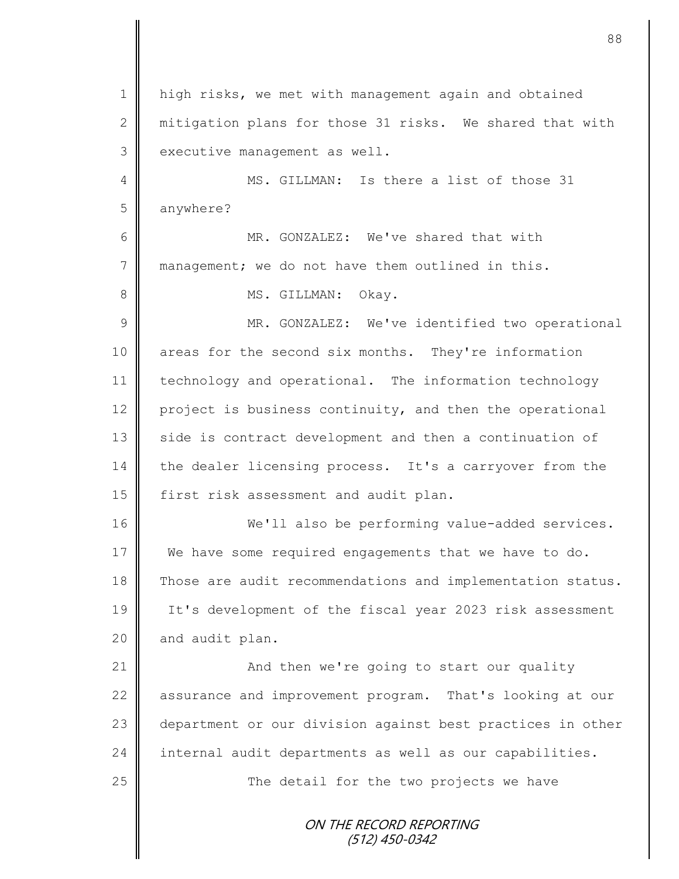high risks, we met with management again and obtained mitigation plans for those 31 risks. We shared that with executive management as well.

MS. GILLMAN: Is there a list of those 31 anywhere?

MR. GONZALEZ: We've shared that with management; we do not have them outlined in this.

MS. GILLMAN: Okay.

MR. GONZALEZ: We've identified two operational areas for the second six months. They're information technology and operational. The information technology project is business continuity, and then the operational side is contract development and then a continuation of the dealer licensing process. It's a carryover from the first risk assessment and audit plan.

We'll also be performing value-added services. We have some required engagements that we have to do. Those are audit recommendations and implementation status. It's development of the fiscal year 2023 risk assessment and audit plan.

And then we're going to start our quality assurance and improvement program. That's looking at our department or our division against best practices in other internal audit departments as well as our capabilities.

The detail for the two projects we have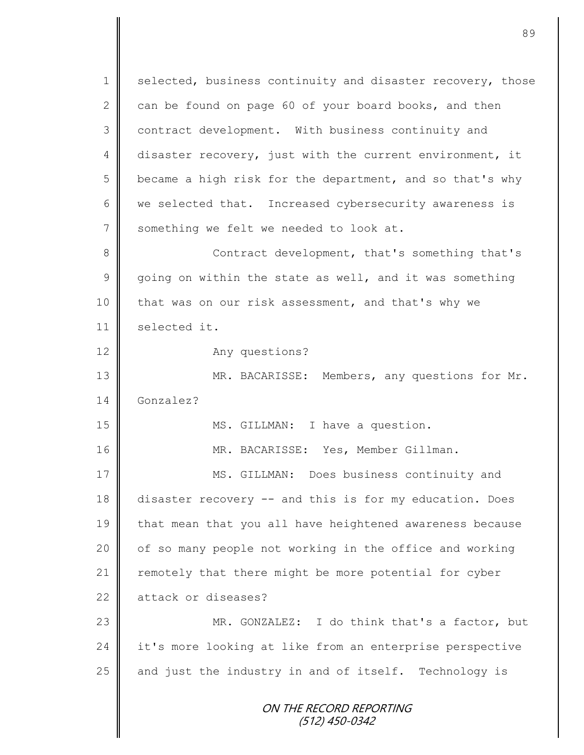selected, business continuity and disaster recovery, those can be found on page 60 of your board books, and then contract development. With business continuity and disaster recovery, just with the current environment, it became a high risk for the department, and so that's why we selected that. Increased cybersecurity awareness is something we felt we needed to look at.

Contract development, that's something that's going on within the state as well, and it was something that was on our risk assessment, and that's why we selected it.

Any questions?

MR. BACARISSE: Members, any questions for Mr. Gonzalez?

MS. GILLMAN: I have a question.

MR. BACARISSE: Yes, Member Gillman.

MS. GILLMAN: Does business continuity and disaster recovery -- and this is for my education. Does that mean that you all have heightened awareness because of so many people not working in the office and working remotely that there might be more potential for cyber attack or diseases?

MR. GONZALEZ: I do think that's a factor, but it's more looking at like from an enterprise perspective and just the industry in and of itself. Technology is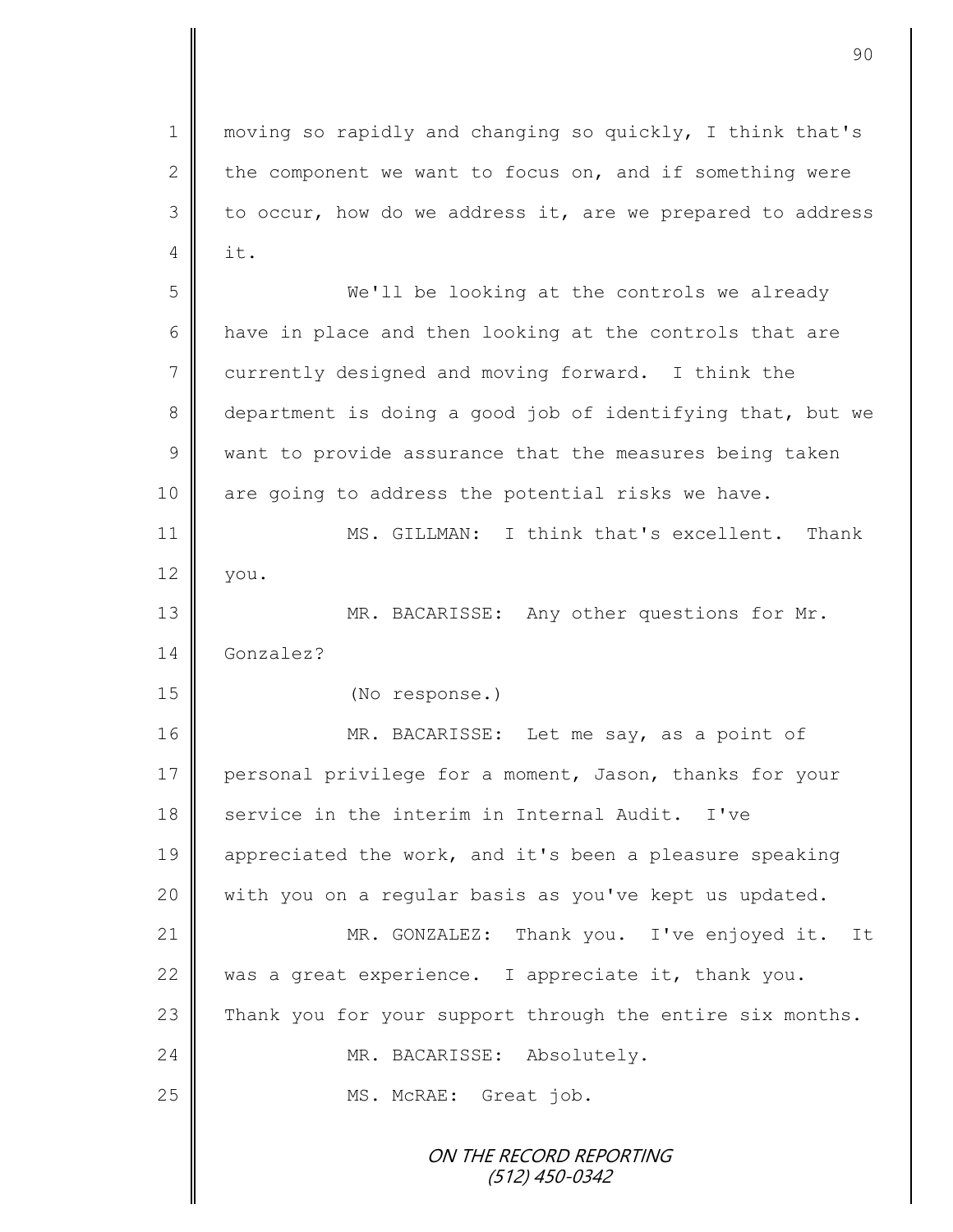moving so rapidly and changing so quickly, I think that's the component we want to focus on, and if something were to occur, how do we address it, are we prepared to address it.

We'll be looking at the controls we already have in place and then looking at the controls that are currently designed and moving forward. I think the department is doing a good job of identifying that, but we want to provide assurance that the measures being taken are going to address the potential risks we have.

MS. GILLMAN: I think that's excellent. Thank you.

MR. BACARISSE: Any other questions for Mr. Gonzalez?

(No response.)

MR. BACARISSE: Let me say, as a point of personal privilege for a moment, Jason, thanks for your service in the interim in Internal Audit. I've appreciated the work, and it's been a pleasure speaking with you on a regular basis as you've kept us updated.

MR. GONZALEZ: Thank you. I've enjoyed it. It was a great experience. I appreciate it, thank you. Thank you for your support through the entire six months.

MR. BACARISSE: Absolutely.

MS. McRAE: Great job.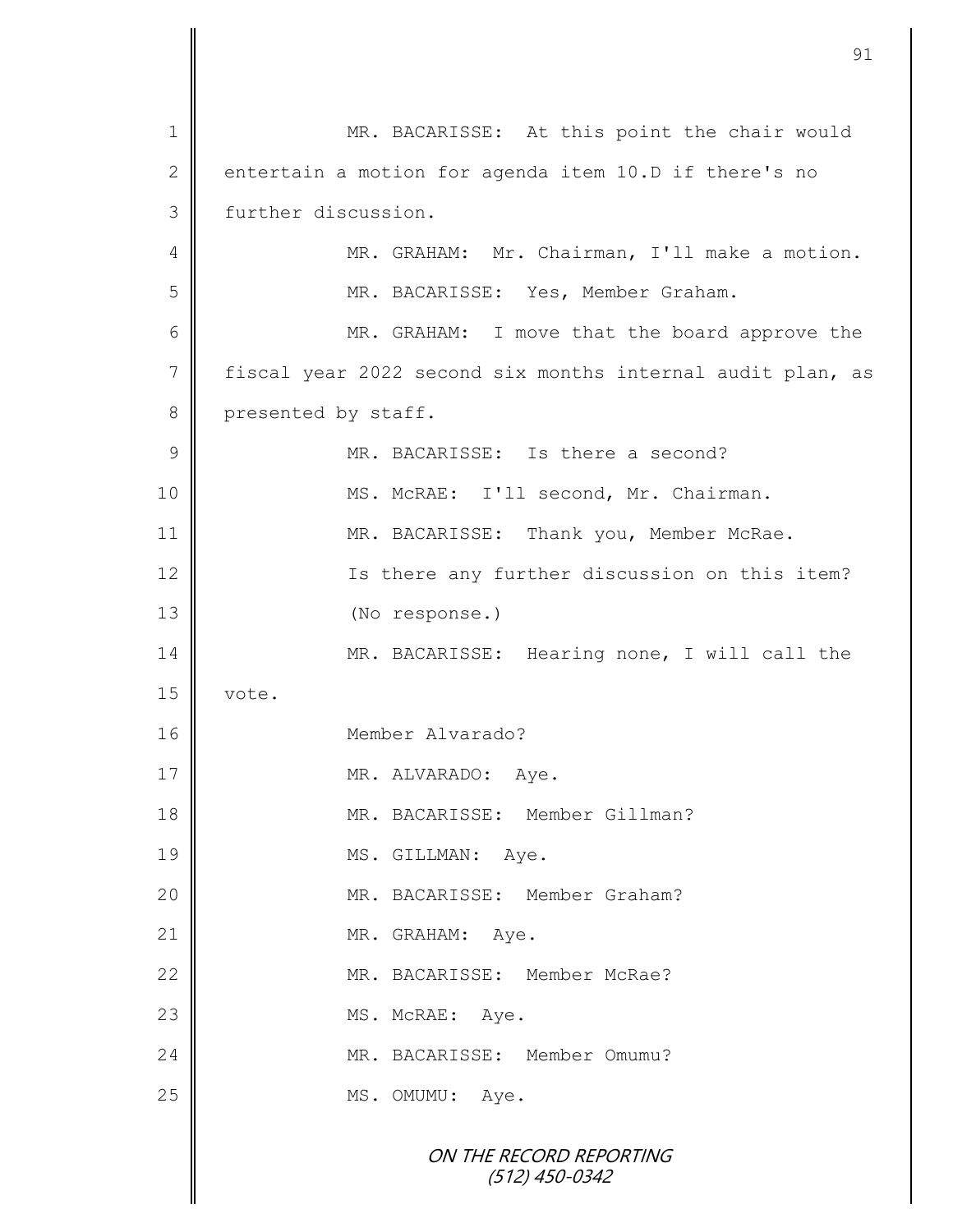MR. BACARISSE: At this point the chair would entertain a motion for agenda item 10.D if there's no further discussion.

MR. GRAHAM: Mr. Chairman, I'll make a motion.

MR. BACARISSE: Yes, Member Graham.

MR. GRAHAM: I move that the board approve the fiscal year 2022 second six months internal audit plan, as presented by staff.

MR. BACARISSE: Is there a second?

MS. McRAE: I'll second, Mr. Chairman.

MR. BACARISSE: Thank you, Member McRae.

Is there any further discussion on this item?

(No response.)

MR. BACARISSE: Hearing none, I will call the vote.

Member Alvarado?

MR. ALVARADO: Aye.

MR. BACARISSE: Member Gillman?

MS. GILLMAN: Aye.

MR. BACARISSE: Member Graham?

MR. GRAHAM: Aye.

MR. BACARISSE: Member McRae?

MS. McRAE: Aye.

MR. BACARISSE: Member Omumu?

MS. OMUMU: Aye.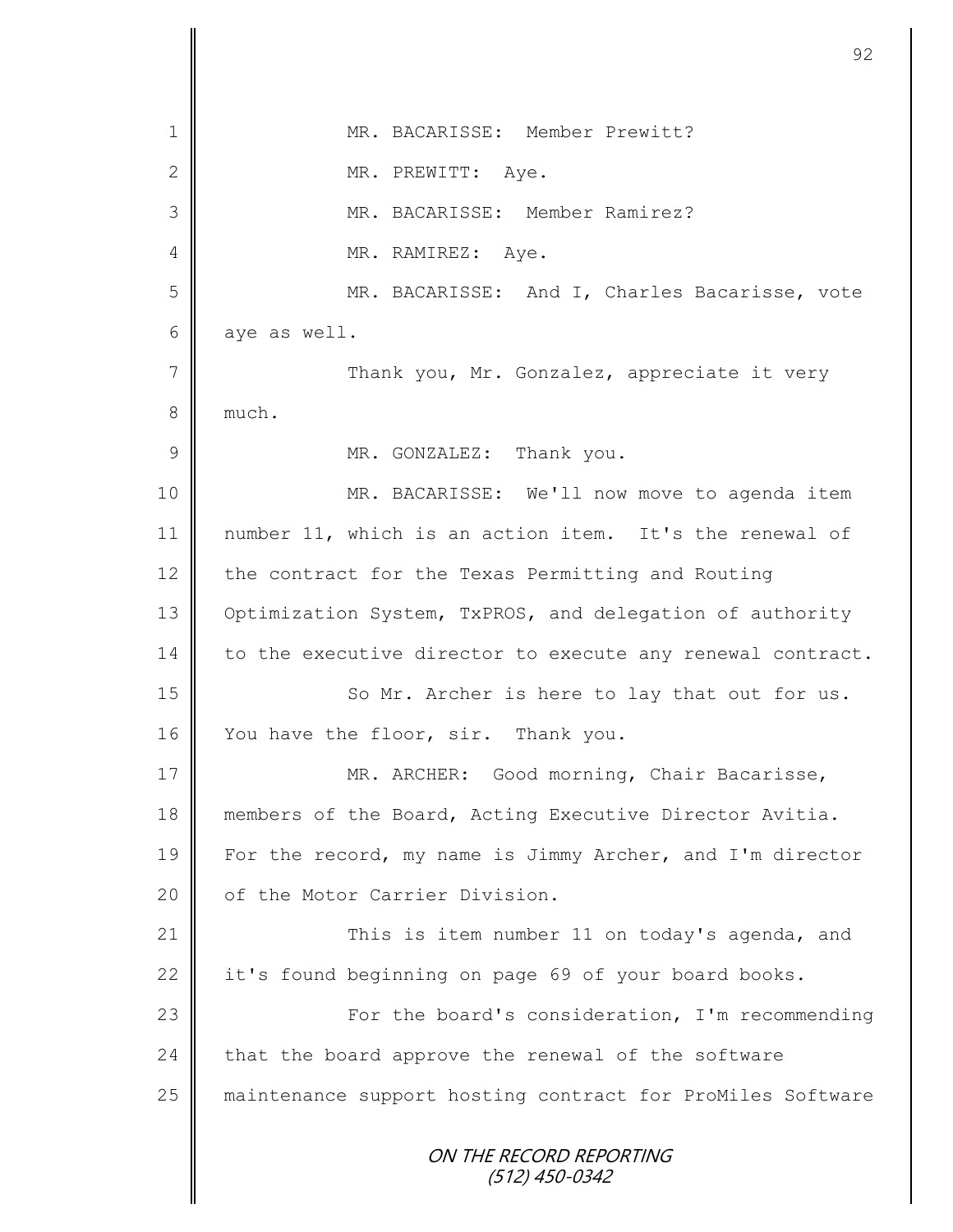MR. BACARISSE: Member Prewitt?

MR. PREWITT: Aye.

MR. BACARISSE: Member Ramirez?

MR. RAMIREZ: Aye.

MR. BACARISSE: And I, Charles Bacarisse, vote aye as well.

Thank you, Mr. Gonzalez, appreciate it very much.

MR. GONZALEZ: Thank you.

MR. BACARISSE: We'll now move to agenda item number 11, which is an action item. It's the renewal of the contract for the Texas Permitting and Routing Optimization System, TxPROS, and delegation of authority to the executive director to execute any renewal contract.

So Mr. Archer is here to lay that out for us. You have the floor, sir. Thank you.

MR. ARCHER: Good morning, Chair Bacarisse, members of the Board, Acting Executive Director Avitia. For the record, my name is Jimmy Archer, and I'm director of the Motor Carrier Division.

This is item number 11 on today's agenda, and it's found beginning on page 69 of your board books.

For the board's consideration, I'm recommending that the board approve the renewal of the software maintenance support hosting contract for ProMiles Software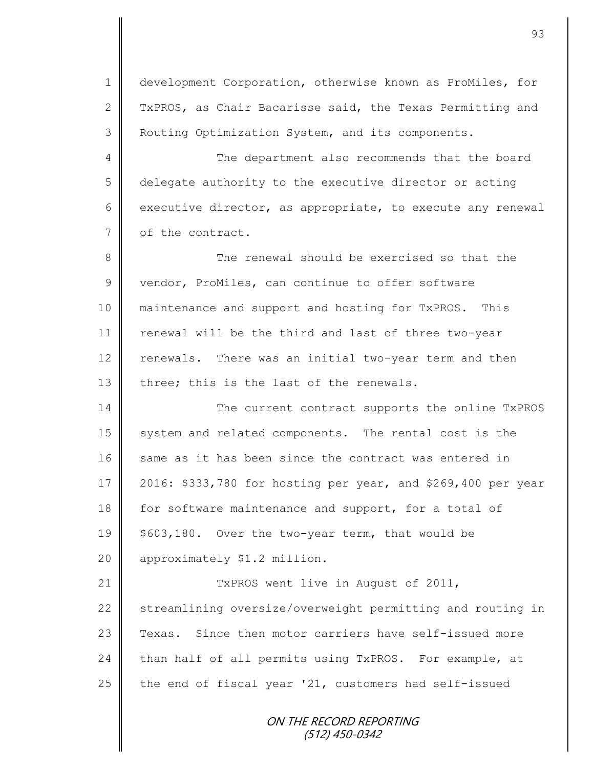development Corporation, otherwise known as ProMiles, for TxPROS, as Chair Bacarisse said, the Texas Permitting and Routing Optimization System, and its components.

The department also recommends that the board delegate authority to the executive director or acting executive director, as appropriate, to execute any renewal of the contract.

The renewal should be exercised so that the vendor, ProMiles, can continue to offer software maintenance and support and hosting for TxPROS. This renewal will be the third and last of three two-year renewals. There was an initial two-year term and then three; this is the last of the renewals.

The current contract supports the online TxPROS system and related components. The rental cost is the same as it has been since the contract was entered in 2016: $333,780 for hosting per year, and $269,400 per year for software maintenance and support, for a total of $603,180. Over the two-year term, that would be approximately $1.2 million.

TxPROS went live in August of 2011, streamlining oversize/overweight permitting and routing in Texas. Since then motor carriers have self-issued more than half of all permits using TxPROS. For example, at the end of fiscal year '21, customers had self-issued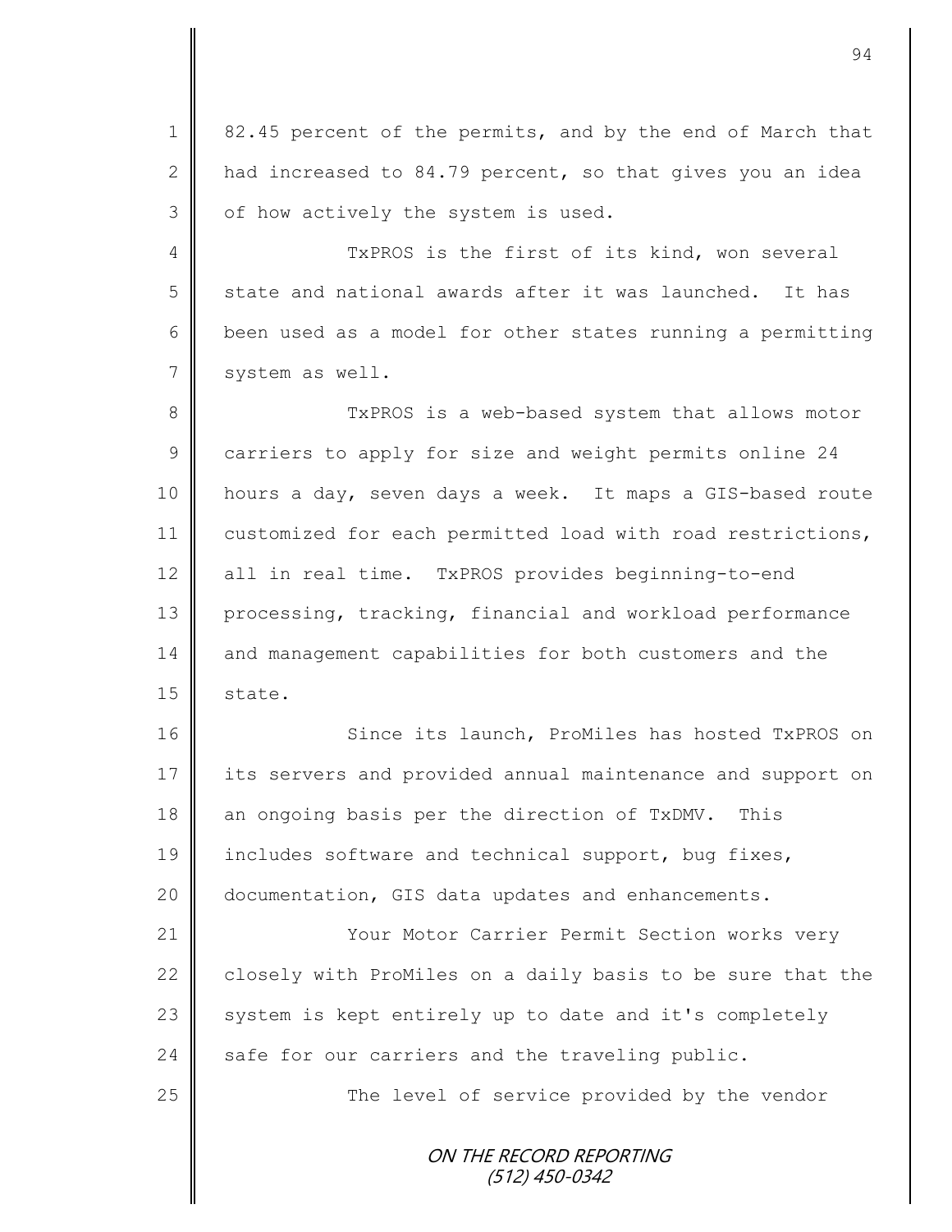82.45 percent of the permits, and by the end of March that had increased to 84.79 percent, so that gives you an idea of how actively the system is used.

TxPROS is the first of its kind, won several state and national awards after it was launched. It has been used as a model for other states running a permitting system as well.

TxPROS is a web-based system that allows motor carriers to apply for size and weight permits online 24 hours a day, seven days a week. It maps a GIS-based route customized for each permitted load with road restrictions, all in real time. TxPROS provides beginning-to-end processing, tracking, financial and workload performance and management capabilities for both customers and the state.

Since its launch, ProMiles has hosted TxPROS on its servers and provided annual maintenance and support on an ongoing basis per the direction of TxDMV. This includes software and technical support, bug fixes, documentation, GIS data updates and enhancements.

Your Motor Carrier Permit Section works very closely with ProMiles on a daily basis to be sure that the system is kept entirely up to date and it's completely safe for our carriers and the traveling public.

The level of service provided by the vendor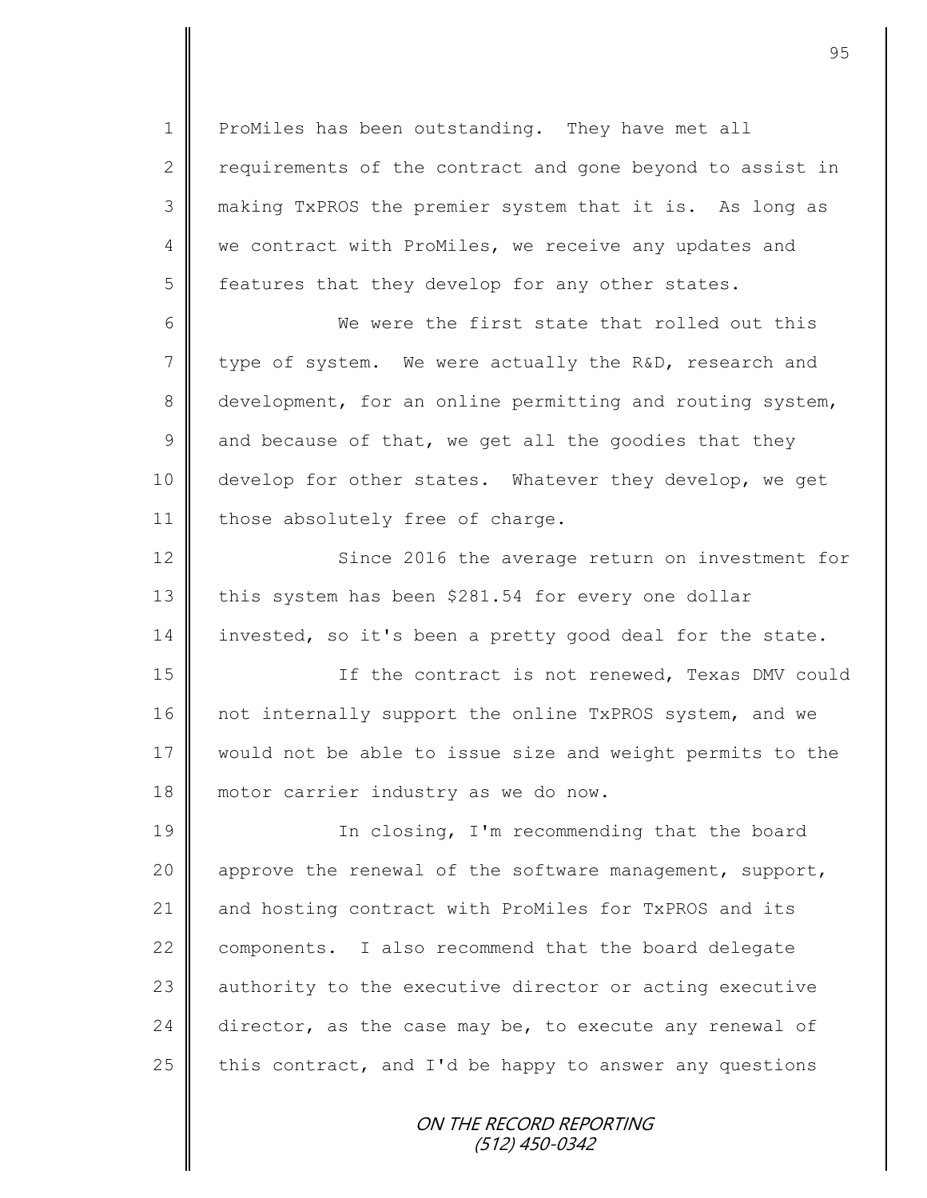ProMiles has been outstanding. They have met all requirements of the contract and gone beyond to assist in making TxPROS the premier system that it is. As long as we contract with ProMiles, we receive any updates and features that they develop for any other states.

We were the first state that rolled out this type of system. We were actually the R&D, research and development, for an online permitting and routing system, and because of that, we get all the goodies that they develop for other states. Whatever they develop, we get those absolutely free of charge.

Since 2016 the average return on investment for this system has been $281.54 for every one dollar invested, so it's been a pretty good deal for the state.

If the contract is not renewed, Texas DMV could not internally support the online TxPROS system, and we would not be able to issue size and weight permits to the motor carrier industry as we do now.

In closing, I'm recommending that the board approve the renewal of the software management, support, and hosting contract with ProMiles for TxPROS and its components. I also recommend that the board delegate authority to the executive director or acting executive director, as the case may be, to execute any renewal of this contract, and I'd be happy to answer any questions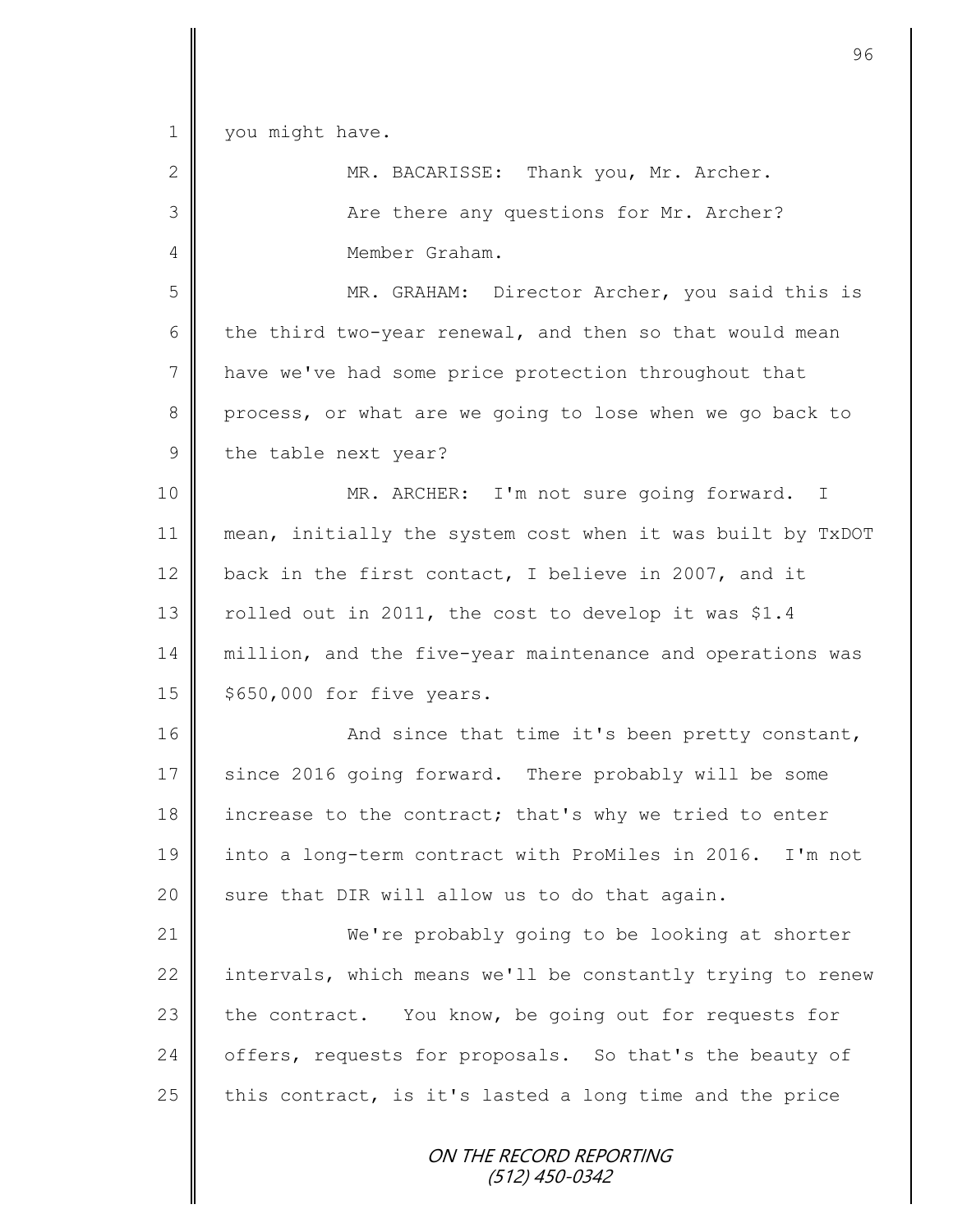you might have.

MR. BACARISSE: Thank you, Mr. Archer.

Are there any questions for Mr. Archer?

Member Graham.

MR. GRAHAM: Director Archer, you said this is the third two-year renewal, and then so that would mean have we've had some price protection throughout that process, or what are we going to lose when we go back to the table next year?

MR. ARCHER: I'm not sure going forward. I mean, initially the system cost when it was built by TxDOT back in the first contact, I believe in 2007, and it rolled out in 2011, the cost to develop it was $1.4 million, and the five-year maintenance and operations was $650,000 for five years.

And since that time it's been pretty constant, since 2016 going forward. There probably will be some increase to the contract; that's why we tried to enter into a long-term contract with ProMiles in 2016. I'm not sure that DIR will allow us to do that again.

We're probably going to be looking at shorter intervals, which means we'll be constantly trying to renew the contract. You know, be going out for requests for offers, requests for proposals. So that's the beauty of this contract, is it's lasted a long time and the price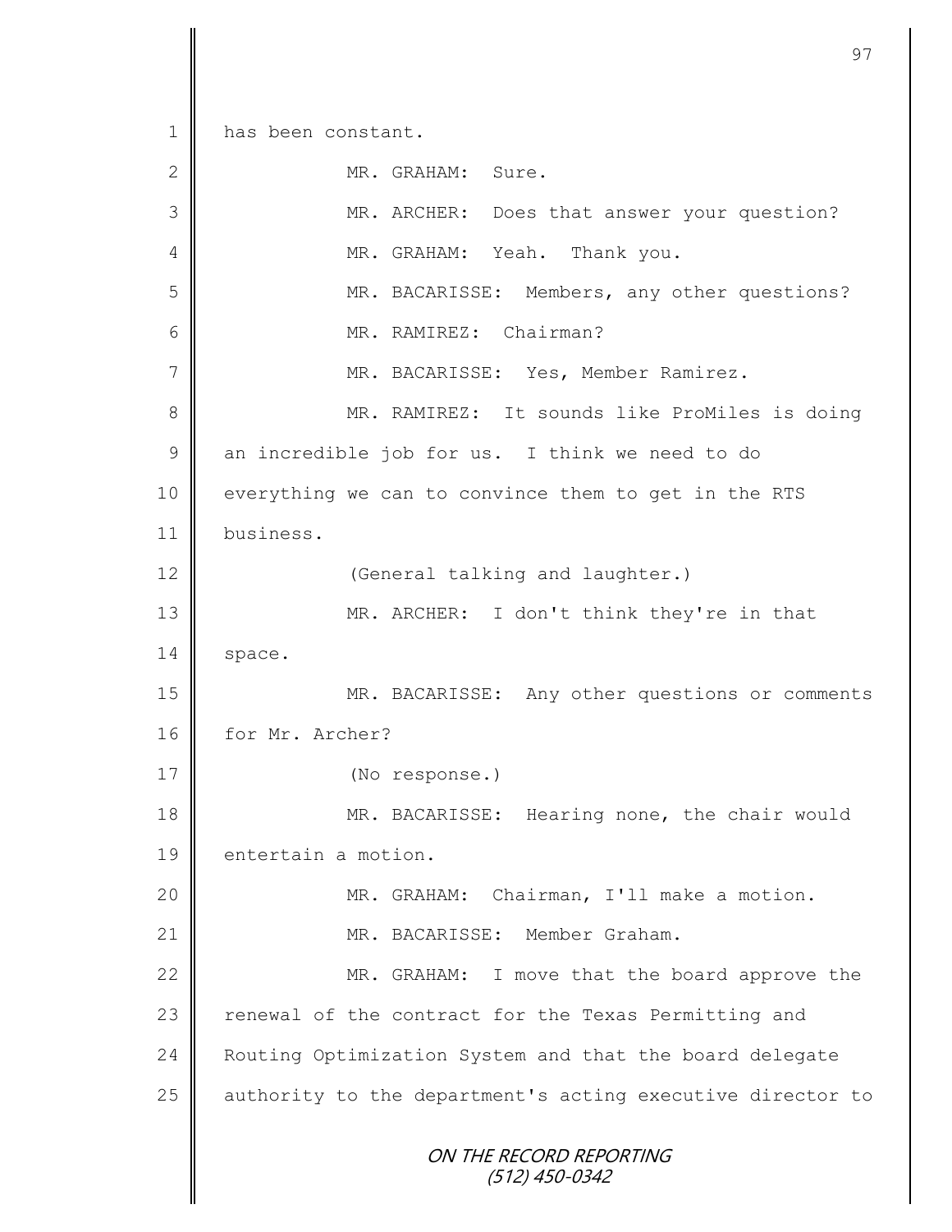has been constant.

MR. GRAHAM: Sure.

MR. ARCHER: Does that answer your question?

MR. GRAHAM: Yeah. Thank you.

MR. BACARISSE: Members, any other questions?

MR. RAMIREZ: Chairman?

MR. BACARISSE: Yes, Member Ramirez.

MR. RAMIREZ: It sounds like ProMiles is doing an incredible job for us. I think we need to do everything we can to convince them to get in the RTS business.

(General talking and laughter.)

MR. ARCHER: I don't think they're in that space.

MR. BACARISSE: Any other questions or comments for Mr. Archer?

(No response.)

MR. BACARISSE: Hearing none, the chair would entertain a motion.

MR. GRAHAM: Chairman, I'll make a motion.

MR. BACARISSE: Member Graham.

MR. GRAHAM: I move that the board approve the renewal of the contract for the Texas Permitting and Routing Optimization System and that the board delegate authority to the department's acting executive director to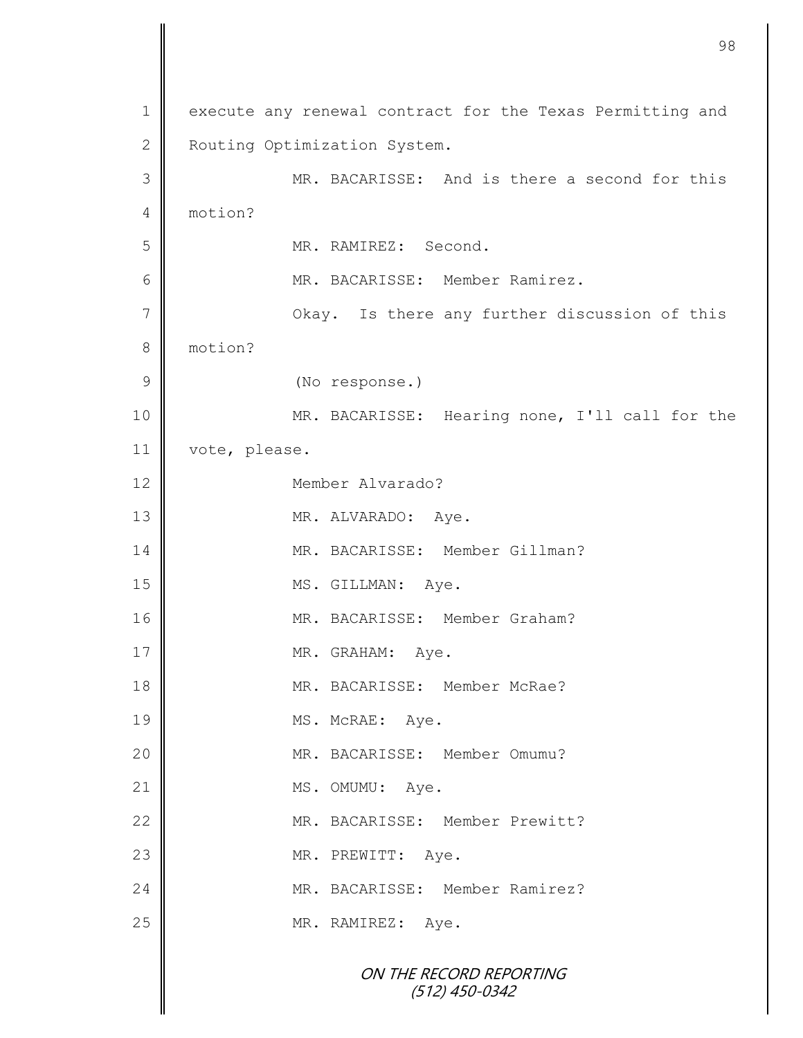execute any renewal contract for the Texas Permitting and Routing Optimization System.

MR. BACARISSE: And is there a second for this motion?

MR. RAMIREZ: Second.

MR. BACARISSE: Member Ramirez.

Okay. Is there any further discussion of this motion?

(No response.)

MR. BACARISSE: Hearing none, I'll call for the vote, please.

Member Alvarado?

MR. ALVARADO: Aye.

MR. BACARISSE: Member Gillman?

MS. GILLMAN: Aye.

MR. BACARISSE: Member Graham?

MR. GRAHAM: Aye.

MR. BACARISSE: Member McRae?

MS. McRAE: Aye.

MR. BACARISSE: Member Omumu?

MS. OMUMU: Aye.

MR. BACARISSE: Member Prewitt?

MR. PREWITT: Aye.

MR. BACARISSE: Member Ramirez?

MR. RAMIREZ: Aye.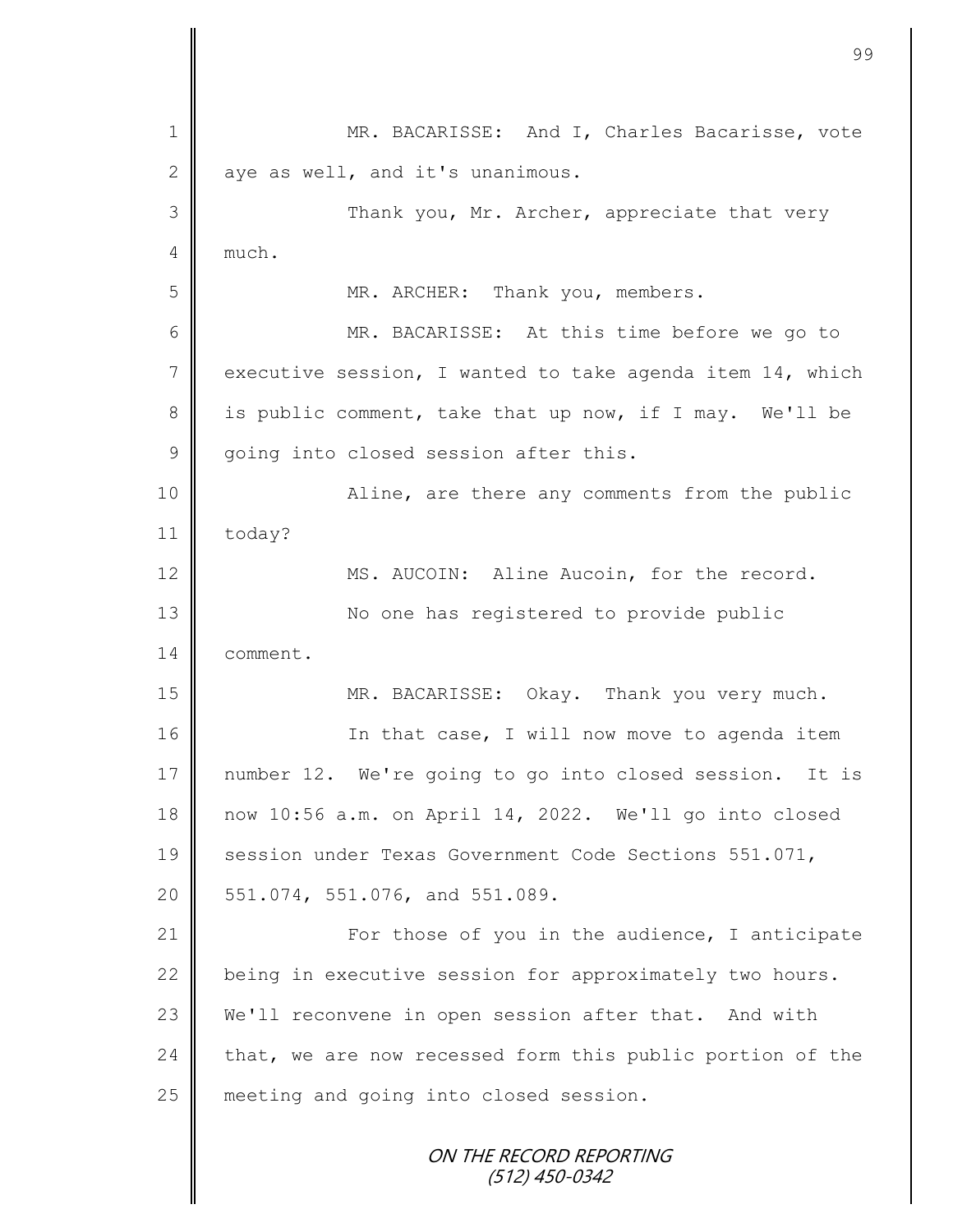MR. BACARISSE: And I, Charles Bacarisse, vote aye as well, and it's unanimous.

Thank you, Mr. Archer, appreciate that very much.

MR. ARCHER: Thank you, members.

MR. BACARISSE: At this time before we go to executive session, I wanted to take agenda item 14, which is public comment, take that up now, if I may. We'll be going into closed session after this.

Aline, are there any comments from the public today?

MS. AUCOIN: Aline Aucoin, for the record.

No one has registered to provide public comment.

MR. BACARISSE: Okay. Thank you very much.

In that case, I will now move to agenda item number 12. We're going to go into closed session. It is now 10:56 a.m. on April 14, 2022. We'll go into closed session under Texas Government Code Sections 551.071, 551.074, 551.076, and 551.089.

For those of you in the audience, I anticipate being in executive session for approximately two hours. We'll reconvene in open session after that. And with that, we are now recessed form this public portion of the meeting and going into closed session.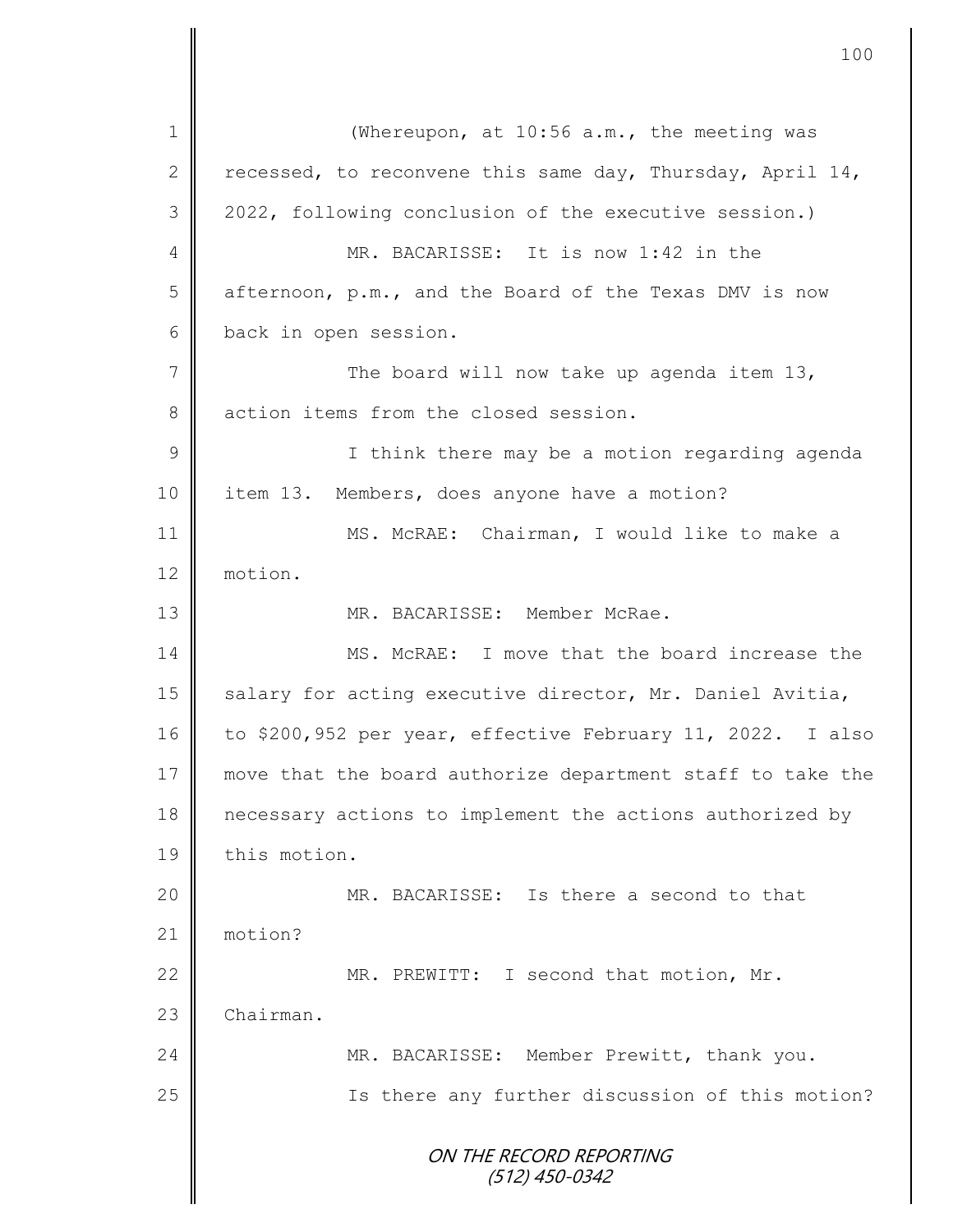(Whereupon, at 10:56 a.m., the meeting was recessed, to reconvene this same day, Thursday, April 14, 2022, following conclusion of the executive session.)

MR. BACARISSE: It is now 1:42 in the afternoon, p.m., and the Board of the Texas DMV is now back in open session.

The board will now take up agenda item 13, action items from the closed session.

I think there may be a motion regarding agenda item 13. Members, does anyone have a motion?

MS. McRAE: Chairman, I would like to make a motion.

MR. BACARISSE: Member McRae.

MS. McRAE: I move that the board increase the salary for acting executive director, Mr. Daniel Avitia, to $200,952 per year, effective February 11, 2022. I also move that the board authorize department staff to take the necessary actions to implement the actions authorized by this motion.

MR. BACARISSE: Is there a second to that motion?

MR. PREWITT: I second that motion, Mr. Chairman.

MR. BACARISSE: Member Prewitt, thank you.

Is there any further discussion of this motion?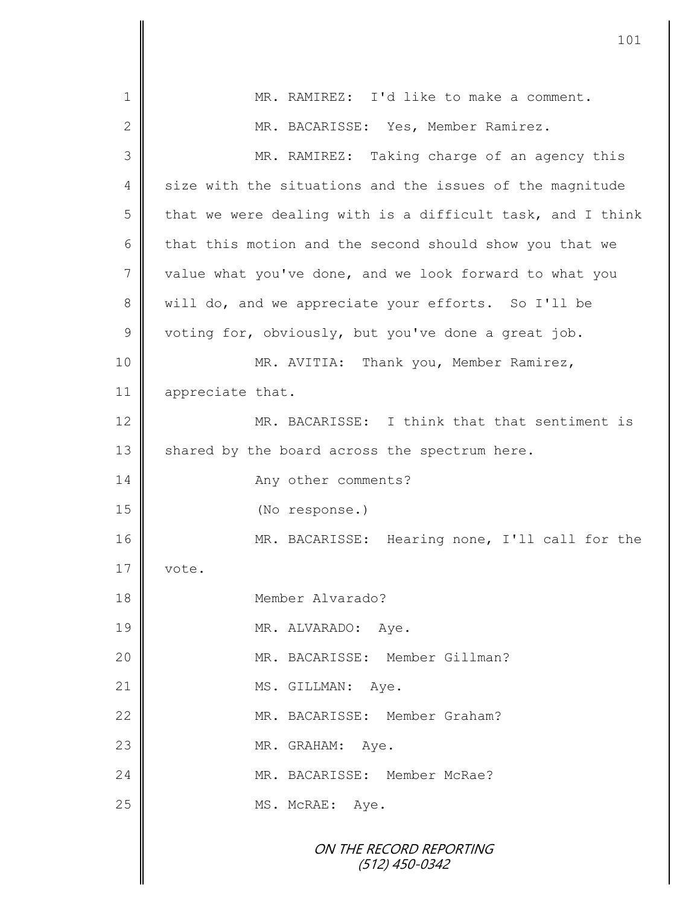MR. RAMIREZ: I'd like to make a comment.

MR. BACARISSE: Yes, Member Ramirez.

MR. RAMIREZ: Taking charge of an agency this size with the situations and the issues of the magnitude that we were dealing with is a difficult task, and I think that this motion and the second should show you that we value what you've done, and we look forward to what you will do, and we appreciate your efforts. So I'll be voting for, obviously, but you've done a great job.

MR. AVITIA: Thank you, Member Ramirez, appreciate that.

MR. BACARISSE: I think that that sentiment is shared by the board across the spectrum here.

Any other comments?

(No response.)

MR. BACARISSE: Hearing none, I'll call for the vote.

Member Alvarado?

MR. ALVARADO: Aye.

MR. BACARISSE: Member Gillman?

MS. GILLMAN: Aye.

MR. BACARISSE: Member Graham?

MR. GRAHAM: Aye.

MR. BACARISSE: Member McRae?

MS. McRAE: Aye.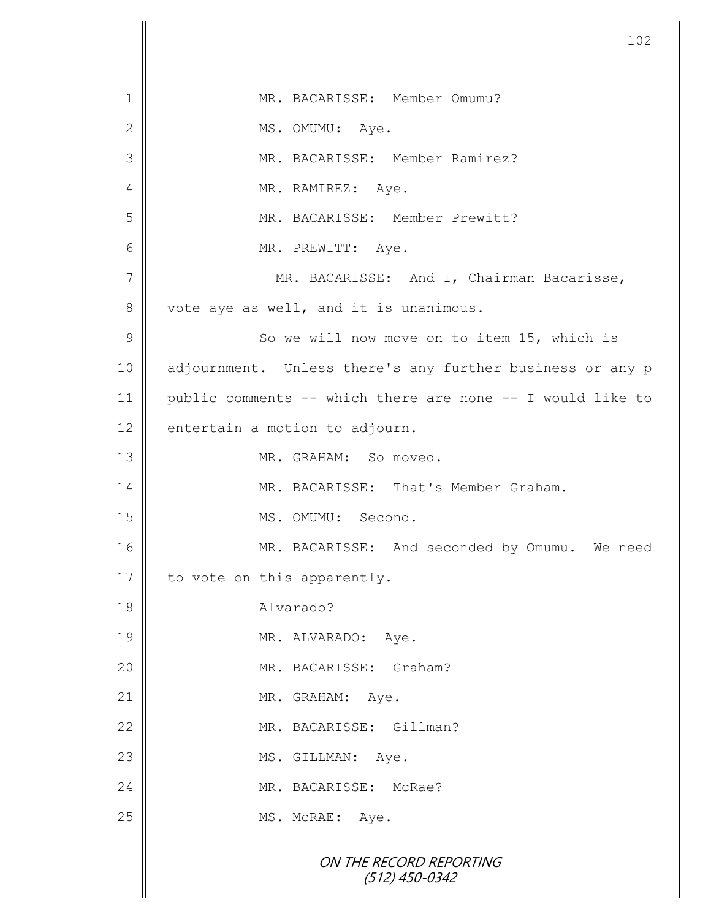1 MR. BACARISSE: Member Omumu?

2 MS. OMUMU: Aye.

3 MR. BACARISSE: Member Ramirez?

4 MR. RAMIREZ: Aye.

5 MR. BACARISSE: Member Prewitt?

6 MR. PREWITT: Aye.

7 MR. BACARISSE: And I, Chairman Bacarisse,

8 vote aye as well, and it is unanimous.

9 So we will now move on to item 15, which is

10 adjournment. Unless there's any further business or any p

11 public comments -- which there are none -- I would like to

12 entertain a motion to adjourn.

13 MR. GRAHAM: So moved.

14 MR. BACARISSE: That's Member Graham.

15 MS. OMUMU: Second.

16 MR. BACARISSE: And seconded by Omumu. We need

17 to vote on this apparently.

18 Alvarado?

19 MR. ALVARADO: Aye.

20 MR. BACARISSE: Graham?

21 MR. GRAHAM: Aye.

22 MR. BACARISSE: Gillman?

23 MS. GILLMAN: Aye.

24 MR. BACARISSE: McRae?

25 MS. McRAE: Aye.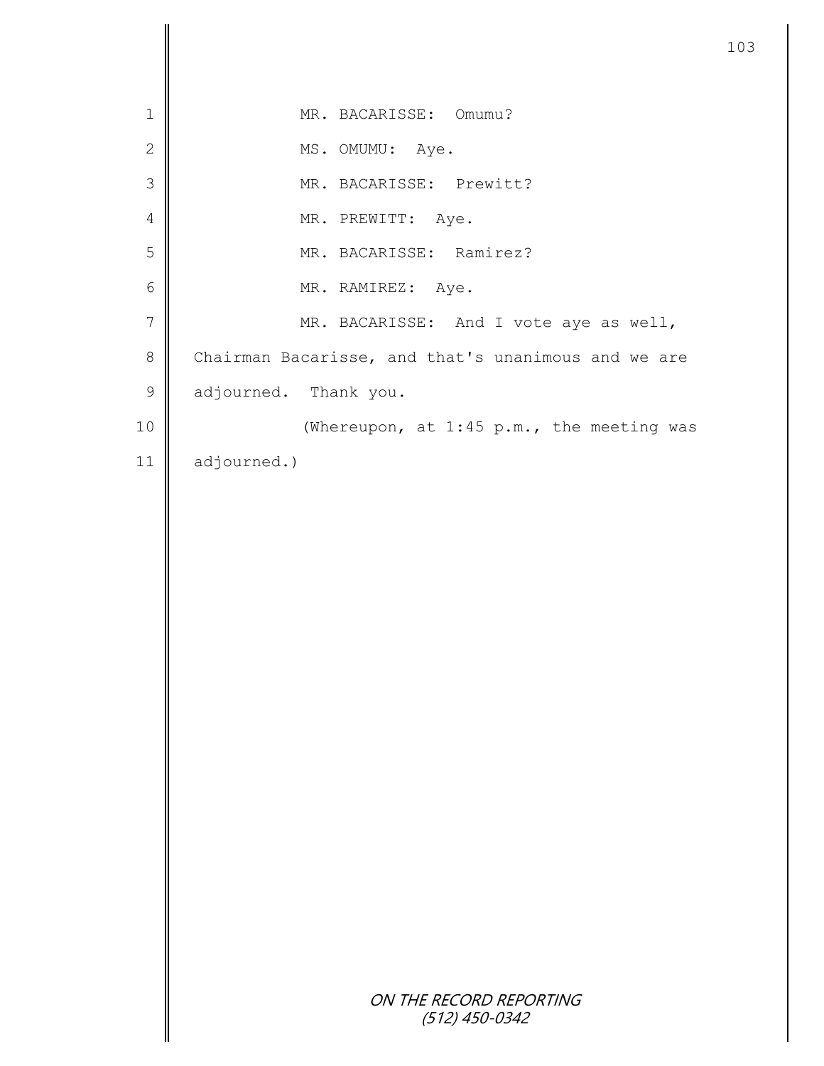MR. BACARISSE: Omumu?

MS. OMUMU: Aye.

MR. BACARISSE: Prewitt?

MR. PREWITT: Aye.

MR. BACARISSE: Ramirez?

MR. RAMIREZ: Aye.

MR. BACARISSE: And I vote aye as well, Chairman Bacarisse, and that's unanimous and we are adjourned. Thank you.

(Whereupon, at 1:45 p.m., the meeting was adjourned.)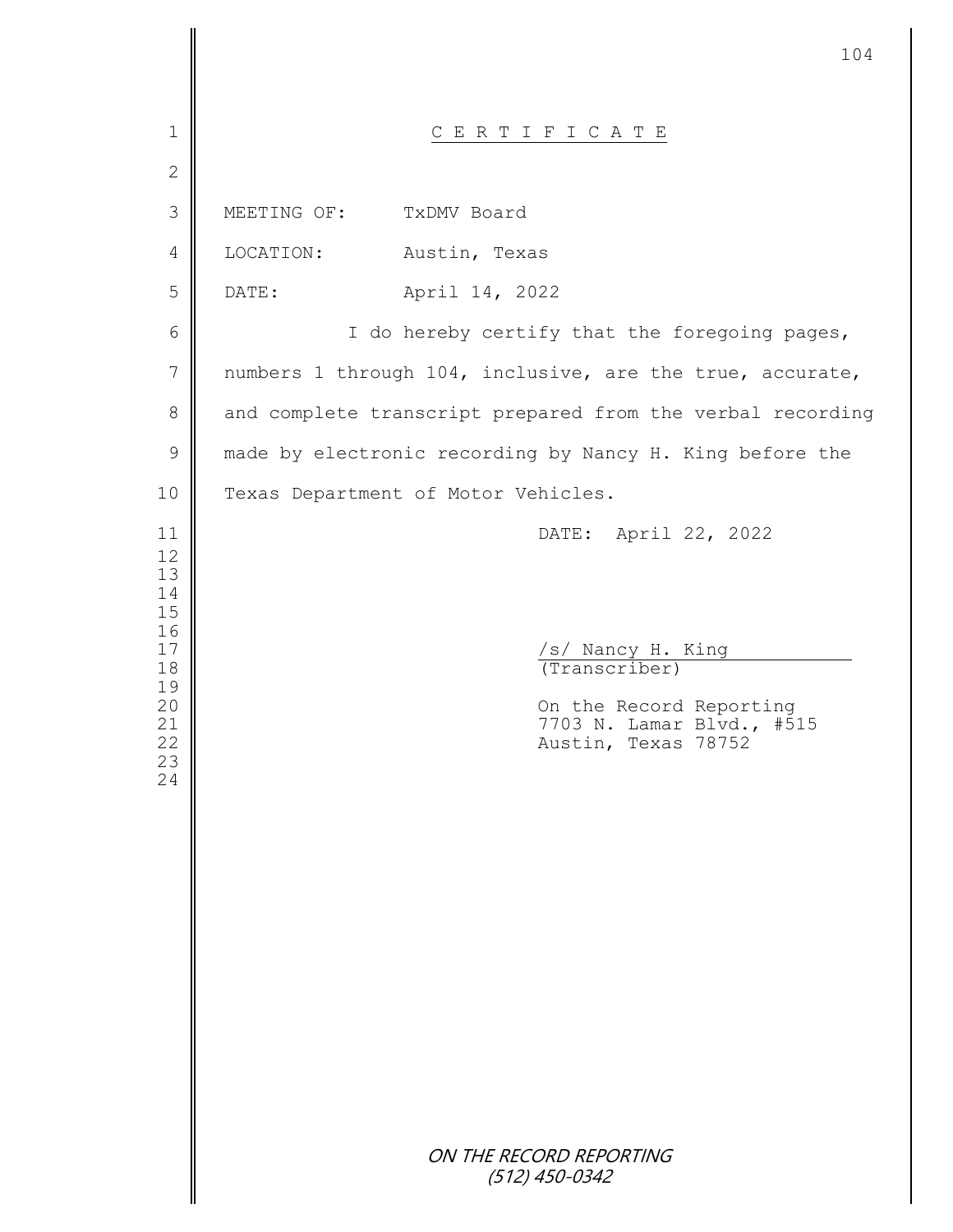# C E R T I F I C A T E

MEETING OF: TxDMV Board

LOCATION: Austin, Texas

DATE: April 14, 2022

I do hereby certify that the foregoing pages, numbers 1 through 104, inclusive, are the true, accurate, and complete transcript prepared from the verbal recording made by electronic recording by Nancy H. King before the Texas Department of Motor Vehicles.

DATE: April 22, 2022

/s/ Nancy H. King
(Transcriber)

On the Record Reporting
7703 N. Lamar Blvd., #515
Austin, Texas 78752